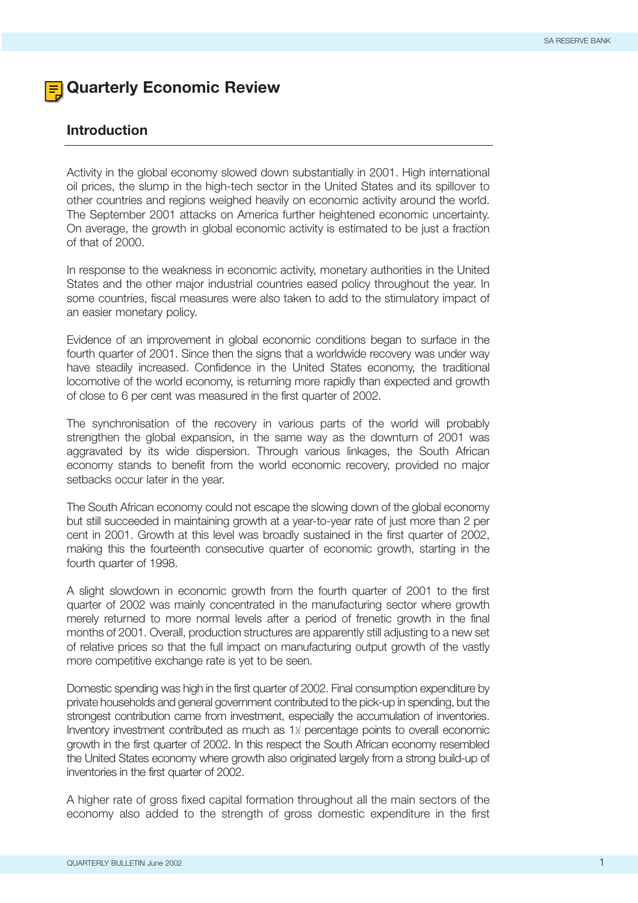# Quarterly Economic Review

## Introduction

Activity in the global economy slowed down substantially in 2001. High international oil prices, the slump in the high-tech sector in the United States and its spillover to other countries and regions weighed heavily on economic activity around the world. The September 2001 attacks on America further heightened economic uncertainty. On average, the growth in global economic activity is estimated to be just a fraction of that of 2000.

In response to the weakness in economic activity, monetary authorities in the United States and the other major industrial countries eased policy throughout the year. In some countries, fiscal measures were also taken to add to the stimulatory impact of an easier monetary policy.

Evidence of an improvement in global economic conditions began to surface in the fourth quarter of 2001. Since then the signs that a worldwide recovery was under way have steadily increased. Confidence in the United States economy, the traditional locomotive of the world economy, is returning more rapidly than expected and growth of close to 6 per cent was measured in the first quarter of 2002.

The synchronisation of the recovery in various parts of the world will probably strengthen the global expansion, in the same way as the downturn of 2001 was aggravated by its wide dispersion. Through various linkages, the South African economy stands to benefit from the world economic recovery, provided no major setbacks occur later in the year.

The South African economy could not escape the slowing down of the global economy but still succeeded in maintaining growth at a year-to-year rate of just more than 2 per cent in 2001. Growth at this level was broadly sustained in the first quarter of 2002, making this the fourteenth consecutive quarter of economic growth, starting in the fourth quarter of 1998.

A slight slowdown in economic growth from the fourth quarter of 2001 to the first quarter of 2002 was mainly concentrated in the manufacturing sector where growth merely returned to more normal levels after a period of frenetic growth in the final months of 2001. Overall, production structures are apparently still adjusting to a new set of relative prices so that the full impact on manufacturing output growth of the vastly more competitive exchange rate is yet to be seen.

Domestic spending was high in the first quarter of 2002. Final consumption expenditure by private households and general government contributed to the pick-up in spending, but the strongest contribution came from investment, especially the accumulation of inventories. Inventory investment contributed as much as 1½ percentage points to overall economic growth in the first quarter of 2002. In this respect the South African economy resembled the United States economy where growth also originated largely from a strong build-up of inventories in the first quarter of 2002.

A higher rate of gross fixed capital formation throughout all the main sectors of the economy also added to the strength of gross domestic expenditure in the first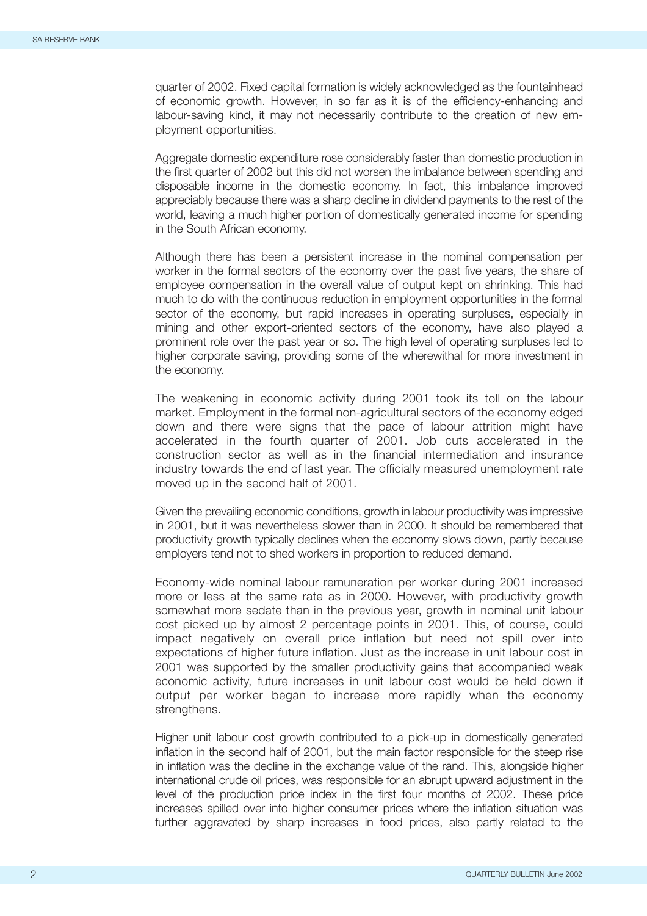quarter of 2002. Fixed capital formation is widely acknowledged as the fountainhead of economic growth. However, in so far as it is of the efficiency-enhancing and labour-saving kind, it may not necessarily contribute to the creation of new employment opportunities.

Aggregate domestic expenditure rose considerably faster than domestic production in the first quarter of 2002 but this did not worsen the imbalance between spending and disposable income in the domestic economy. In fact, this imbalance improved appreciably because there was a sharp decline in dividend payments to the rest of the world, leaving a much higher portion of domestically generated income for spending in the South African economy.

Although there has been a persistent increase in the nominal compensation per worker in the formal sectors of the economy over the past five years, the share of employee compensation in the overall value of output kept on shrinking. This had much to do with the continuous reduction in employment opportunities in the formal sector of the economy, but rapid increases in operating surpluses, especially in mining and other export-oriented sectors of the economy, have also played a prominent role over the past year or so. The high level of operating surpluses led to higher corporate saving, providing some of the wherewithal for more investment in the economy.

The weakening in economic activity during 2001 took its toll on the labour market. Employment in the formal non-agricultural sectors of the economy edged down and there were signs that the pace of labour attrition might have accelerated in the fourth quarter of 2001. Job cuts accelerated in the construction sector as well as in the financial intermediation and insurance industry towards the end of last year. The officially measured unemployment rate moved up in the second half of 2001.

Given the prevailing economic conditions, growth in labour productivity was impressive in 2001, but it was nevertheless slower than in 2000. It should be remembered that productivity growth typically declines when the economy slows down, partly because employers tend not to shed workers in proportion to reduced demand.

Economy-wide nominal labour remuneration per worker during 2001 increased more or less at the same rate as in 2000. However, with productivity growth somewhat more sedate than in the previous year, growth in nominal unit labour cost picked up by almost 2 percentage points in 2001. This, of course, could impact negatively on overall price inflation but need not spill over into expectations of higher future inflation. Just as the increase in unit labour cost in 2001 was supported by the smaller productivity gains that accompanied weak economic activity, future increases in unit labour cost would be held down if output per worker began to increase more rapidly when the economy strengthens.

Higher unit labour cost growth contributed to a pick-up in domestically generated inflation in the second half of 2001, but the main factor responsible for the steep rise in inflation was the decline in the exchange value of the rand. This, alongside higher international crude oil prices, was responsible for an abrupt upward adjustment in the level of the production price index in the first four months of 2002. These price increases spilled over into higher consumer prices where the inflation situation was further aggravated by sharp increases in food prices, also partly related to the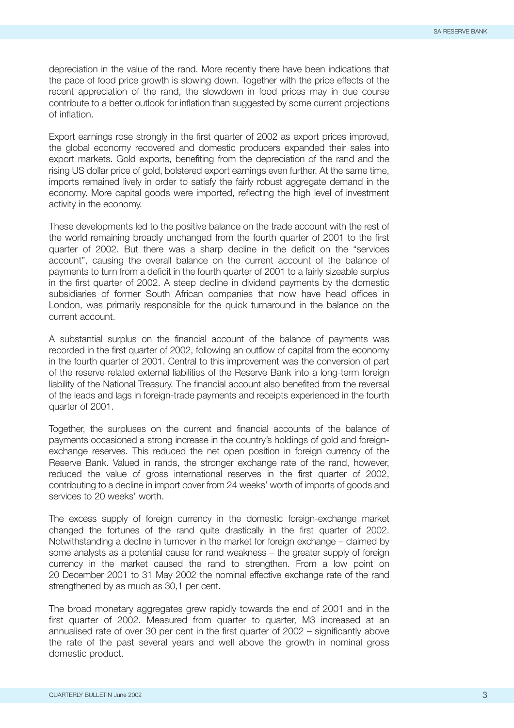depreciation in the value of the rand. More recently there have been indications that the pace of food price growth is slowing down. Together with the price effects of the recent appreciation of the rand, the slowdown in food prices may in due course contribute to a better outlook for inflation than suggested by some current projections of inflation.

Export earnings rose strongly in the first quarter of 2002 as export prices improved, the global economy recovered and domestic producers expanded their sales into export markets. Gold exports, benefiting from the depreciation of the rand and the rising US dollar price of gold, bolstered export earnings even further. At the same time, imports remained lively in order to satisfy the fairly robust aggregate demand in the economy. More capital goods were imported, reflecting the high level of investment activity in the economy.

These developments led to the positive balance on the trade account with the rest of the world remaining broadly unchanged from the fourth quarter of 2001 to the first quarter of 2002. But there was a sharp decline in the deficit on the "services account", causing the overall balance on the current account of the balance of payments to turn from a deficit in the fourth quarter of 2001 to a fairly sizeable surplus in the first quarter of 2002. A steep decline in dividend payments by the domestic subsidiaries of former South African companies that now have head offices in London, was primarily responsible for the quick turnaround in the balance on the current account.

A substantial surplus on the financial account of the balance of payments was recorded in the first quarter of 2002, following an outflow of capital from the economy in the fourth quarter of 2001. Central to this improvement was the conversion of part of the reserve-related external liabilities of the Reserve Bank into a long-term foreign liability of the National Treasury. The financial account also benefited from the reversal of the leads and lags in foreign-trade payments and receipts experienced in the fourth quarter of 2001.

Together, the surpluses on the current and financial accounts of the balance of payments occasioned a strong increase in the country's holdings of gold and foreign-exchange reserves. This reduced the net open position in foreign currency of the Reserve Bank. Valued in rands, the stronger exchange rate of the rand, however, reduced the value of gross international reserves in the first quarter of 2002, contributing to a decline in import cover from 24 weeks' worth of imports of goods and services to 20 weeks' worth.

The excess supply of foreign currency in the domestic foreign-exchange market changed the fortunes of the rand quite drastically in the first quarter of 2002. Notwithstanding a decline in turnover in the market for foreign exchange – claimed by some analysts as a potential cause for rand weakness – the greater supply of foreign currency in the market caused the rand to strengthen. From a low point on 20 December 2001 to 31 May 2002 the nominal effective exchange rate of the rand strengthened by as much as 30,1 per cent.

The broad monetary aggregates grew rapidly towards the end of 2001 and in the first quarter of 2002. Measured from quarter to quarter, M3 increased at an annualised rate of over 30 per cent in the first quarter of 2002 – significantly above the rate of the past several years and well above the growth in nominal gross domestic product.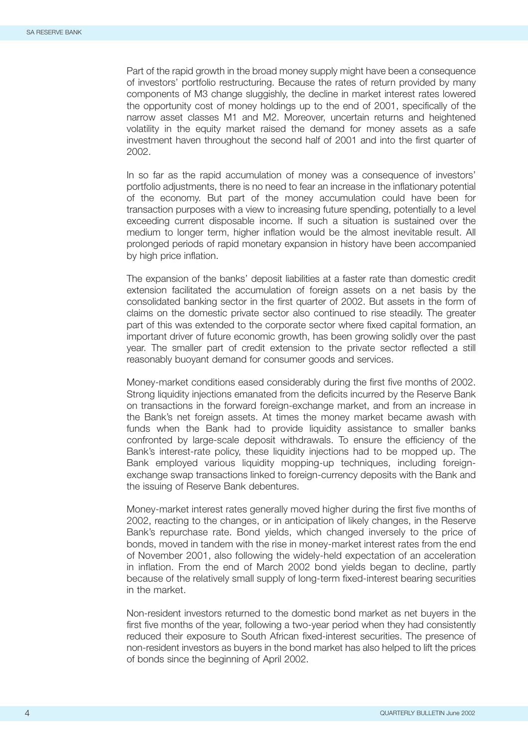Part of the rapid growth in the broad money supply might have been a consequence of investors' portfolio restructuring. Because the rates of return provided by many components of M3 change sluggishly, the decline in market interest rates lowered the opportunity cost of money holdings up to the end of 2001, specifically of the narrow asset classes M1 and M2. Moreover, uncertain returns and heightened volatility in the equity market raised the demand for money assets as a safe investment haven throughout the second half of 2001 and into the first quarter of 2002.

In so far as the rapid accumulation of money was a consequence of investors' portfolio adjustments, there is no need to fear an increase in the inflationary potential of the economy. But part of the money accumulation could have been for transaction purposes with a view to increasing future spending, potentially to a level exceeding current disposable income. If such a situation is sustained over the medium to longer term, higher inflation would be the almost inevitable result. All prolonged periods of rapid monetary expansion in history have been accompanied by high price inflation.

The expansion of the banks' deposit liabilities at a faster rate than domestic credit extension facilitated the accumulation of foreign assets on a net basis by the consolidated banking sector in the first quarter of 2002. But assets in the form of claims on the domestic private sector also continued to rise steadily. The greater part of this was extended to the corporate sector where fixed capital formation, an important driver of future economic growth, has been growing solidly over the past year. The smaller part of credit extension to the private sector reflected a still reasonably buoyant demand for consumer goods and services.

Money-market conditions eased considerably during the first five months of 2002. Strong liquidity injections emanated from the deficits incurred by the Reserve Bank on transactions in the forward foreign-exchange market, and from an increase in the Bank's net foreign assets. At times the money market became awash with funds when the Bank had to provide liquidity assistance to smaller banks confronted by large-scale deposit withdrawals. To ensure the efficiency of the Bank's interest-rate policy, these liquidity injections had to be mopped up. The Bank employed various liquidity mopping-up techniques, including foreign-exchange swap transactions linked to foreign-currency deposits with the Bank and the issuing of Reserve Bank debentures.

Money-market interest rates generally moved higher during the first five months of 2002, reacting to the changes, or in anticipation of likely changes, in the Reserve Bank's repurchase rate. Bond yields, which changed inversely to the price of bonds, moved in tandem with the rise in money-market interest rates from the end of November 2001, also following the widely-held expectation of an acceleration in inflation. From the end of March 2002 bond yields began to decline, partly because of the relatively small supply of long-term fixed-interest bearing securities in the market.

Non-resident investors returned to the domestic bond market as net buyers in the first five months of the year, following a two-year period when they had consistently reduced their exposure to South African fixed-interest securities. The presence of non-resident investors as buyers in the bond market has also helped to lift the prices of bonds since the beginning of April 2002.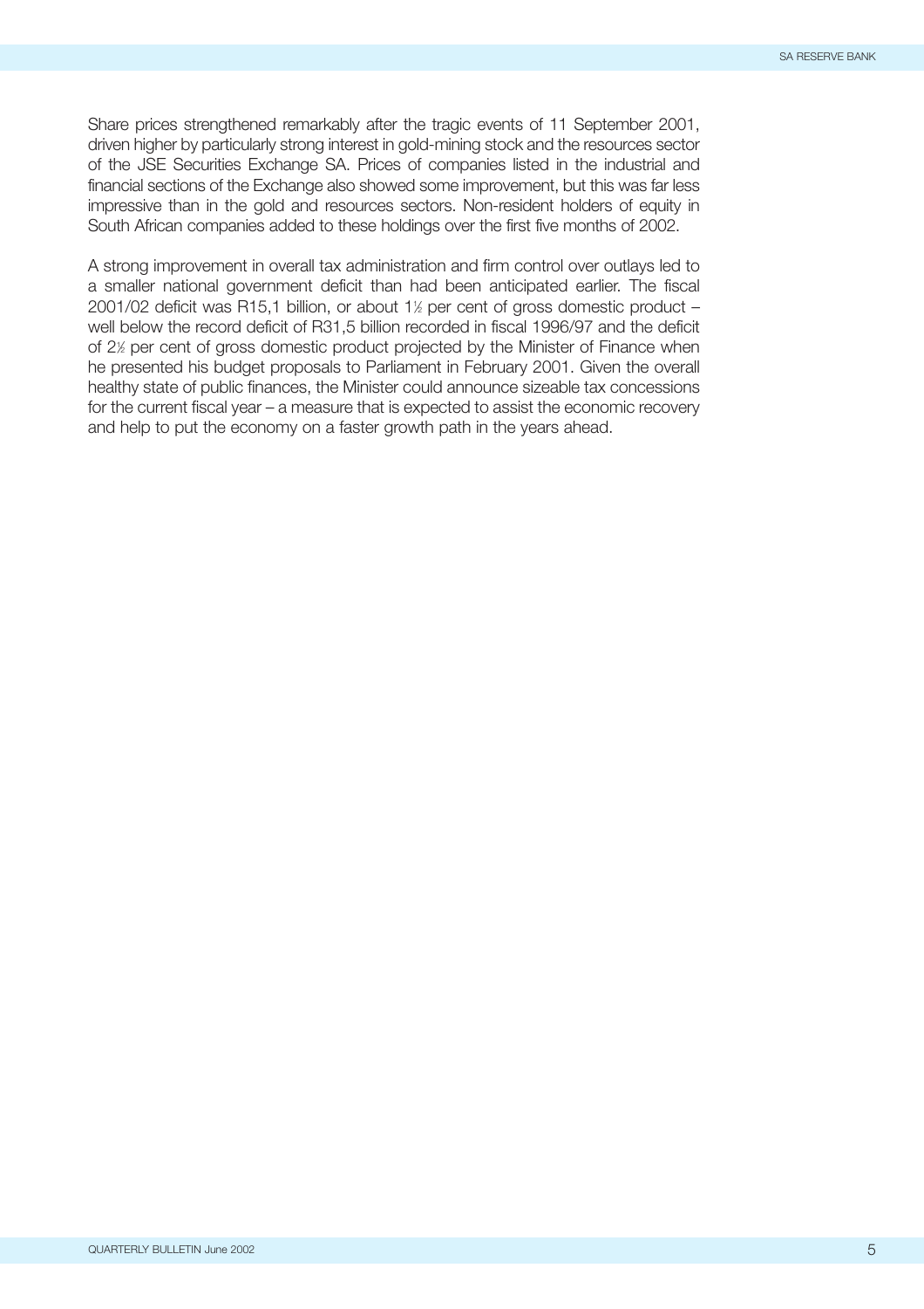Share prices strengthened remarkably after the tragic events of 11 September 2001, driven higher by particularly strong interest in gold-mining stock and the resources sector of the JSE Securities Exchange SA. Prices of companies listed in the industrial and financial sections of the Exchange also showed some improvement, but this was far less impressive than in the gold and resources sectors. Non-resident holders of equity in South African companies added to these holdings over the first five months of 2002.

A strong improvement in overall tax administration and firm control over outlays led to a smaller national government deficit than had been anticipated earlier. The fiscal 2001/02 deficit was R15,1 billion, or about 1½ per cent of gross domestic product – well below the record deficit of R31,5 billion recorded in fiscal 1996/97 and the deficit of 2½ per cent of gross domestic product projected by the Minister of Finance when he presented his budget proposals to Parliament in February 2001. Given the overall healthy state of public finances, the Minister could announce sizeable tax concessions for the current fiscal year – a measure that is expected to assist the economic recovery and help to put the economy on a faster growth path in the years ahead.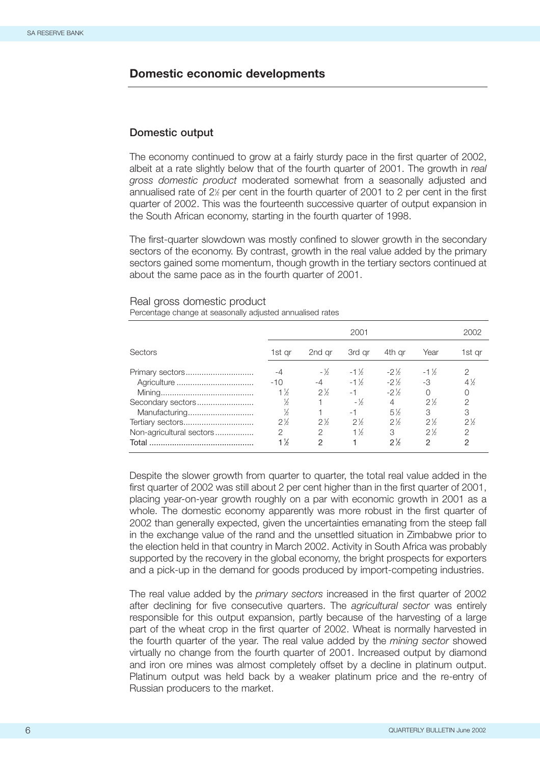## Domestic economic developments

### Domestic output

The economy continued to grow at a fairly sturdy pace in the first quarter of 2002, albeit at a rate slightly below that of the fourth quarter of 2001. The growth in *real gross domestic product* moderated somewhat from a seasonally adjusted and annualised rate of 2½ per cent in the fourth quarter of 2001 to 2 per cent in the first quarter of 2002. This was the fourteenth successive quarter of output expansion in the South African economy, starting in the fourth quarter of 1998.

The first-quarter slowdown was mostly confined to slower growth in the secondary sectors of the economy. By contrast, growth in the real value added by the primary sectors gained some momentum, though growth in the tertiary sectors continued at about the same pace as in the fourth quarter of 2001.

Real gross domestic product
Percentage change at seasonally adjusted annualised rates

| | 2001 | | | | | 2002 |
|---|---|---|---|---|---|---|
| Sectors | 1st qr | 2nd qr | 3rd qr | 4th qr | Year | 1st qr |
| Primary sectors | -4 | -½ | -1½ | -2½ | -1½ | 2 |
| Agriculture | -10 | -4 | -1½ | -2½ | -3 | 4½ |
| Mining | 1½ | 2½ | -1 | -2½ | 0 | 0 |
| Secondary sectors | ½ | 1 | -½ | 4 | 2½ | 2 |
| Manufacturing | ½ | 1 | -1 | 5½ | 3 | 3 |
| Tertiary sectors | 2½ | 2½ | 2½ | 2½ | 2½ | 2½ |
| Non-agricultural sectors | 2 | 2 | 1½ | 3 | 2½ | 2 |
| Total | 1½ | 2 | 1 | 2½ | 2 | 2 |

Despite the slower growth from quarter to quarter, the total real value added in the first quarter of 2002 was still about 2 per cent higher than in the first quarter of 2001, placing year-on-year growth roughly on a par with economic growth in 2001 as a whole. The domestic economy apparently was more robust in the first quarter of 2002 than generally expected, given the uncertainties emanating from the steep fall in the exchange value of the rand and the unsettled situation in Zimbabwe prior to the election held in that country in March 2002. Activity in South Africa was probably supported by the recovery in the global economy, the bright prospects for exporters and a pick-up in the demand for goods produced by import-competing industries.

The real value added by the *primary sectors* increased in the first quarter of 2002 after declining for five consecutive quarters. The *agricultural sector* was entirely responsible for this output expansion, partly because of the harvesting of a large part of the wheat crop in the first quarter of 2002. Wheat is normally harvested in the fourth quarter of the year. The real value added by the *mining sector* showed virtually no change from the fourth quarter of 2001. Increased output by diamond and iron ore mines was almost completely offset by a decline in platinum output. Platinum output was held back by a weaker platinum price and the re-entry of Russian producers to the market.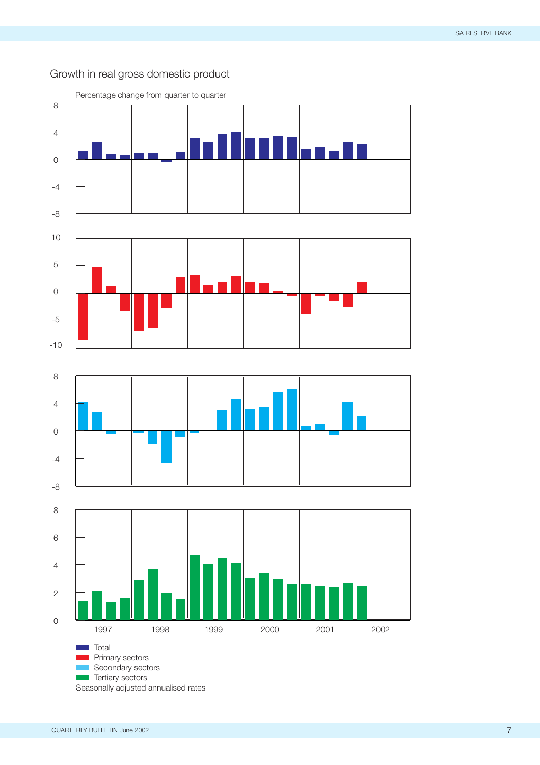Growth in real gross domestic product

Percentage change from quarter to quarter

8
4
0
-4
-8

10
5
0
-5
-10

8
4
0
-4
-8

8
6
4
2
0

1997
1998
1999
2000
2001
2002

Total
Primary sectors
Secondary sectors
Tertiary sectors

Seasonally adjusted annualised rates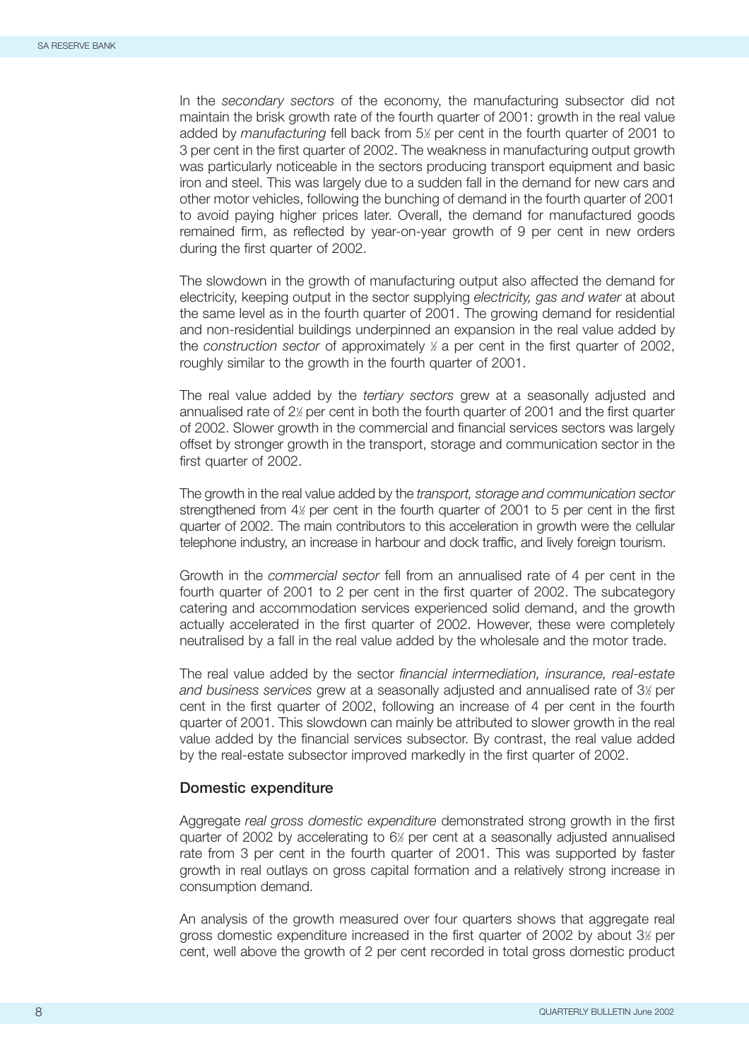In the *secondary sectors* of the economy, the manufacturing subsector did not maintain the brisk growth rate of the fourth quarter of 2001: growth in the real value added by *manufacturing* fell back from 5½ per cent in the fourth quarter of 2001 to 3 per cent in the first quarter of 2002. The weakness in manufacturing output growth was particularly noticeable in the sectors producing transport equipment and basic iron and steel. This was largely due to a sudden fall in the demand for new cars and other motor vehicles, following the bunching of demand in the fourth quarter of 2001 to avoid paying higher prices later. Overall, the demand for manufactured goods remained firm, as reflected by year-on-year growth of 9 per cent in new orders during the first quarter of 2002.

The slowdown in the growth of manufacturing output also affected the demand for electricity, keeping output in the sector supplying *electricity, gas and water* at about the same level as in the fourth quarter of 2001. The growing demand for residential and non-residential buildings underpinned an expansion in the real value added by the *construction sector* of approximately ½ a per cent in the first quarter of 2002, roughly similar to the growth in the fourth quarter of 2001.

The real value added by the *tertiary sectors* grew at a seasonally adjusted and annualised rate of 2½ per cent in both the fourth quarter of 2001 and the first quarter of 2002. Slower growth in the commercial and financial services sectors was largely offset by stronger growth in the transport, storage and communication sector in the first quarter of 2002.

The growth in the real value added by the *transport, storage and communication sector* strengthened from 4½ per cent in the fourth quarter of 2001 to 5 per cent in the first quarter of 2002. The main contributors to this acceleration in growth were the cellular telephone industry, an increase in harbour and dock traffic, and lively foreign tourism.

Growth in the *commercial sector* fell from an annualised rate of 4 per cent in the fourth quarter of 2001 to 2 per cent in the first quarter of 2002. The subcategory catering and accommodation services experienced solid demand, and the growth actually accelerated in the first quarter of 2002. However, these were completely neutralised by a fall in the real value added by the wholesale and the motor trade.

The real value added by the sector *financial intermediation, insurance, real-estate and business services* grew at a seasonally adjusted and annualised rate of 3½ per cent in the first quarter of 2002, following an increase of 4 per cent in the fourth quarter of 2001. This slowdown can mainly be attributed to slower growth in the real value added by the financial services subsector. By contrast, the real value added by the real-estate subsector improved markedly in the first quarter of 2002.

### Domestic expenditure

Aggregate *real gross domestic expenditure* demonstrated strong growth in the first quarter of 2002 by accelerating to 6½ per cent at a seasonally adjusted annualised rate from 3 per cent in the fourth quarter of 2001. This was supported by faster growth in real outlays on gross capital formation and a relatively strong increase in consumption demand.

An analysis of the growth measured over four quarters shows that aggregate real gross domestic expenditure increased in the first quarter of 2002 by about 3½ per cent, well above the growth of 2 per cent recorded in total gross domestic product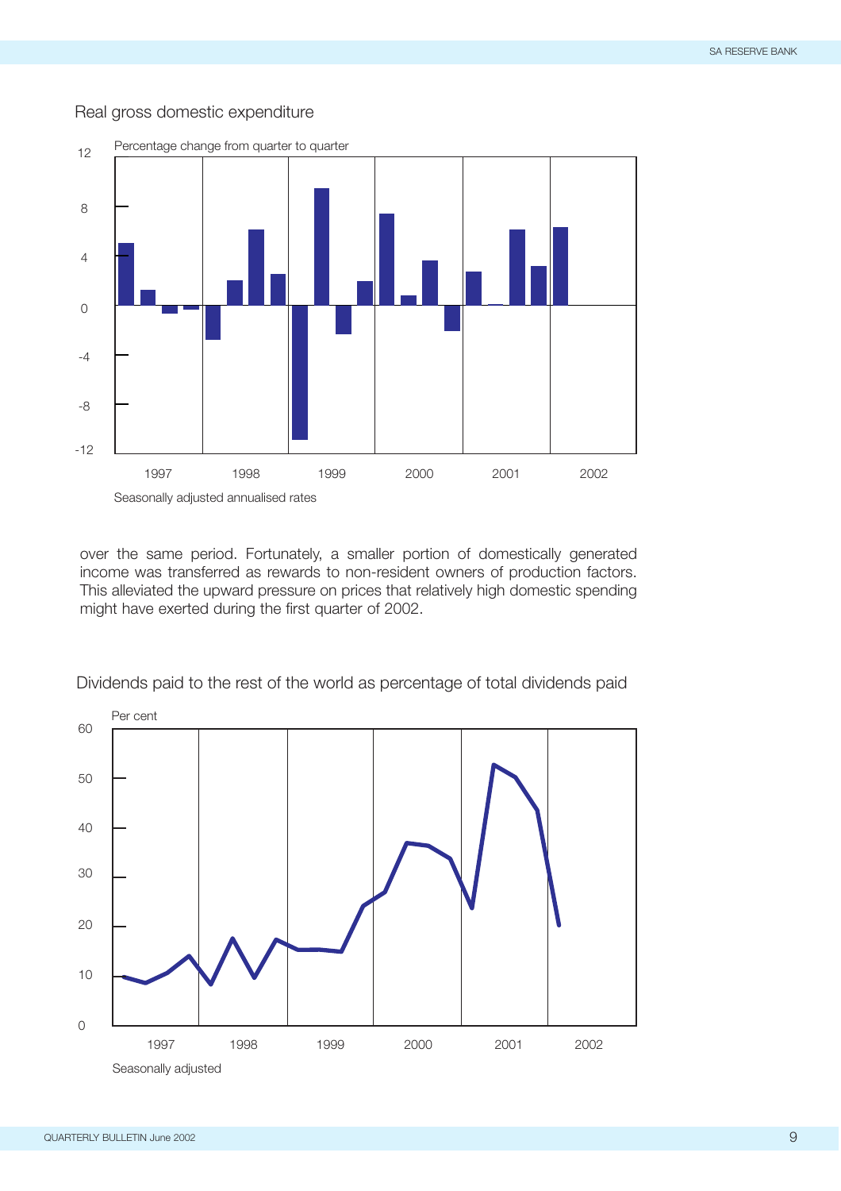Real gross domestic expenditure

Percentage change from quarter to quarter

12

8

4

0

-4

-8

-12

1997 1998 1999 2000 2001 2002

Seasonally adjusted annualised rates

over the same period. Fortunately, a smaller portion of domestically generated income was transferred as rewards to non-resident owners of production factors. This alleviated the upward pressure on prices that relatively high domestic spending might have exerted during the first quarter of 2002.

Dividends paid to the rest of the world as percentage of total dividends paid

Per cent

60

50

40

30

20

10

0

1997 1998 1999 2000 2001 2002

Seasonally adjusted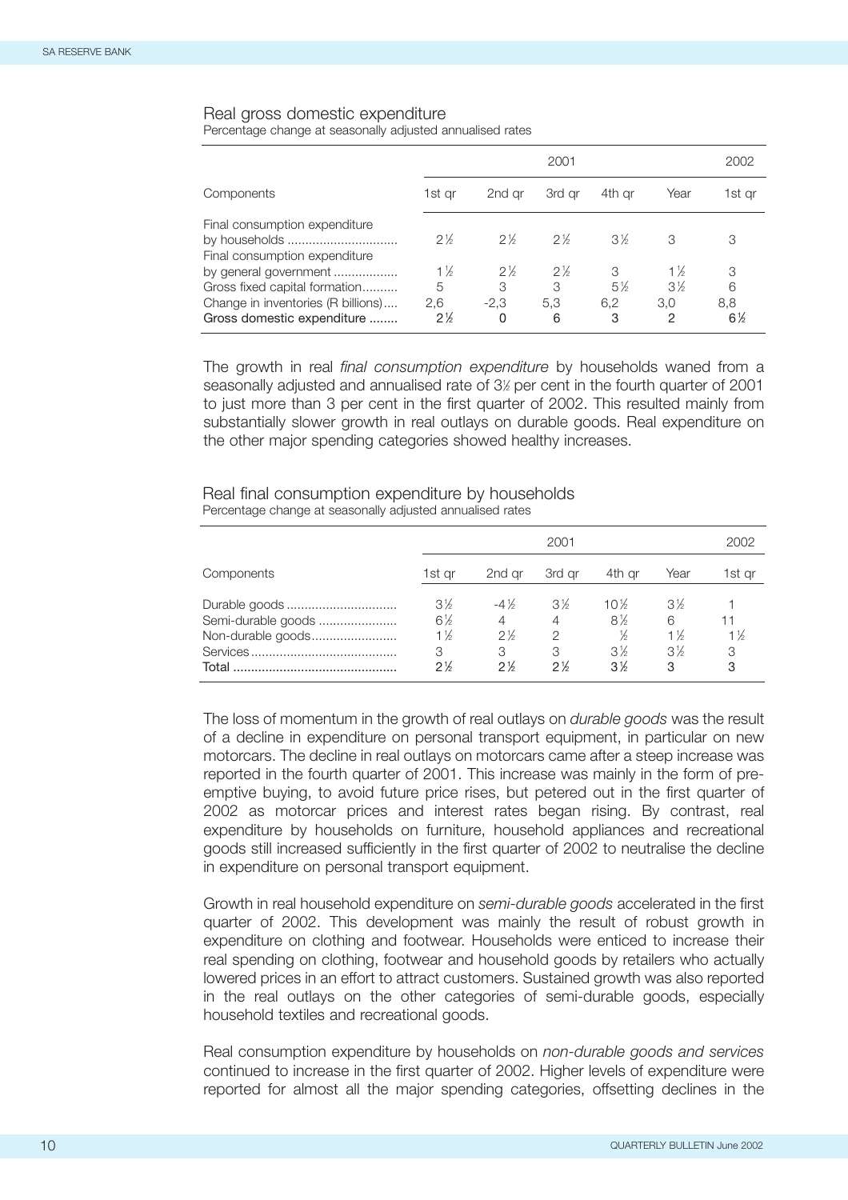Real gross domestic expenditure

Percentage change at seasonally adjusted annualised rates

| Components | 2001 1st qr | 2001 2nd qr | 2001 3rd qr | 2001 4th qr | 2001 Year | 2002 1st qr |
|---|---|---|---|---|---|---|
| Final consumption expenditure by households | 2½ | 2½ | 2½ | 3½ | 3 | 3 |
| Final consumption expenditure by general government | 1½ | 2½ | 2½ | 3 | 1½ | 3 |
| Gross fixed capital formation | 5 | 3 | 3 | 5½ | 3½ | 6 |
| Change in inventories (R billions) | 2,6 | -2,3 | 5,3 | 6,2 | 3,0 | 8,8 |
| Gross domestic expenditure | 2½ | 0 | 6 | 3 | 2 | 6½ |

The growth in real *final consumption expenditure* by households waned from a seasonally adjusted and annualised rate of 3½ per cent in the fourth quarter of 2001 to just more than 3 per cent in the first quarter of 2002. This resulted mainly from substantially slower growth in real outlays on durable goods. Real expenditure on the other major spending categories showed healthy increases.

Real final consumption expenditure by households

Percentage change at seasonally adjusted annualised rates

| Components | 2001 1st qr | 2001 2nd qr | 2001 3rd qr | 2001 4th qr | 2001 Year | 2002 1st qr |
|---|---|---|---|---|---|---|
| Durable goods | 3½ | -4½ | 3½ | 10½ | 3½ | 1 |
| Semi-durable goods | 6½ | 4 | 4 | 8½ | 6 | 11 |
| Non-durable goods | 1½ | 2½ | 2 | ½ | 1½ | 1½ |
| Services | 3 | 3 | 3 | 3½ | 3½ | 3 |
| Total | 2½ | 2½ | 2½ | 3½ | 3 | 3 |

The loss of momentum in the growth of real outlays on *durable goods* was the result of a decline in expenditure on personal transport equipment, in particular on new motorcars. The decline in real outlays on motorcars came after a steep increase was reported in the fourth quarter of 2001. This increase was mainly in the form of pre-emptive buying, to avoid future price rises, but petered out in the first quarter of 2002 as motorcar prices and interest rates began rising. By contrast, real expenditure by households on furniture, household appliances and recreational goods still increased sufficiently in the first quarter of 2002 to neutralise the decline in expenditure on personal transport equipment.

Growth in real household expenditure on *semi-durable goods* accelerated in the first quarter of 2002. This development was mainly the result of robust growth in expenditure on clothing and footwear. Households were enticed to increase their real spending on clothing, footwear and household goods by retailers who actually lowered prices in an effort to attract customers. Sustained growth was also reported in the real outlays on the other categories of semi-durable goods, especially household textiles and recreational goods.

Real consumption expenditure by households on *non-durable goods and services* continued to increase in the first quarter of 2002. Higher levels of expenditure were reported for almost all the major spending categories, offsetting declines in the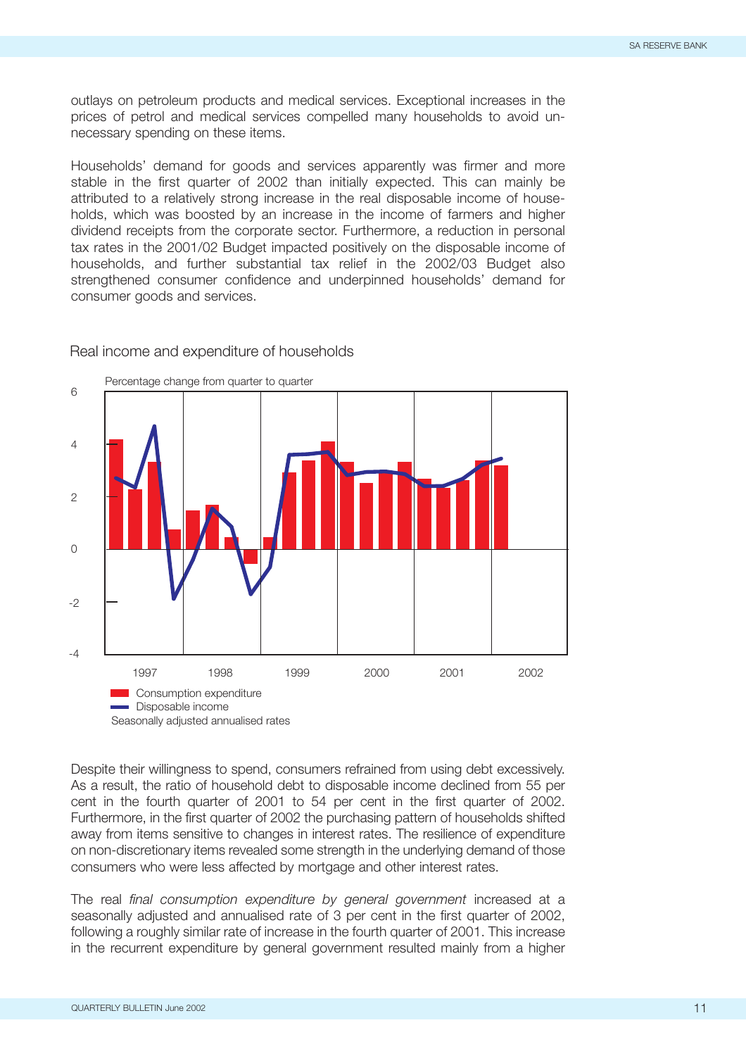outlays on petroleum products and medical services. Exceptional increases in the prices of petrol and medical services compelled many households to avoid unnecessary spending on these items.

Households' demand for goods and services apparently was firmer and more stable in the first quarter of 2002 than initially expected. This can mainly be attributed to a relatively strong increase in the real disposable income of households, which was boosted by an increase in the income of farmers and higher dividend receipts from the corporate sector. Furthermore, a reduction in personal tax rates in the 2001/02 Budget impacted positively on the disposable income of households, and further substantial tax relief in the 2002/03 Budget also strengthened consumer confidence and underpinned households' demand for consumer goods and services.

Real income and expenditure of households

Percentage change from quarter to quarter

6
4
2
0
-2
-4

1997 1998 1999 2000 2001 2002

Consumption expenditure
Disposable income
Seasonally adjusted annualised rates

Despite their willingness to spend, consumers refrained from using debt excessively. As a result, the ratio of household debt to disposable income declined from 55 per cent in the fourth quarter of 2001 to 54 per cent in the first quarter of 2002. Furthermore, in the first quarter of 2002 the purchasing pattern of households shifted away from items sensitive to changes in interest rates. The resilience of expenditure on non-discretionary items revealed some strength in the underlying demand of those consumers who were less affected by mortgage and other interest rates.

The real *final consumption expenditure by general government* increased at a seasonally adjusted and annualised rate of 3 per cent in the first quarter of 2002, following a roughly similar rate of increase in the fourth quarter of 2001. This increase in the recurrent expenditure by general government resulted mainly from a higher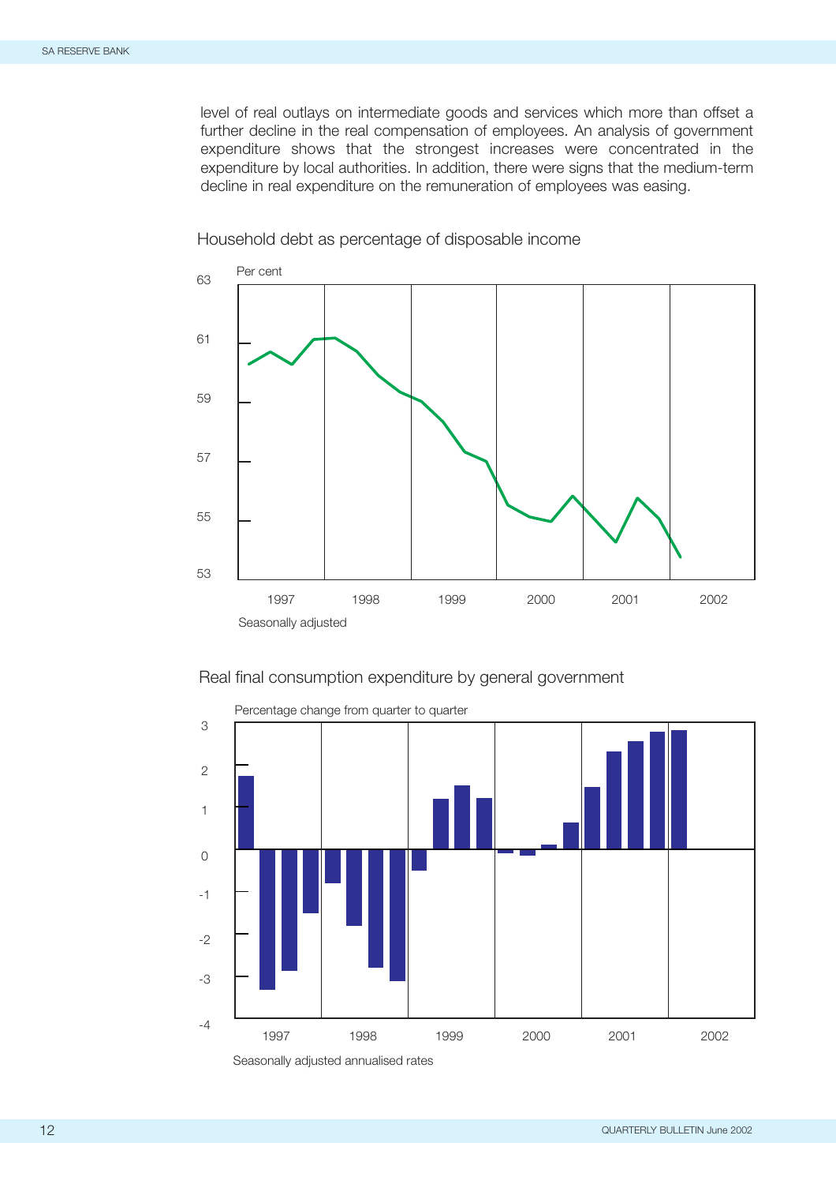level of real outlays on intermediate goods and services which more than offset a further decline in the real compensation of employees. An analysis of government expenditure shows that the strongest increases were concentrated in the expenditure by local authorities. In addition, there were signs that the medium-term decline in real expenditure on the remuneration of employees was easing.

Household debt as percentage of disposable income

Per cent

63
61
59
57
55
53

1997 1998 1999 2000 2001 2002

Seasonally adjusted

Real final consumption expenditure by general government

Percentage change from quarter to quarter

3
2
1
0
-1
-2
-3
-4

1997 1998 1999 2000 2001 2002

Seasonally adjusted annualised rates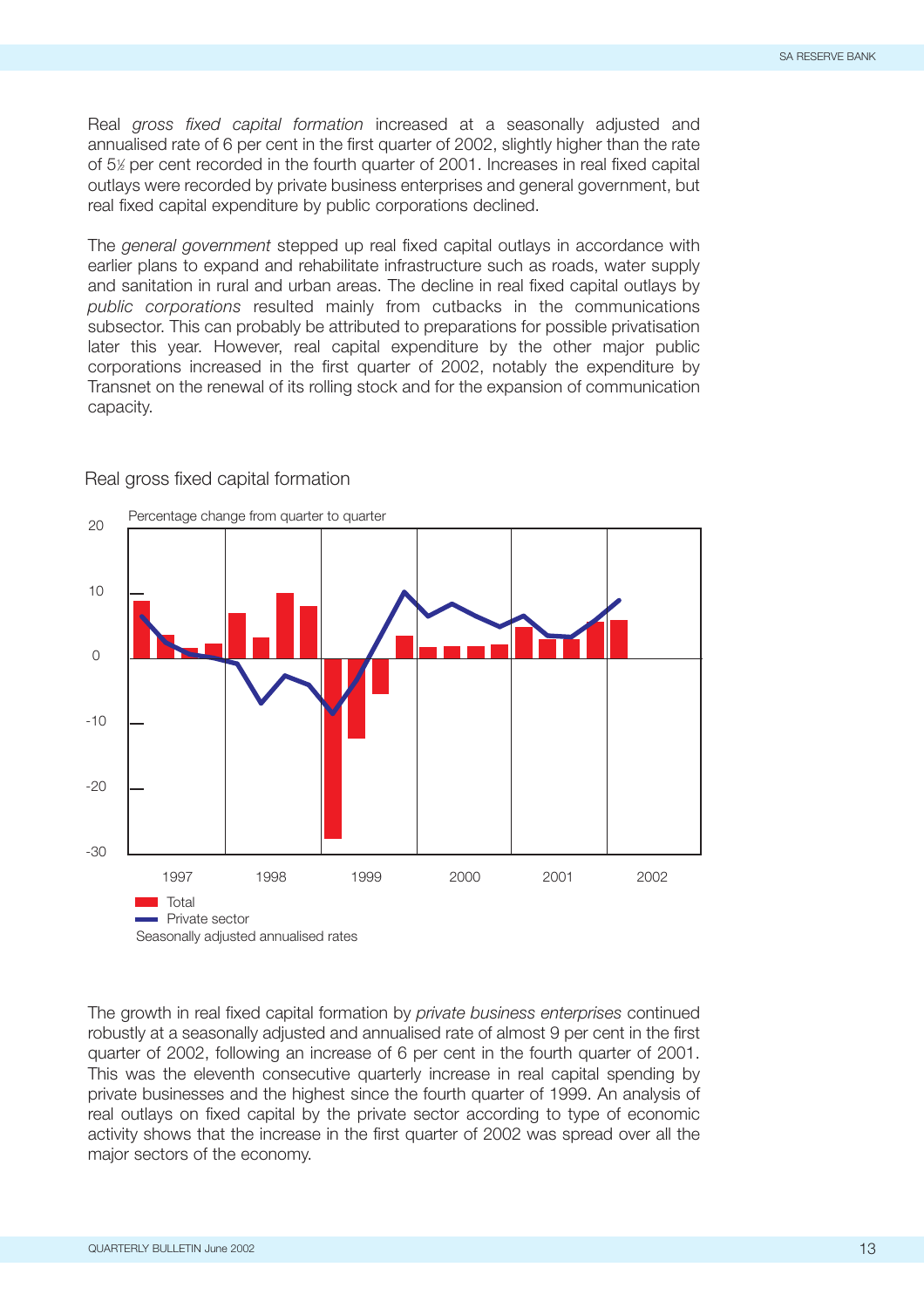Real *gross fixed capital formation* increased at a seasonally adjusted and annualised rate of 6 per cent in the first quarter of 2002, slightly higher than the rate of 5½ per cent recorded in the fourth quarter of 2001. Increases in real fixed capital outlays were recorded by private business enterprises and general government, but real fixed capital expenditure by public corporations declined.

The *general government* stepped up real fixed capital outlays in accordance with earlier plans to expand and rehabilitate infrastructure such as roads, water supply and sanitation in rural and urban areas. The decline in real fixed capital outlays by *public corporations* resulted mainly from cutbacks in the communications subsector. This can probably be attributed to preparations for possible privatisation later this year. However, real capital expenditure by the other major public corporations increased in the first quarter of 2002, notably the expenditure by Transnet on the renewal of its rolling stock and for the expansion of communication capacity.

Real gross fixed capital formation

Percentage change from quarter to quarter

20
10
0
-10
-20
-30

1997 1998 1999 2000 2001 2002

Total
Private sector
Seasonally adjusted annualised rates

The growth in real fixed capital formation by *private business enterprises* continued robustly at a seasonally adjusted and annualised rate of almost 9 per cent in the first quarter of 2002, following an increase of 6 per cent in the fourth quarter of 2001. This was the eleventh consecutive quarterly increase in real capital spending by private businesses and the highest since the fourth quarter of 1999. An analysis of real outlays on fixed capital by the private sector according to type of economic activity shows that the increase in the first quarter of 2002 was spread over all the major sectors of the economy.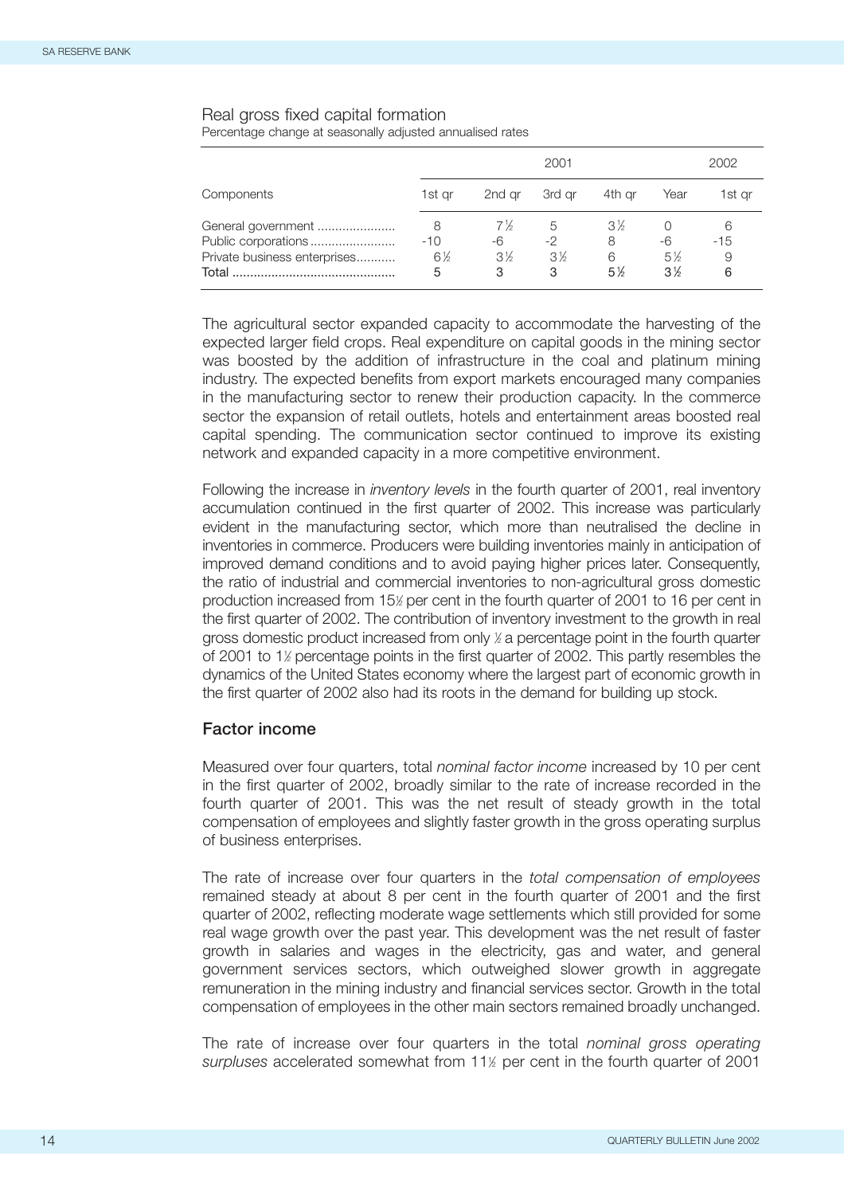Real gross fixed capital formation

Percentage change at seasonally adjusted annualised rates

| Components | 2001 | | | | | 2002 |
|---|---|---|---|---|---|---|
| | 1st qr | 2nd qr | 3rd qr | 4th qr | Year | 1st qr |
| General government | 8 | 7½ | 5 | 3½ | 0 | 6 |
| Public corporations | -10 | -6 | -2 | 8 | -6 | -15 |
| Private business enterprises | 6½ | 3½ | 3½ | 6 | 5½ | 9 |
| Total | 5 | 3 | 3 | 5½ | 3½ | 6 |

The agricultural sector expanded capacity to accommodate the harvesting of the expected larger field crops. Real expenditure on capital goods in the mining sector was boosted by the addition of infrastructure in the coal and platinum mining industry. The expected benefits from export markets encouraged many companies in the manufacturing sector to renew their production capacity. In the commerce sector the expansion of retail outlets, hotels and entertainment areas boosted real capital spending. The communication sector continued to improve its existing network and expanded capacity in a more competitive environment.

Following the increase in *inventory levels* in the fourth quarter of 2001, real inventory accumulation continued in the first quarter of 2002. This increase was particularly evident in the manufacturing sector, which more than neutralised the decline in inventories in commerce. Producers were building inventories mainly in anticipation of improved demand conditions and to avoid paying higher prices later. Consequently, the ratio of industrial and commercial inventories to non-agricultural gross domestic production increased from 15½ per cent in the fourth quarter of 2001 to 16 per cent in the first quarter of 2002. The contribution of inventory investment to the growth in real gross domestic product increased from only ½ a percentage point in the fourth quarter of 2001 to 1½ percentage points in the first quarter of 2002. This partly resembles the dynamics of the United States economy where the largest part of economic growth in the first quarter of 2002 also had its roots in the demand for building up stock.

## Factor income

Measured over four quarters, total *nominal factor income* increased by 10 per cent in the first quarter of 2002, broadly similar to the rate of increase recorded in the fourth quarter of 2001. This was the net result of steady growth in the total compensation of employees and slightly faster growth in the gross operating surplus of business enterprises.

The rate of increase over four quarters in the *total compensation of employees* remained steady at about 8 per cent in the fourth quarter of 2001 and the first quarter of 2002, reflecting moderate wage settlements which still provided for some real wage growth over the past year. This development was the net result of faster growth in salaries and wages in the electricity, gas and water, and general government services sectors, which outweighed slower growth in aggregate remuneration in the mining industry and financial services sector. Growth in the total compensation of employees in the other main sectors remained broadly unchanged.

The rate of increase over four quarters in the total *nominal gross operating surpluses* accelerated somewhat from 11½ per cent in the fourth quarter of 2001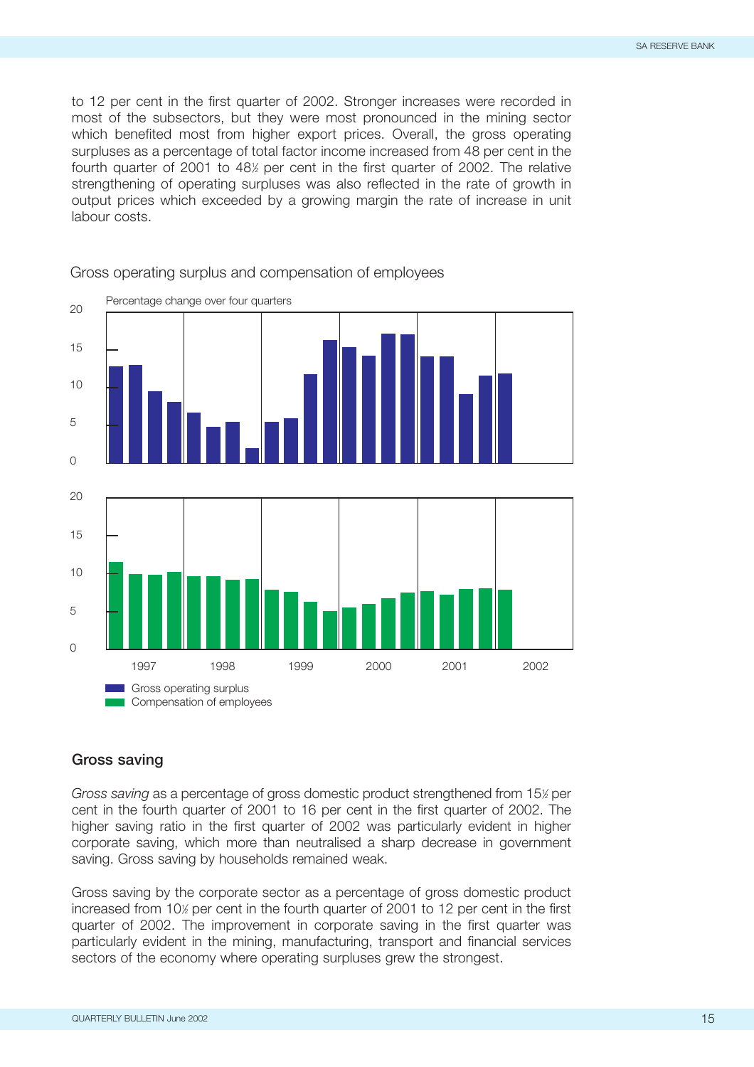to 12 per cent in the first quarter of 2002. Stronger increases were recorded in most of the subsectors, but they were most pronounced in the mining sector which benefited most from higher export prices. Overall, the gross operating surpluses as a percentage of total factor income increased from 48 per cent in the fourth quarter of 2001 to 48½ per cent in the first quarter of 2002. The relative strengthening of operating surpluses was also reflected in the rate of growth in output prices which exceeded by a growing margin the rate of increase in unit labour costs.

Gross operating surplus and compensation of employees

Percentage change over four quarters

20
15
10
5
0

20
15
10
5
0

1997 1998 1999 2000 2001 2002

Gross operating surplus
Compensation of employees

## Gross saving

*Gross saving* as a percentage of gross domestic product strengthened from 15½ per cent in the fourth quarter of 2001 to 16 per cent in the first quarter of 2002. The higher saving ratio in the first quarter of 2002 was particularly evident in higher corporate saving, which more than neutralised a sharp decrease in government saving. Gross saving by households remained weak.

Gross saving by the corporate sector as a percentage of gross domestic product increased from 10½ per cent in the fourth quarter of 2001 to 12 per cent in the first quarter of 2002. The improvement in corporate saving in the first quarter was particularly evident in the mining, manufacturing, transport and financial services sectors of the economy where operating surpluses grew the strongest.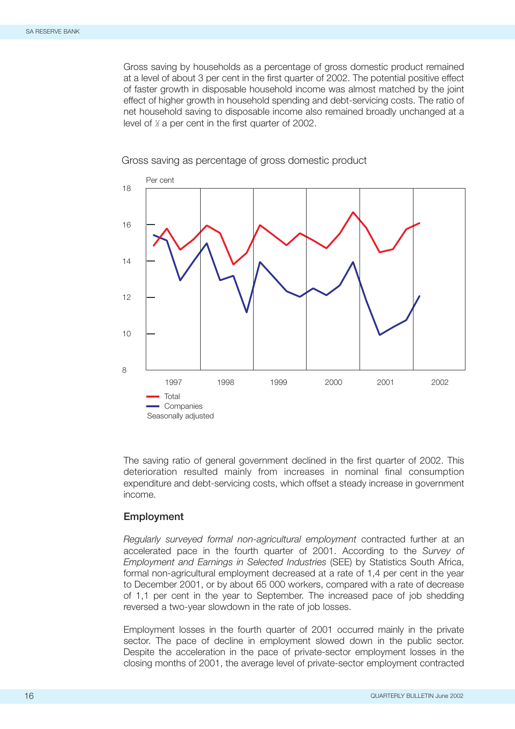Gross saving by households as a percentage of gross domestic product remained at a level of about 3 per cent in the first quarter of 2002. The potential positive effect of faster growth in disposable household income was almost matched by the joint effect of higher growth in household spending and debt-servicing costs. The ratio of net household saving to disposable income also remained broadly unchanged at a level of ½ a per cent in the first quarter of 2002.

Gross saving as percentage of gross domestic product

Per cent

18
16
14
12
10
8

1997
1998
1999
2000
2001
2002

Total
Companies
Seasonally adjusted

The saving ratio of general government declined in the first quarter of 2002. This deterioration resulted mainly from increases in nominal final consumption expenditure and debt-servicing costs, which offset a steady increase in government income.

## Employment

*Regularly surveyed formal non-agricultural employment* contracted further at an accelerated pace in the fourth quarter of 2001. According to the *Survey of Employment and Earnings in Selected Industries* (SEE) by Statistics South Africa, formal non-agricultural employment decreased at a rate of 1,4 per cent in the year to December 2001, or by about 65 000 workers, compared with a rate of decrease of 1,1 per cent in the year to September. The increased pace of job shedding reversed a two-year slowdown in the rate of job losses.

Employment losses in the fourth quarter of 2001 occurred mainly in the private sector. The pace of decline in employment slowed down in the public sector. Despite the acceleration in the pace of private-sector employment losses in the closing months of 2001, the average level of private-sector employment contracted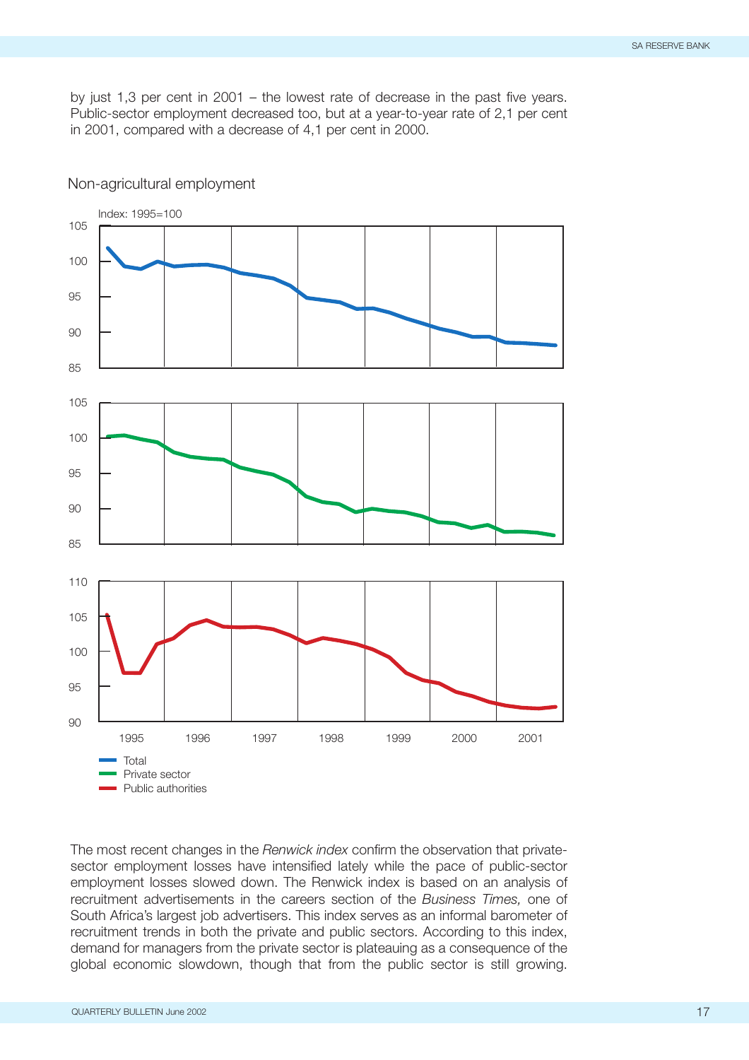by just 1,3 per cent in 2001 – the lowest rate of decrease in the past five years. Public-sector employment decreased too, but at a year-to-year rate of 2,1 per cent in 2001, compared with a decrease of 4,1 per cent in 2000.

Non-agricultural employment

Index: 1995=100

105
100
95
90
85

105
100
95
90
85

110
105
100
95
90

1995 1996 1997 1998 1999 2000 2001

Total
Private sector
Public authorities

The most recent changes in the *Renwick index* confirm the observation that private-sector employment losses have intensified lately while the pace of public-sector employment losses slowed down. The Renwick index is based on an analysis of recruitment advertisements in the careers section of the *Business Times,* one of South Africa's largest job advertisers. This index serves as an informal barometer of recruitment trends in both the private and public sectors. According to this index, demand for managers from the private sector is plateauing as a consequence of the global economic slowdown, though that from the public sector is still growing.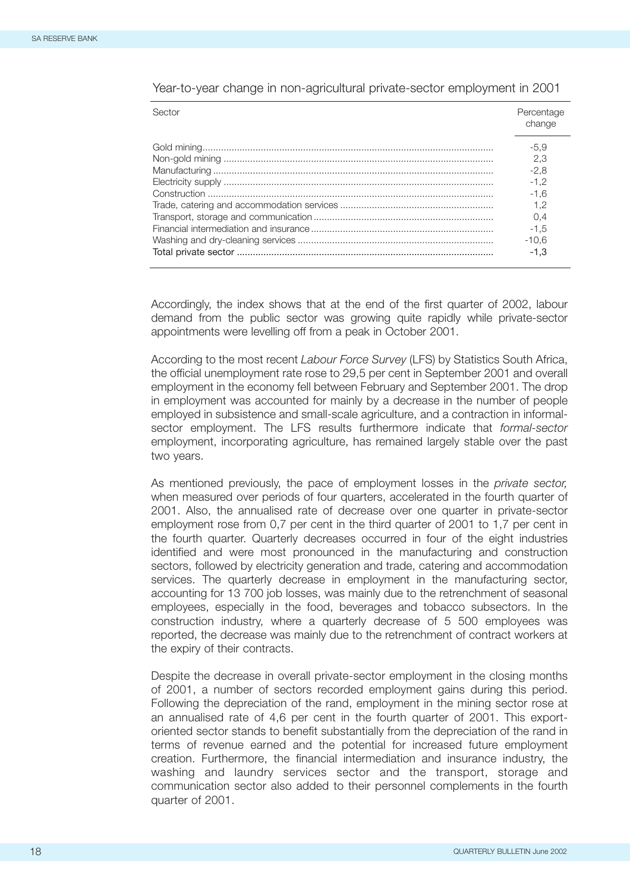Year-to-year change in non-agricultural private-sector employment in 2001

| Sector | Percentage change |
|---|---|
| Gold mining | -5,9 |
| Non-gold mining | 2,3 |
| Manufacturing | -2,8 |
| Electricity supply | -1,2 |
| Construction | -1,6 |
| Trade, catering and accommodation services | 1,2 |
| Transport, storage and communication | 0,4 |
| Financial intermediation and insurance | -1,5 |
| Washing and dry-cleaning services | -10,6 |
| Total private sector | -1,3 |

Accordingly, the index shows that at the end of the first quarter of 2002, labour demand from the public sector was growing quite rapidly while private-sector appointments were levelling off from a peak in October 2001.

According to the most recent *Labour Force Survey* (LFS) by Statistics South Africa, the official unemployment rate rose to 29,5 per cent in September 2001 and overall employment in the economy fell between February and September 2001. The drop in employment was accounted for mainly by a decrease in the number of people employed in subsistence and small-scale agriculture, and a contraction in informal-sector employment. The LFS results furthermore indicate that *formal-sector* employment, incorporating agriculture, has remained largely stable over the past two years.

As mentioned previously, the pace of employment losses in the *private sector,* when measured over periods of four quarters, accelerated in the fourth quarter of 2001. Also, the annualised rate of decrease over one quarter in private-sector employment rose from 0,7 per cent in the third quarter of 2001 to 1,7 per cent in the fourth quarter. Quarterly decreases occurred in four of the eight industries identified and were most pronounced in the manufacturing and construction sectors, followed by electricity generation and trade, catering and accommodation services. The quarterly decrease in employment in the manufacturing sector, accounting for 13 700 job losses, was mainly due to the retrenchment of seasonal employees, especially in the food, beverages and tobacco subsectors. In the construction industry, where a quarterly decrease of 5 500 employees was reported, the decrease was mainly due to the retrenchment of contract workers at the expiry of their contracts.

Despite the decrease in overall private-sector employment in the closing months of 2001, a number of sectors recorded employment gains during this period. Following the depreciation of the rand, employment in the mining sector rose at an annualised rate of 4,6 per cent in the fourth quarter of 2001. This export-oriented sector stands to benefit substantially from the depreciation of the rand in terms of revenue earned and the potential for increased future employment creation. Furthermore, the financial intermediation and insurance industry, the washing and laundry services sector and the transport, storage and communication sector also added to their personnel complements in the fourth quarter of 2001.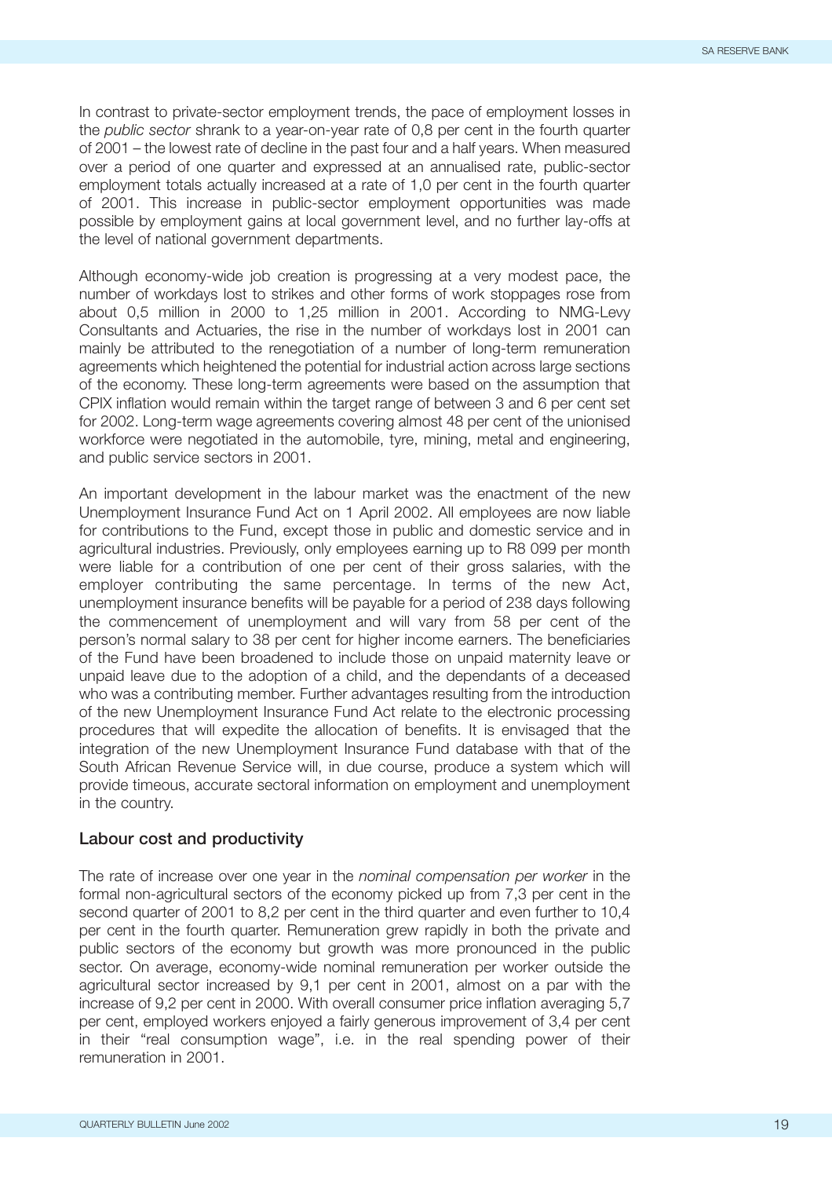In contrast to private-sector employment trends, the pace of employment losses in the *public sector* shrank to a year-on-year rate of 0,8 per cent in the fourth quarter of 2001 – the lowest rate of decline in the past four and a half years. When measured over a period of one quarter and expressed at an annualised rate, public-sector employment totals actually increased at a rate of 1,0 per cent in the fourth quarter of 2001. This increase in public-sector employment opportunities was made possible by employment gains at local government level, and no further lay-offs at the level of national government departments.

Although economy-wide job creation is progressing at a very modest pace, the number of workdays lost to strikes and other forms of work stoppages rose from about 0,5 million in 2000 to 1,25 million in 2001. According to NMG-Levy Consultants and Actuaries, the rise in the number of workdays lost in 2001 can mainly be attributed to the renegotiation of a number of long-term remuneration agreements which heightened the potential for industrial action across large sections of the economy. These long-term agreements were based on the assumption that CPIX inflation would remain within the target range of between 3 and 6 per cent set for 2002. Long-term wage agreements covering almost 48 per cent of the unionised workforce were negotiated in the automobile, tyre, mining, metal and engineering, and public service sectors in 2001.

An important development in the labour market was the enactment of the new Unemployment Insurance Fund Act on 1 April 2002. All employees are now liable for contributions to the Fund, except those in public and domestic service and in agricultural industries. Previously, only employees earning up to R8 099 per month were liable for a contribution of one per cent of their gross salaries, with the employer contributing the same percentage. In terms of the new Act, unemployment insurance benefits will be payable for a period of 238 days following the commencement of unemployment and will vary from 58 per cent of the person's normal salary to 38 per cent for higher income earners. The beneficiaries of the Fund have been broadened to include those on unpaid maternity leave or unpaid leave due to the adoption of a child, and the dependants of a deceased who was a contributing member. Further advantages resulting from the introduction of the new Unemployment Insurance Fund Act relate to the electronic processing procedures that will expedite the allocation of benefits. It is envisaged that the integration of the new Unemployment Insurance Fund database with that of the South African Revenue Service will, in due course, produce a system which will provide timeous, accurate sectoral information on employment and unemployment in the country.

### Labour cost and productivity

The rate of increase over one year in the *nominal compensation per worker* in the formal non-agricultural sectors of the economy picked up from 7,3 per cent in the second quarter of 2001 to 8,2 per cent in the third quarter and even further to 10,4 per cent in the fourth quarter. Remuneration grew rapidly in both the private and public sectors of the economy but growth was more pronounced in the public sector. On average, economy-wide nominal remuneration per worker outside the agricultural sector increased by 9,1 per cent in 2001, almost on a par with the increase of 9,2 per cent in 2000. With overall consumer price inflation averaging 5,7 per cent, employed workers enjoyed a fairly generous improvement of 3,4 per cent in their "real consumption wage", i.e. in the real spending power of their remuneration in 2001.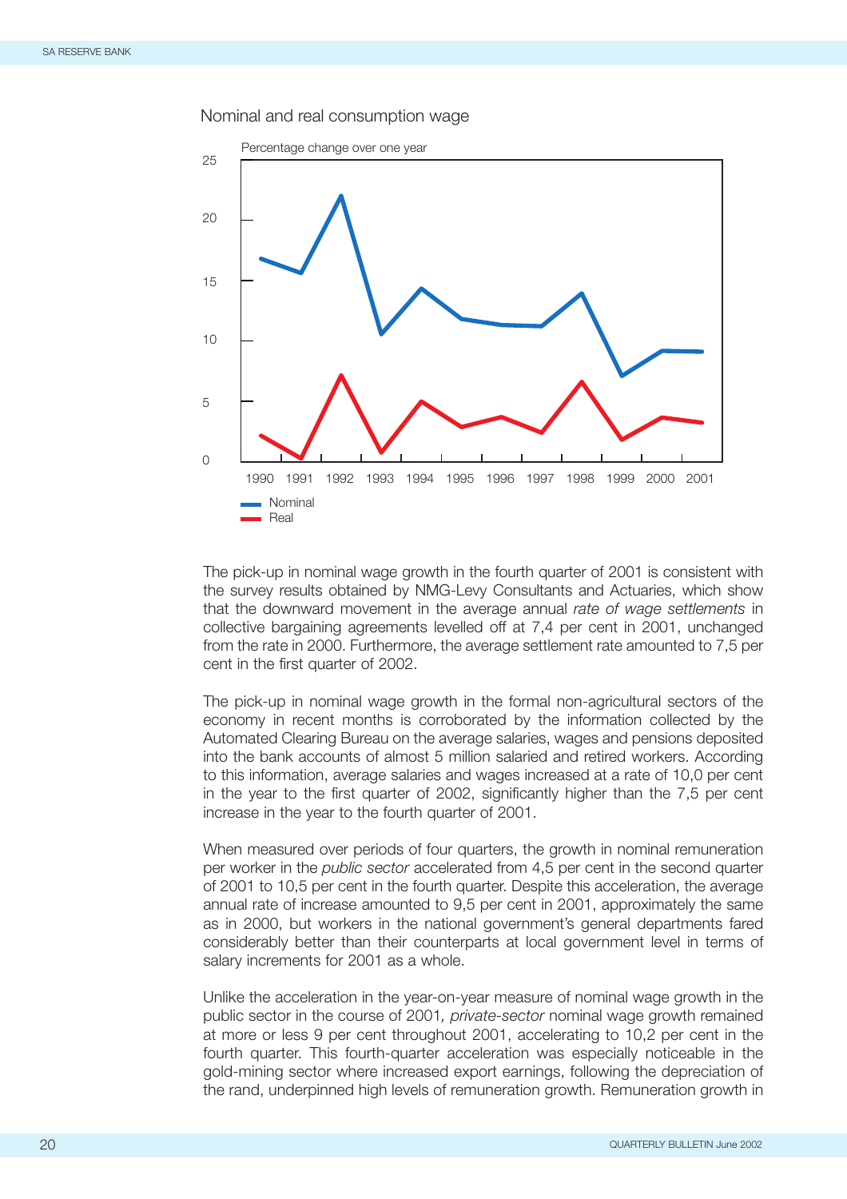Nominal and real consumption wage

Percentage change over one year

25

20

15

10

5

0

1990 1991 1992 1993 1994 1995 1996 1997 1998 1999 2000 2001

Nominal

Real

The pick-up in nominal wage growth in the fourth quarter of 2001 is consistent with the survey results obtained by NMG-Levy Consultants and Actuaries, which show that the downward movement in the average annual *rate of wage settlements* in collective bargaining agreements levelled off at 7,4 per cent in 2001, unchanged from the rate in 2000. Furthermore, the average settlement rate amounted to 7,5 per cent in the first quarter of 2002.

The pick-up in nominal wage growth in the formal non-agricultural sectors of the economy in recent months is corroborated by the information collected by the Automated Clearing Bureau on the average salaries, wages and pensions deposited into the bank accounts of almost 5 million salaried and retired workers. According to this information, average salaries and wages increased at a rate of 10,0 per cent in the year to the first quarter of 2002, significantly higher than the 7,5 per cent increase in the year to the fourth quarter of 2001.

When measured over periods of four quarters, the growth in nominal remuneration per worker in the *public sector* accelerated from 4,5 per cent in the second quarter of 2001 to 10,5 per cent in the fourth quarter. Despite this acceleration, the average annual rate of increase amounted to 9,5 per cent in 2001, approximately the same as in 2000, but workers in the national government's general departments fared considerably better than their counterparts at local government level in terms of salary increments for 2001 as a whole.

Unlike the acceleration in the year-on-year measure of nominal wage growth in the public sector in the course of 2001, *private-sector* nominal wage growth remained at more or less 9 per cent throughout 2001, accelerating to 10,2 per cent in the fourth quarter. This fourth-quarter acceleration was especially noticeable in the gold-mining sector where increased export earnings, following the depreciation of the rand, underpinned high levels of remuneration growth. Remuneration growth in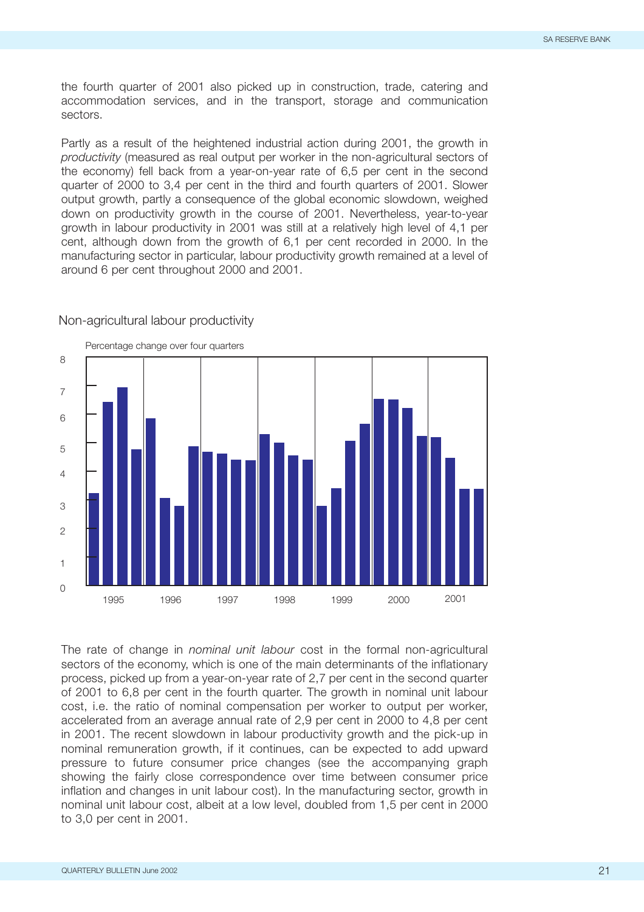the fourth quarter of 2001 also picked up in construction, trade, catering and accommodation services, and in the transport, storage and communication sectors.

Partly as a result of the heightened industrial action during 2001, the growth in *productivity* (measured as real output per worker in the non-agricultural sectors of the economy) fell back from a year-on-year rate of 6,5 per cent in the second quarter of 2000 to 3,4 per cent in the third and fourth quarters of 2001. Slower output growth, partly a consequence of the global economic slowdown, weighed down on productivity growth in the course of 2001. Nevertheless, year-to-year growth in labour productivity in 2001 was still at a relatively high level of 4,1 per cent, although down from the growth of 6,1 per cent recorded in 2000. In the manufacturing sector in particular, labour productivity growth remained at a level of around 6 per cent throughout 2000 and 2001.

Non-agricultural labour productivity

Percentage change over four quarters

8
7
6
5
4
3
2
1
0

1995 1996 1997 1998 1999 2000 2001

The rate of change in *nominal unit labour* cost in the formal non-agricultural sectors of the economy, which is one of the main determinants of the inflationary process, picked up from a year-on-year rate of 2,7 per cent in the second quarter of 2001 to 6,8 per cent in the fourth quarter. The growth in nominal unit labour cost, i.e. the ratio of nominal compensation per worker to output per worker, accelerated from an average annual rate of 2,9 per cent in 2000 to 4,8 per cent in 2001. The recent slowdown in labour productivity growth and the pick-up in nominal remuneration growth, if it continues, can be expected to add upward pressure to future consumer price changes (see the accompanying graph showing the fairly close correspondence over time between consumer price inflation and changes in unit labour cost). In the manufacturing sector, growth in nominal unit labour cost, albeit at a low level, doubled from 1,5 per cent in 2000 to 3,0 per cent in 2001.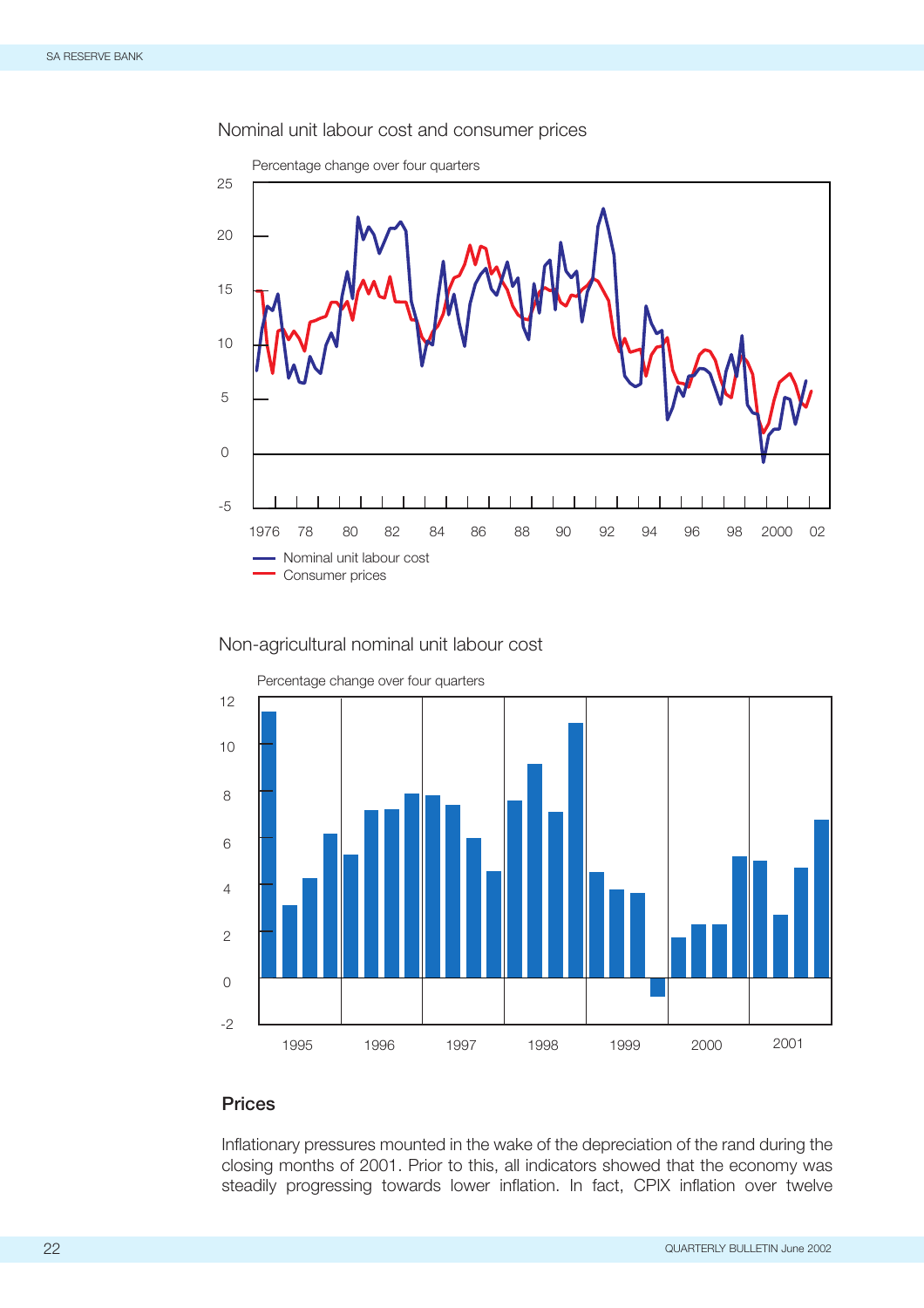Nominal unit labour cost and consumer prices

Percentage change over four quarters

25
20
15
10
5
0
-5

1976 78 80 82 84 86 88 90 92 94 96 98 2000 02

Nominal unit labour cost
Consumer prices

Non-agricultural nominal unit labour cost

Percentage change over four quarters

12
10
8
6
4
2
0
-2

1995 1996 1997 1998 1999 2000 2001

## Prices

Inflationary pressures mounted in the wake of the depreciation of the rand during the closing months of 2001. Prior to this, all indicators showed that the economy was steadily progressing towards lower inflation. In fact, CPIX inflation over twelve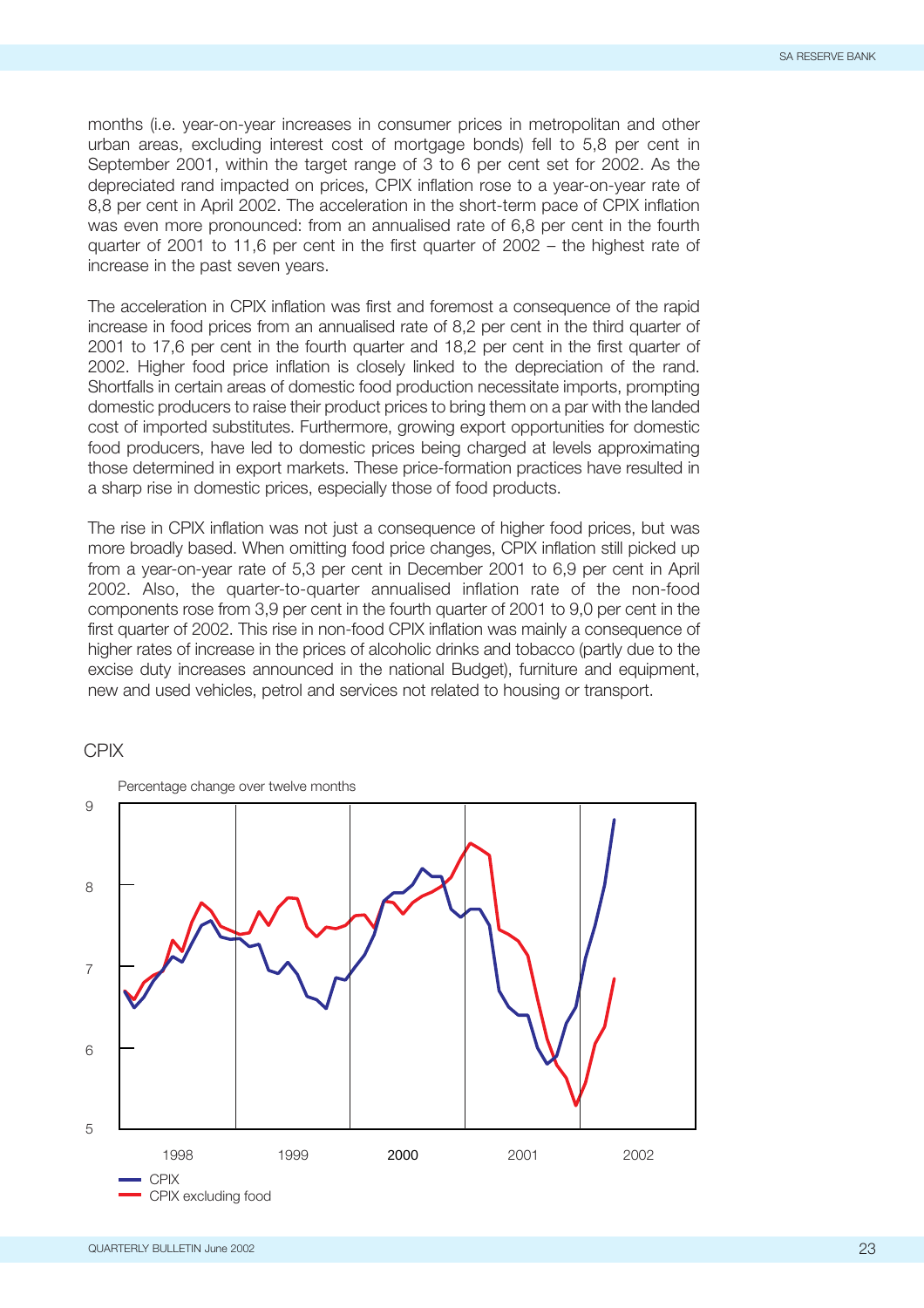months (i.e. year-on-year increases in consumer prices in metropolitan and other urban areas, excluding interest cost of mortgage bonds) fell to 5,8 per cent in September 2001, within the target range of 3 to 6 per cent set for 2002. As the depreciated rand impacted on prices, CPIX inflation rose to a year-on-year rate of 8,8 per cent in April 2002. The acceleration in the short-term pace of CPIX inflation was even more pronounced: from an annualised rate of 6,8 per cent in the fourth quarter of 2001 to 11,6 per cent in the first quarter of 2002 – the highest rate of increase in the past seven years.

The acceleration in CPIX inflation was first and foremost a consequence of the rapid increase in food prices from an annualised rate of 8,2 per cent in the third quarter of 2001 to 17,6 per cent in the fourth quarter and 18,2 per cent in the first quarter of 2002. Higher food price inflation is closely linked to the depreciation of the rand. Shortfalls in certain areas of domestic food production necessitate imports, prompting domestic producers to raise their product prices to bring them on a par with the landed cost of imported substitutes. Furthermore, growing export opportunities for domestic food producers, have led to domestic prices being charged at levels approximating those determined in export markets. These price-formation practices have resulted in a sharp rise in domestic prices, especially those of food products.

The rise in CPIX inflation was not just a consequence of higher food prices, but was more broadly based. When omitting food price changes, CPIX inflation still picked up from a year-on-year rate of 5,3 per cent in December 2001 to 6,9 per cent in April 2002. Also, the quarter-to-quarter annualised inflation rate of the non-food components rose from 3,9 per cent in the fourth quarter of 2001 to 9,0 per cent in the first quarter of 2002. This rise in non-food CPIX inflation was mainly a consequence of higher rates of increase in the prices of alcoholic drinks and tobacco (partly due to the excise duty increases announced in the national Budget), furniture and equipment, new and used vehicles, petrol and services not related to housing or transport.

CPIX

Percentage change over twelve months

9
8
7
6
5

1998
1999
2000
2001
2002

CPIX
CPIX excluding food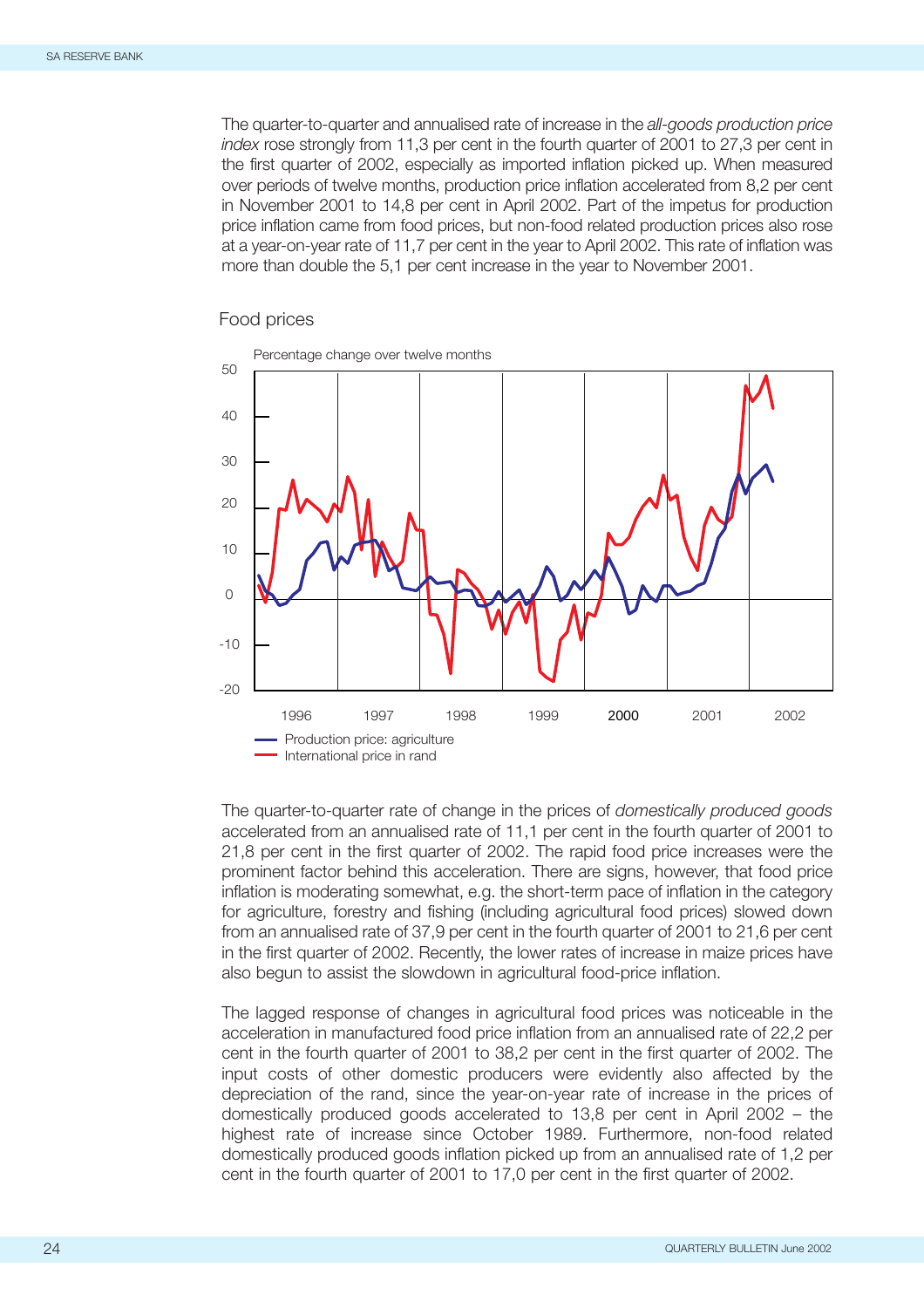The quarter-to-quarter and annualised rate of increase in the *all-goods production price index* rose strongly from 11,3 per cent in the fourth quarter of 2001 to 27,3 per cent in the first quarter of 2002, especially as imported inflation picked up. When measured over periods of twelve months, production price inflation accelerated from 8,2 per cent in November 2001 to 14,8 per cent in April 2002. Part of the impetus for production price inflation came from food prices, but non-food related production prices also rose at a year-on-year rate of 11,7 per cent in the year to April 2002. This rate of inflation was more than double the 5,1 per cent increase in the year to November 2001.

Food prices

Percentage change over twelve months

50
40
30
20
10
0
-10
-20

1996 1997 1998 1999 2000 2001 2002

Production price: agriculture
International price in rand

The quarter-to-quarter rate of change in the prices of *domestically produced goods* accelerated from an annualised rate of 11,1 per cent in the fourth quarter of 2001 to 21,8 per cent in the first quarter of 2002. The rapid food price increases were the prominent factor behind this acceleration. There are signs, however, that food price inflation is moderating somewhat, e.g. the short-term pace of inflation in the category for agriculture, forestry and fishing (including agricultural food prices) slowed down from an annualised rate of 37,9 per cent in the fourth quarter of 2001 to 21,6 per cent in the first quarter of 2002. Recently, the lower rates of increase in maize prices have also begun to assist the slowdown in agricultural food-price inflation.

The lagged response of changes in agricultural food prices was noticeable in the acceleration in manufactured food price inflation from an annualised rate of 22,2 per cent in the fourth quarter of 2001 to 38,2 per cent in the first quarter of 2002. The input costs of other domestic producers were evidently also affected by the depreciation of the rand, since the year-on-year rate of increase in the prices of domestically produced goods accelerated to 13,8 per cent in April 2002 – the highest rate of increase since October 1989. Furthermore, non-food related domestically produced goods inflation picked up from an annualised rate of 1,2 per cent in the fourth quarter of 2001 to 17,0 per cent in the first quarter of 2002.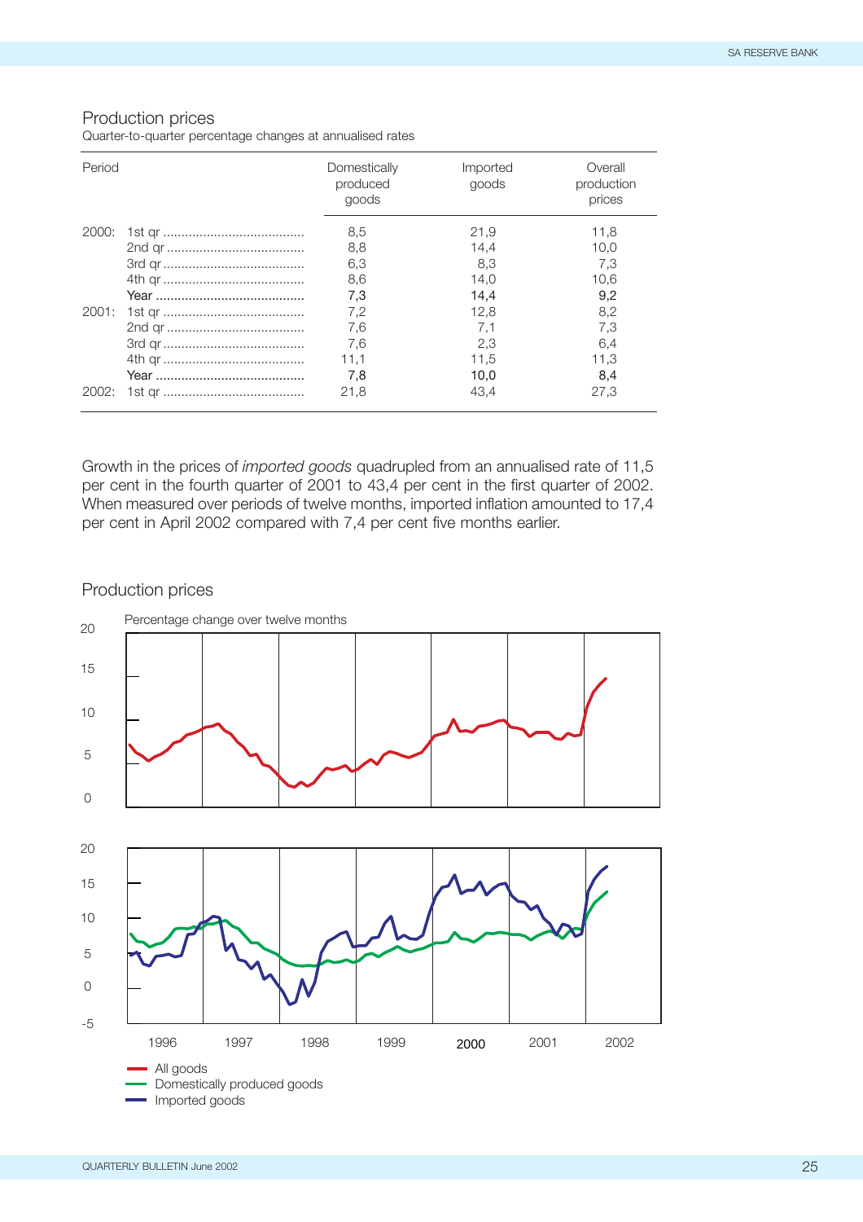## Production prices

Quarter-to-quarter percentage changes at annualised rates

| Period | | Domestically produced goods | Imported goods | Overall production prices |
|---|---|---|---|---|
| 2000: | 1st qr | 8,5 | 21,9 | 11,8 |
| | 2nd qr | 8,8 | 14,4 | 10,0 |
| | 3rd qr | 6,3 | 8,3 | 7,3 |
| | 4th qr | 8,6 | 14,0 | 10,6 |
| | **Year** | **7,3** | **14,4** | **9,2** |
| 2001: | 1st qr | 7,2 | 12,8 | 8,2 |
| | 2nd qr | 7,6 | 7,1 | 7,3 |
| | 3rd qr | 7,6 | 2,3 | 6,4 |
| | 4th qr | 11,1 | 11,5 | 11,3 |
| | **Year** | **7,8** | **10,0** | **8,4** |
| 2002: | 1st qr | 21,8 | 43,4 | 27,3 |

Growth in the prices of *imported goods* quadrupled from an annualised rate of 11,5 per cent in the fourth quarter of 2001 to 43,4 per cent in the first quarter of 2002. When measured over periods of twelve months, imported inflation amounted to 17,4 per cent in April 2002 compared with 7,4 per cent five months earlier.

## Production prices

Percentage change over twelve months

20
15
10
5
0

20
15
10
5
0
-5

1996 1997 1998 1999 2000 2001 2002

All goods
Domestically produced goods
Imported goods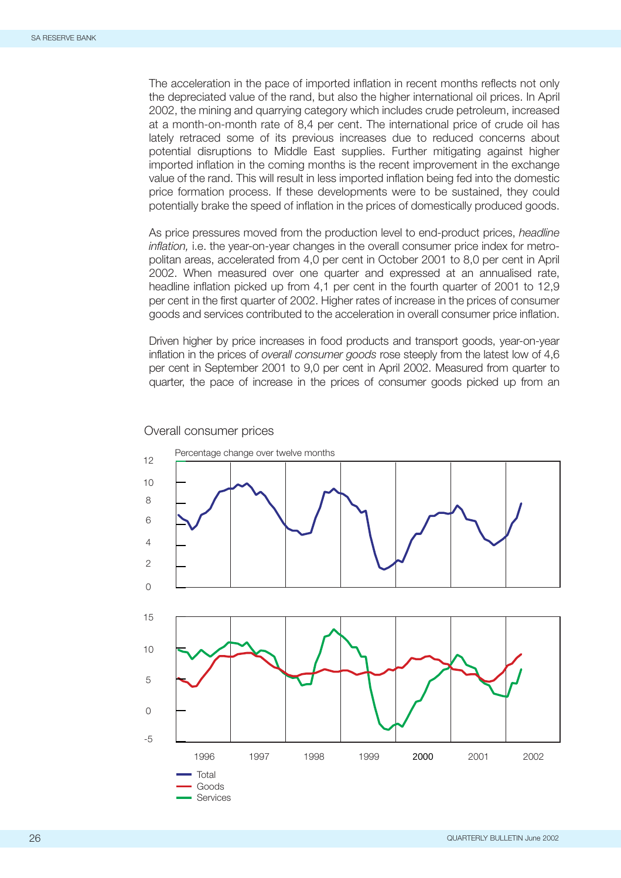The acceleration in the pace of imported inflation in recent months reflects not only the depreciated value of the rand, but also the higher international oil prices. In April 2002, the mining and quarrying category which includes crude petroleum, increased at a month-on-month rate of 8,4 per cent. The international price of crude oil has lately retraced some of its previous increases due to reduced concerns about potential disruptions to Middle East supplies. Further mitigating against higher imported inflation in the coming months is the recent improvement in the exchange value of the rand. This will result in less imported inflation being fed into the domestic price formation process. If these developments were to be sustained, they could potentially brake the speed of inflation in the prices of domestically produced goods.

As price pressures moved from the production level to end-product prices, *headline inflation,* i.e. the year-on-year changes in the overall consumer price index for metropolitan areas, accelerated from 4,0 per cent in October 2001 to 8,0 per cent in April 2002. When measured over one quarter and expressed at an annualised rate, headline inflation picked up from 4,1 per cent in the fourth quarter of 2001 to 12,9 per cent in the first quarter of 2002. Higher rates of increase in the prices of consumer goods and services contributed to the acceleration in overall consumer price inflation.

Driven higher by price increases in food products and transport goods, year-on-year inflation in the prices of *overall consumer goods* rose steeply from the latest low of 4,6 per cent in September 2001 to 9,0 per cent in April 2002. Measured from quarter to quarter, the pace of increase in the prices of consumer goods picked up from an

Overall consumer prices

Percentage change over twelve months

12
10
8
6
4
2
0

15
10
5
0
-5

1996 1997 1998 1999 2000 2001 2002

Total
Goods
Services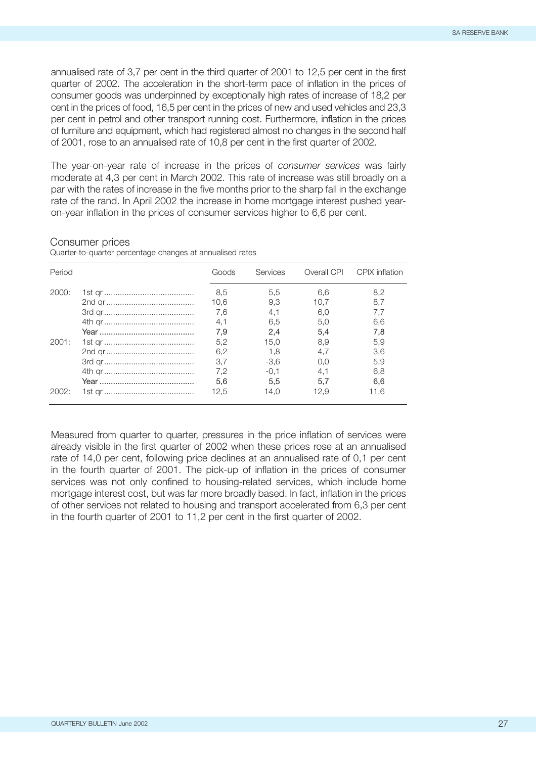annualised rate of 3,7 per cent in the third quarter of 2001 to 12,5 per cent in the first quarter of 2002. The acceleration in the short-term pace of inflation in the prices of consumer goods was underpinned by exceptionally high rates of increase of 18,2 per cent in the prices of food, 16,5 per cent in the prices of new and used vehicles and 23,3 per cent in petrol and other transport running cost. Furthermore, inflation in the prices of furniture and equipment, which had registered almost no changes in the second half of 2001, rose to an annualised rate of 10,8 per cent in the first quarter of 2002.

The year-on-year rate of increase in the prices of *consumer services* was fairly moderate at 4,3 per cent in March 2002. This rate of increase was still broadly on a par with the rates of increase in the five months prior to the sharp fall in the exchange rate of the rand. In April 2002 the increase in home mortgage interest pushed year-on-year inflation in the prices of consumer services higher to 6,6 per cent.

Consumer prices

Quarter-to-quarter percentage changes at annualised rates

| Period | | Goods | Services | Overall CPI | CPIX inflation |
|---|---|---|---|---|---|
| 2000: | 1st qr | 8,5 | 5,5 | 6,6 | 8,2 |
| | 2nd qr | 10,6 | 9,3 | 10,7 | 8,7 |
| | 3rd qr | 7,6 | 4,1 | 6,0 | 7,7 |
| | 4th qr | 4,1 | 6,5 | 5,0 | 6,6 |
| | **Year** | **7,9** | **2,4** | **5,4** | **7,8** |
| 2001: | 1st qr | 5,2 | 15,0 | 8,9 | 5,9 |
| | 2nd qr | 6,2 | 1,8 | 4,7 | 3,6 |
| | 3rd qr | 3,7 | -3,6 | 0,0 | 5,9 |
| | 4th qr | 7,2 | -0,1 | 4,1 | 6,8 |
| | **Year** | **5,6** | **5,5** | **5,7** | **6,6** |
| 2002: | 1st qr | 12,5 | 14,0 | 12,9 | 11,6 |

Measured from quarter to quarter, pressures in the price inflation of services were already visible in the first quarter of 2002 when these prices rose at an annualised rate of 14,0 per cent, following price declines at an annualised rate of 0,1 per cent in the fourth quarter of 2001. The pick-up of inflation in the prices of consumer services was not only confined to housing-related services, which include home mortgage interest cost, but was far more broadly based. In fact, inflation in the prices of other services not related to housing and transport accelerated from 6,3 per cent in the fourth quarter of 2001 to 11,2 per cent in the first quarter of 2002.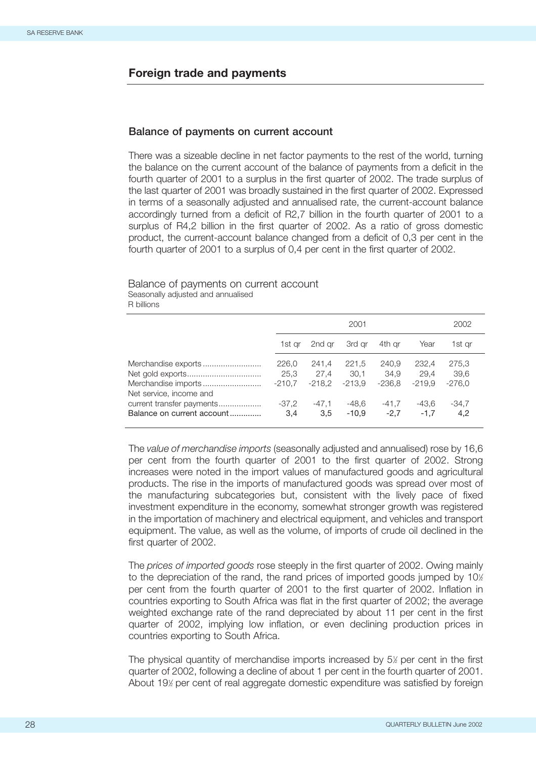## Foreign trade and payments

### Balance of payments on current account

There was a sizeable decline in net factor payments to the rest of the world, turning the balance on the current account of the balance of payments from a deficit in the fourth quarter of 2001 to a surplus in the first quarter of 2002. The trade surplus of the last quarter of 2001 was broadly sustained in the first quarter of 2002. Expressed in terms of a seasonally adjusted and annualised rate, the current-account balance accordingly turned from a deficit of R2,7 billion in the fourth quarter of 2001 to a surplus of R4,2 billion in the first quarter of 2002. As a ratio of gross domestic product, the current-account balance changed from a deficit of 0,3 per cent in the fourth quarter of 2001 to a surplus of 0,4 per cent in the first quarter of 2002.

Balance of payments on current account
Seasonally adjusted and annualised
R billions

| | 2001 | | | | | 2002 |
|---|---|---|---|---|---|---|
| | 1st qr | 2nd qr | 3rd qr | 4th qr | Year | 1st qr |
| Merchandise exports | 226,0 | 241,4 | 221,5 | 240,9 | 232,4 | 275,3 |
| Net gold exports | 25,3 | 27,4 | 30,1 | 34,9 | 29,4 | 39,6 |
| Merchandise imports | -210,7 | -218,2 | -213,9 | -236,8 | -219,9 | -276,0 |
| Net service, income and current transfer payments | -37,2 | -47,1 | -48,6 | -41,7 | -43,6 | -34,7 |
| Balance on current account | 3,4 | 3,5 | -10,9 | -2,7 | -1,7 | 4,2 |

The *value of merchandise imports* (seasonally adjusted and annualised) rose by 16,6 per cent from the fourth quarter of 2001 to the first quarter of 2002. Strong increases were noted in the import values of manufactured goods and agricultural products. The rise in the imports of manufactured goods was spread over most of the manufacturing subcategories but, consistent with the lively pace of fixed investment expenditure in the economy, somewhat stronger growth was registered in the importation of machinery and electrical equipment, and vehicles and transport equipment. The value, as well as the volume, of imports of crude oil declined in the first quarter of 2002.

The *prices of imported goods* rose steeply in the first quarter of 2002. Owing mainly to the depreciation of the rand, the rand prices of imported goods jumped by 10½ per cent from the fourth quarter of 2001 to the first quarter of 2002. Inflation in countries exporting to South Africa was flat in the first quarter of 2002; the average weighted exchange rate of the rand depreciated by about 11 per cent in the first quarter of 2002, implying low inflation, or even declining production prices in countries exporting to South Africa.

The physical quantity of merchandise imports increased by 5½ per cent in the first quarter of 2002, following a decline of about 1 per cent in the fourth quarter of 2001. About 19½ per cent of real aggregate domestic expenditure was satisfied by foreign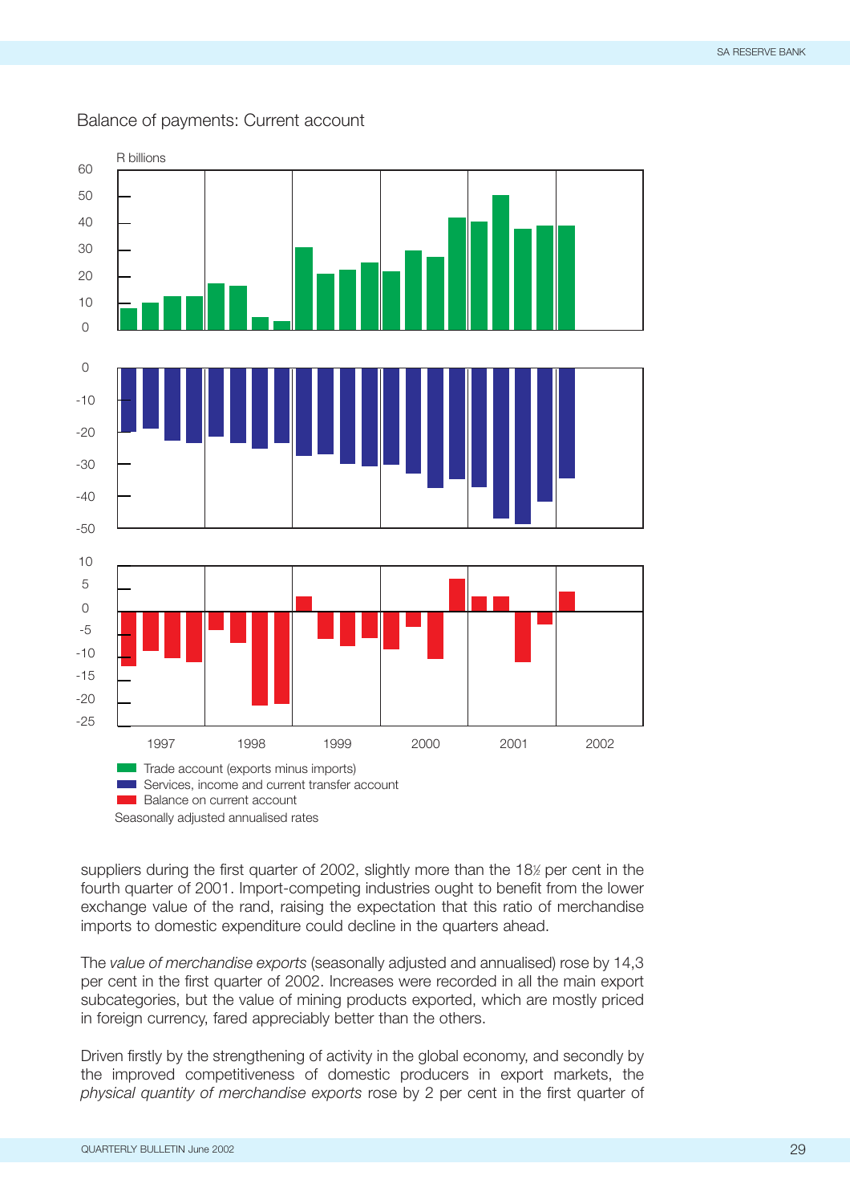Balance of payments: Current account

R billions

60
50
40
30
20
10
0

0
-10
-20
-30
-40
-50

10
5
0
-5
-10
-15
-20
-25

1997 1998 1999 2000 2001 2002

Trade account (exports minus imports)
Services, income and current transfer account
Balance on current account
Seasonally adjusted annualised rates

suppliers during the first quarter of 2002, slightly more than the 18½ per cent in the fourth quarter of 2001. Import-competing industries ought to benefit from the lower exchange value of the rand, raising the expectation that this ratio of merchandise imports to domestic expenditure could decline in the quarters ahead.

The *value of merchandise exports* (seasonally adjusted and annualised) rose by 14,3 per cent in the first quarter of 2002. Increases were recorded in all the main export subcategories, but the value of mining products exported, which are mostly priced in foreign currency, fared appreciably better than the others.

Driven firstly by the strengthening of activity in the global economy, and secondly by the improved competitiveness of domestic producers in export markets, the *physical quantity of merchandise exports* rose by 2 per cent in the first quarter of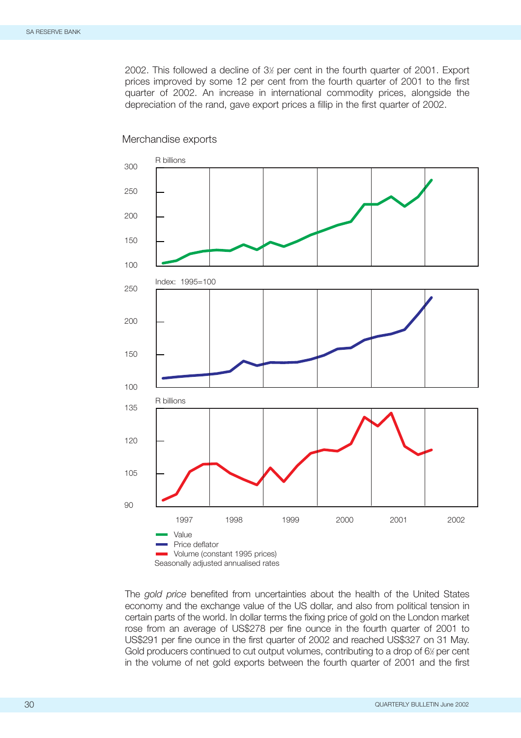2002. This followed a decline of 3½ per cent in the fourth quarter of 2001. Export prices improved by some 12 per cent from the fourth quarter of 2001 to the first quarter of 2002. An increase in international commodity prices, alongside the depreciation of the rand, gave export prices a fillip in the first quarter of 2002.

Merchandise exports

R billions

300
250
200
150
100

Index: 1995=100

250
200
150
100

R billions

135
120
105
90

1997 1998 1999 2000 2001 2002

Value
Price deflator
Volume (constant 1995 prices)
Seasonally adjusted annualised rates

The *gold price* benefited from uncertainties about the health of the United States economy and the exchange value of the US dollar, and also from political tension in certain parts of the world. In dollar terms the fixing price of gold on the London market rose from an average of US$278 per fine ounce in the fourth quarter of 2001 to US$291 per fine ounce in the first quarter of 2002 and reached US$327 on 31 May. Gold producers continued to cut output volumes, contributing to a drop of 6½ per cent in the volume of net gold exports between the fourth quarter of 2001 and the first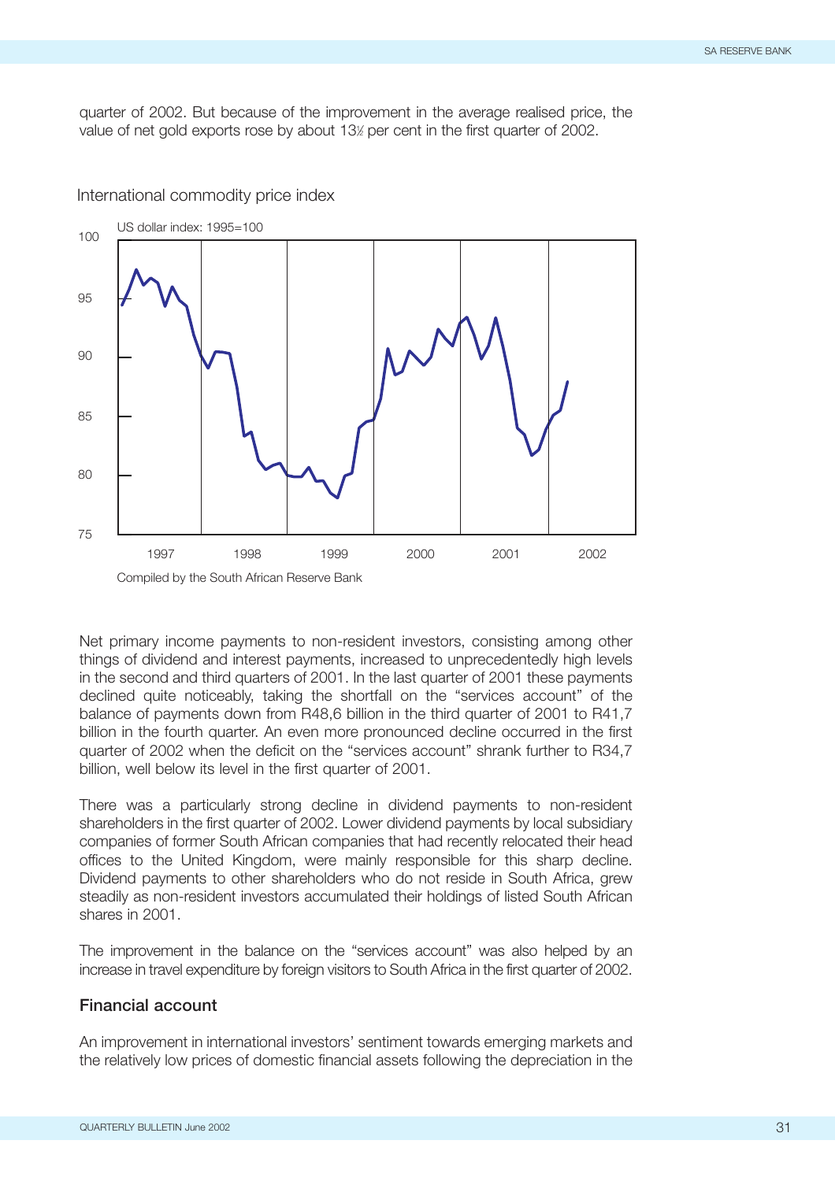quarter of 2002. But because of the improvement in the average realised price, the value of net gold exports rose by about 13½ per cent in the first quarter of 2002.

International commodity price index

US dollar index: 1995=100

100
95
90
85
80
75

1997 1998 1999 2000 2001 2002

Compiled by the South African Reserve Bank

Net primary income payments to non-resident investors, consisting among other things of dividend and interest payments, increased to unprecedentedly high levels in the second and third quarters of 2001. In the last quarter of 2001 these payments declined quite noticeably, taking the shortfall on the "services account" of the balance of payments down from R48,6 billion in the third quarter of 2001 to R41,7 billion in the fourth quarter. An even more pronounced decline occurred in the first quarter of 2002 when the deficit on the "services account" shrank further to R34,7 billion, well below its level in the first quarter of 2001.

There was a particularly strong decline in dividend payments to non-resident shareholders in the first quarter of 2002. Lower dividend payments by local subsidiary companies of former South African companies that had recently relocated their head offices to the United Kingdom, were mainly responsible for this sharp decline. Dividend payments to other shareholders who do not reside in South Africa, grew steadily as non-resident investors accumulated their holdings of listed South African shares in 2001.

The improvement in the balance on the "services account" was also helped by an increase in travel expenditure by foreign visitors to South Africa in the first quarter of 2002.

### Financial account

An improvement in international investors' sentiment towards emerging markets and the relatively low prices of domestic financial assets following the depreciation in the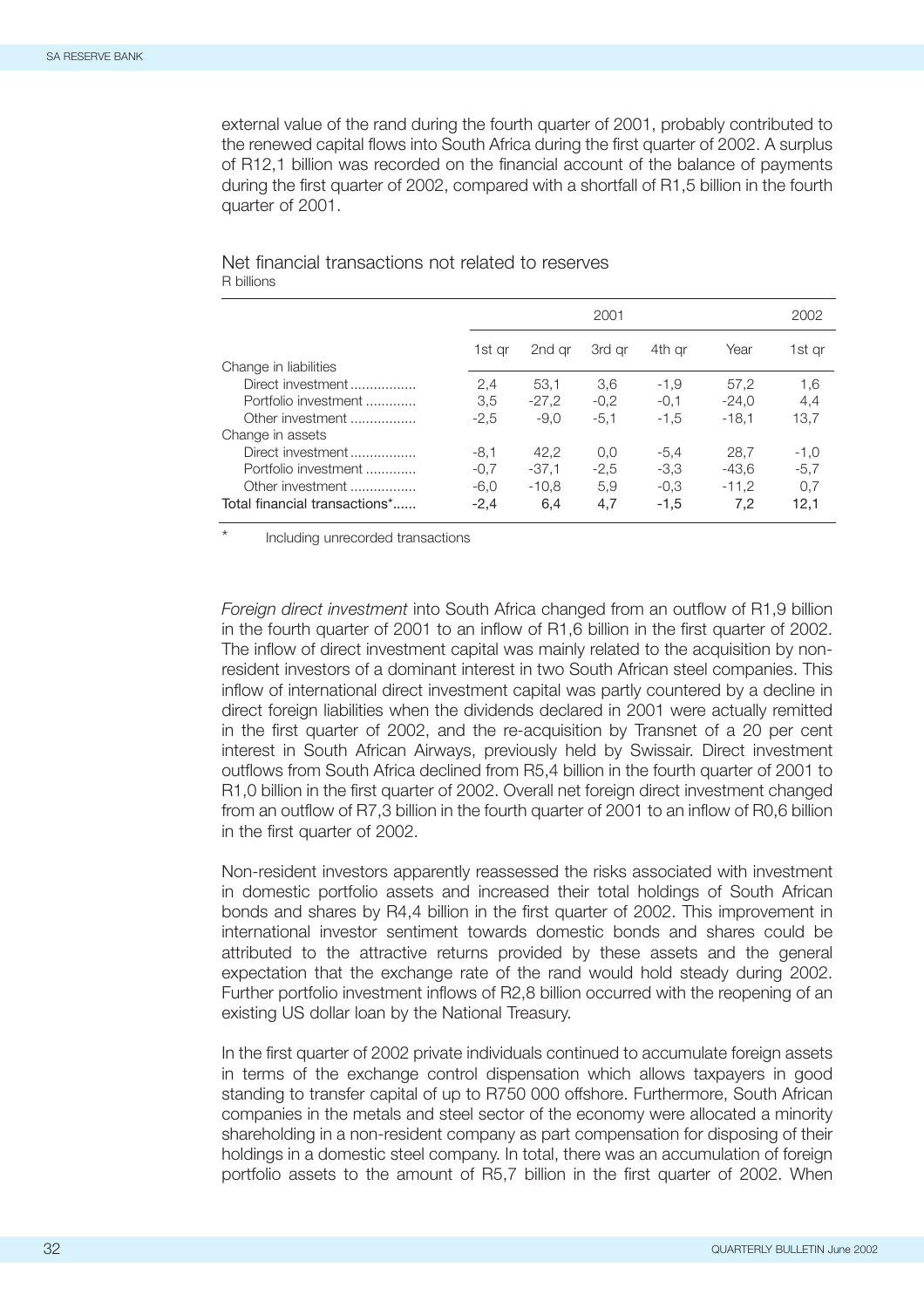external value of the rand during the fourth quarter of 2001, probably contributed to the renewed capital flows into South Africa during the first quarter of 2002. A surplus of R12,1 billion was recorded on the financial account of the balance of payments during the first quarter of 2002, compared with a shortfall of R1,5 billion in the fourth quarter of 2001.

Net financial transactions not related to reserves
R billions

| | 2001 | | | | | 2002 |
|---|---|---|---|---|---|---|
| | 1st qr | 2nd qr | 3rd qr | 4th qr | Year | 1st qr |
| Change in liabilities | | | | | | |
| Direct investment | 2,4 | 53,1 | 3,6 | -1,9 | 57,2 | 1,6 |
| Portfolio investment | 3,5 | -27,2 | -0,2 | -0,1 | -24,0 | 4,4 |
| Other investment | -2,5 | -9,0 | -5,1 | -1,5 | -18,1 | 13,7 |
| Change in assets | | | | | | |
| Direct investment | -8,1 | 42,2 | 0,0 | -5,4 | 28,7 | -1,0 |
| Portfolio investment | -0,7 | -37,1 | -2,5 | -3,3 | -43,6 | -5,7 |
| Other investment | -6,0 | -10,8 | 5,9 | -0,3 | -11,2 | 0,7 |
| Total financial transactions* | -2,4 | 6,4 | 4,7 | -1,5 | 7,2 | 12,1 |

\* Including unrecorded transactions

*Foreign direct investment* into South Africa changed from an outflow of R1,9 billion in the fourth quarter of 2001 to an inflow of R1,6 billion in the first quarter of 2002. The inflow of direct investment capital was mainly related to the acquisition by non-resident investors of a dominant interest in two South African steel companies. This inflow of international direct investment capital was partly countered by a decline in direct foreign liabilities when the dividends declared in 2001 were actually remitted in the first quarter of 2002, and the re-acquisition by Transnet of a 20 per cent interest in South African Airways, previously held by Swissair. Direct investment outflows from South Africa declined from R5,4 billion in the fourth quarter of 2001 to R1,0 billion in the first quarter of 2002. Overall net foreign direct investment changed from an outflow of R7,3 billion in the fourth quarter of 2001 to an inflow of R0,6 billion in the first quarter of 2002.

Non-resident investors apparently reassessed the risks associated with investment in domestic portfolio assets and increased their total holdings of South African bonds and shares by R4,4 billion in the first quarter of 2002. This improvement in international investor sentiment towards domestic bonds and shares could be attributed to the attractive returns provided by these assets and the general expectation that the exchange rate of the rand would hold steady during 2002. Further portfolio investment inflows of R2,8 billion occurred with the reopening of an existing US dollar loan by the National Treasury.

In the first quarter of 2002 private individuals continued to accumulate foreign assets in terms of the exchange control dispensation which allows taxpayers in good standing to transfer capital of up to R750 000 offshore. Furthermore, South African companies in the metals and steel sector of the economy were allocated a minority shareholding in a non-resident company as part compensation for disposing of their holdings in a domestic steel company. In total, there was an accumulation of foreign portfolio assets to the amount of R5,7 billion in the first quarter of 2002. When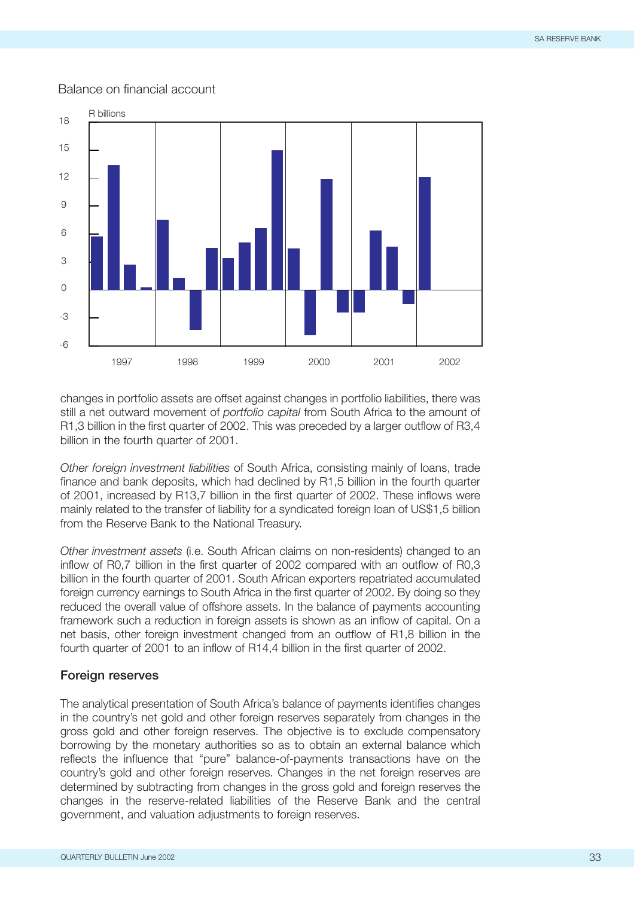Balance on financial account

R billions

18
15
12
9
6
3
0
-3
-6

1997
1998
1999
2000
2001
2002

changes in portfolio assets are offset against changes in portfolio liabilities, there was still a net outward movement of *portfolio capital* from South Africa to the amount of R1,3 billion in the first quarter of 2002. This was preceded by a larger outflow of R3,4 billion in the fourth quarter of 2001.

*Other foreign investment liabilities* of South Africa, consisting mainly of loans, trade finance and bank deposits, which had declined by R1,5 billion in the fourth quarter of 2001, increased by R13,7 billion in the first quarter of 2002. These inflows were mainly related to the transfer of liability for a syndicated foreign loan of US$1,5 billion from the Reserve Bank to the National Treasury.

*Other investment assets* (i.e. South African claims on non-residents) changed to an inflow of R0,7 billion in the first quarter of 2002 compared with an outflow of R0,3 billion in the fourth quarter of 2001. South African exporters repatriated accumulated foreign currency earnings to South Africa in the first quarter of 2002. By doing so they reduced the overall value of offshore assets. In the balance of payments accounting framework such a reduction in foreign assets is shown as an inflow of capital. On a net basis, other foreign investment changed from an outflow of R1,8 billion in the fourth quarter of 2001 to an inflow of R14,4 billion in the first quarter of 2002.

## Foreign reserves

The analytical presentation of South Africa's balance of payments identifies changes in the country's net gold and other foreign reserves separately from changes in the gross gold and other foreign reserves. The objective is to exclude compensatory borrowing by the monetary authorities so as to obtain an external balance which reflects the influence that "pure" balance-of-payments transactions have on the country's gold and other foreign reserves. Changes in the net foreign reserves are determined by subtracting from changes in the gross gold and foreign reserves the changes in the reserve-related liabilities of the Reserve Bank and the central government, and valuation adjustments to foreign reserves.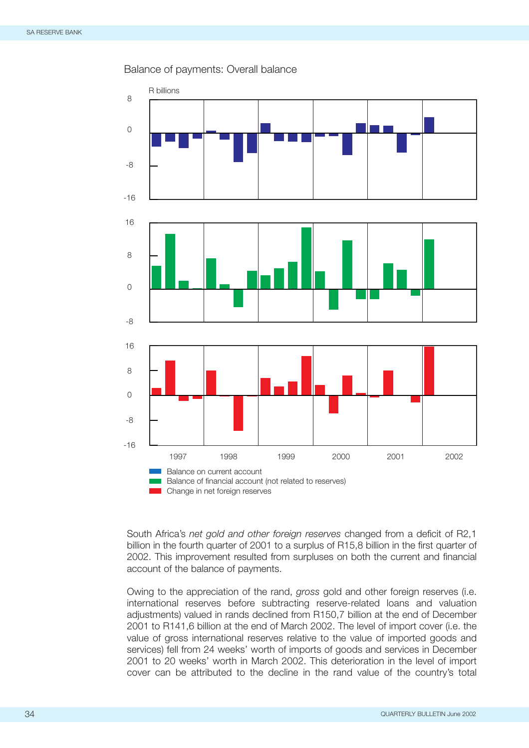Balance of payments: Overall balance

R billions

8
0
-8
-16

16
8
0
-8

16
8
0
-8
-16

1997 1998 1999 2000 2001 2002

Balance on current account
Balance of financial account (not related to reserves)
Change in net foreign reserves

South Africa's *net gold and other foreign reserves* changed from a deficit of R2,1 billion in the fourth quarter of 2001 to a surplus of R15,8 billion in the first quarter of 2002. This improvement resulted from surpluses on both the current and financial account of the balance of payments.

Owing to the appreciation of the rand, *gross* gold and other foreign reserves (i.e. international reserves before subtracting reserve-related loans and valuation adjustments) valued in rands declined from R150,7 billion at the end of December 2001 to R141,6 billion at the end of March 2002. The level of import cover (i.e. the value of gross international reserves relative to the value of imported goods and services) fell from 24 weeks' worth of imports of goods and services in December 2001 to 20 weeks' worth in March 2002. This deterioration in the level of import cover can be attributed to the decline in the rand value of the country's total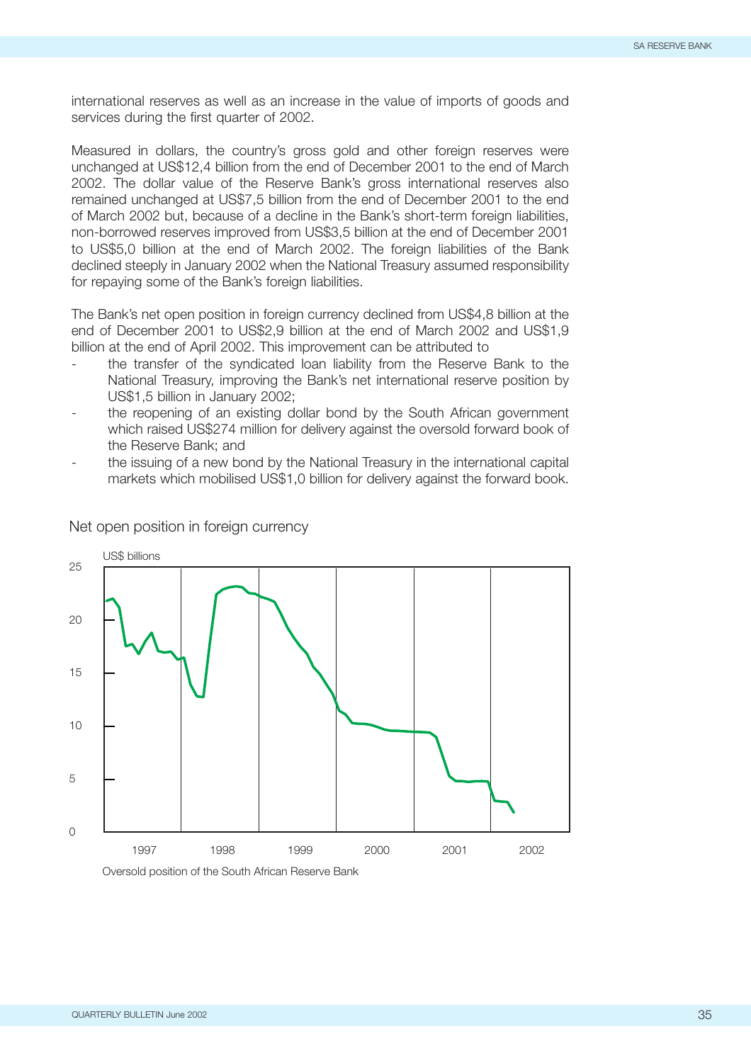international reserves as well as an increase in the value of imports of goods and services during the first quarter of 2002.

Measured in dollars, the country's gross gold and other foreign reserves were unchanged at US$12,4 billion from the end of December 2001 to the end of March 2002. The dollar value of the Reserve Bank's gross international reserves also remained unchanged at US$7,5 billion from the end of December 2001 to the end of March 2002 but, because of a decline in the Bank's short-term foreign liabilities, non-borrowed reserves improved from US$3,5 billion at the end of December 2001 to US$5,0 billion at the end of March 2002. The foreign liabilities of the Bank declined steeply in January 2002 when the National Treasury assumed responsibility for repaying some of the Bank's foreign liabilities.

The Bank's net open position in foreign currency declined from US$4,8 billion at the end of December 2001 to US$2,9 billion at the end of March 2002 and US$1,9 billion at the end of April 2002. This improvement can be attributed to

- the transfer of the syndicated loan liability from the Reserve Bank to the National Treasury, improving the Bank's net international reserve position by US$1,5 billion in January 2002;
- the reopening of an existing dollar bond by the South African government which raised US$274 million for delivery against the oversold forward book of the Reserve Bank; and
- the issuing of a new bond by the National Treasury in the international capital markets which mobilised US$1,0 billion for delivery against the forward book.

Net open position in foreign currency

US$ billions

25
20
15
10
5
0

1997 1998 1999 2000 2001 2002

Oversold position of the South African Reserve Bank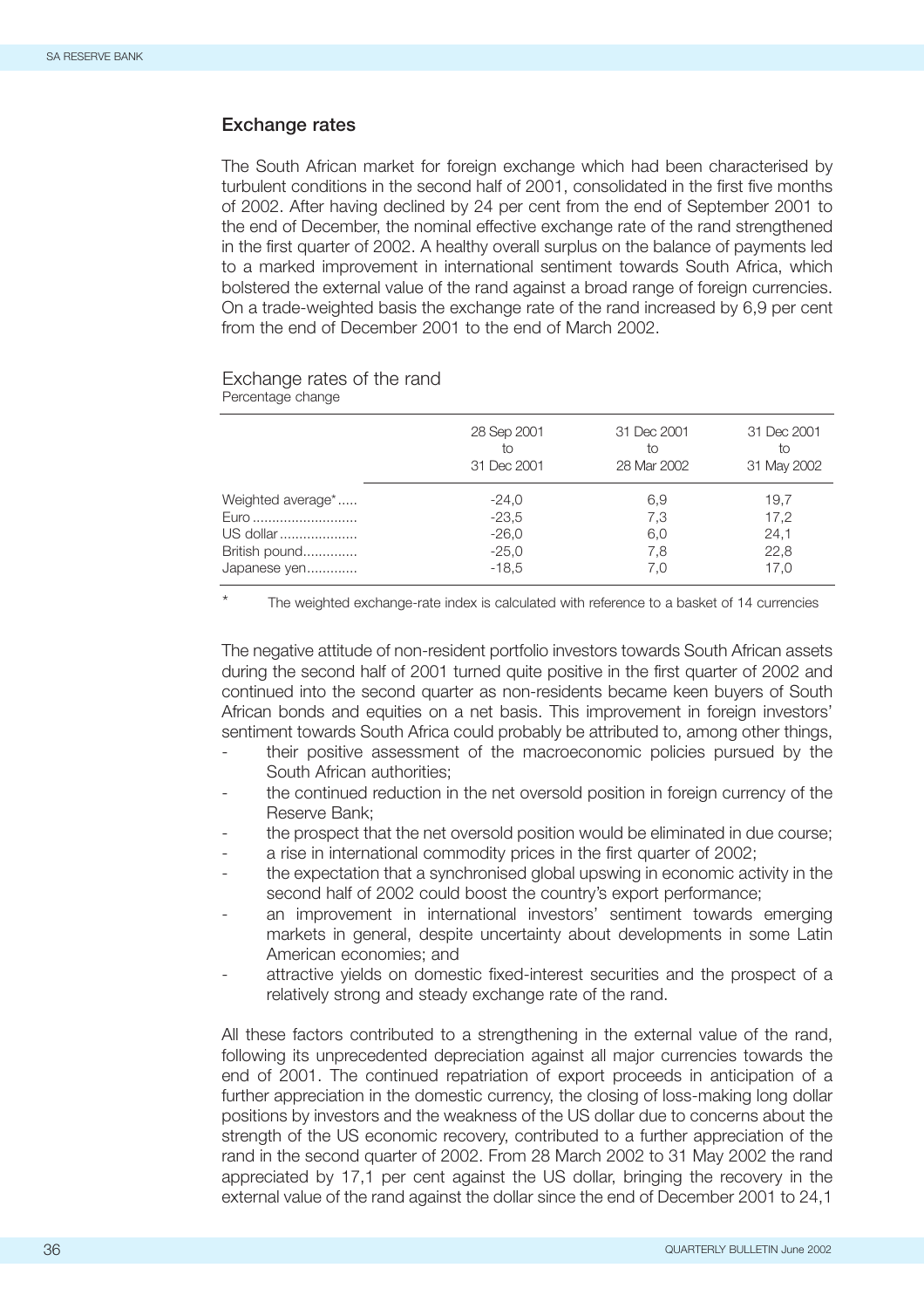## Exchange rates

The South African market for foreign exchange which had been characterised by turbulent conditions in the second half of 2001, consolidated in the first five months of 2002. After having declined by 24 per cent from the end of September 2001 to the end of December, the nominal effective exchange rate of the rand strengthened in the first quarter of 2002. A healthy overall surplus on the balance of payments led to a marked improvement in international sentiment towards South Africa, which bolstered the external value of the rand against a broad range of foreign currencies. On a trade-weighted basis the exchange rate of the rand increased by 6,9 per cent from the end of December 2001 to the end of March 2002.

Exchange rates of the rand
Percentage change

| | 28 Sep 2001 to 31 Dec 2001 | 31 Dec 2001 to 28 Mar 2002 | 31 Dec 2001 to 31 May 2002 |
|---|---|---|---|
| Weighted average* | -24,0 | 6,9 | 19,7 |
| Euro | -23,5 | 7,3 | 17,2 |
| US dollar | -26,0 | 6,0 | 24,1 |
| British pound | -25,0 | 7,8 | 22,8 |
| Japanese yen | -18,5 | 7,0 | 17,0 |

\* The weighted exchange-rate index is calculated with reference to a basket of 14 currencies

The negative attitude of non-resident portfolio investors towards South African assets during the second half of 2001 turned quite positive in the first quarter of 2002 and continued into the second quarter as non-residents became keen buyers of South African bonds and equities on a net basis. This improvement in foreign investors' sentiment towards South Africa could probably be attributed to, among other things,

- their positive assessment of the macroeconomic policies pursued by the South African authorities;
- the continued reduction in the net oversold position in foreign currency of the Reserve Bank;
- the prospect that the net oversold position would be eliminated in due course;
- a rise in international commodity prices in the first quarter of 2002;
- the expectation that a synchronised global upswing in economic activity in the second half of 2002 could boost the country's export performance;
- an improvement in international investors' sentiment towards emerging markets in general, despite uncertainty about developments in some Latin American economies; and
- attractive yields on domestic fixed-interest securities and the prospect of a relatively strong and steady exchange rate of the rand.

All these factors contributed to a strengthening in the external value of the rand, following its unprecedented depreciation against all major currencies towards the end of 2001. The continued repatriation of export proceeds in anticipation of a further appreciation in the domestic currency, the closing of loss-making long dollar positions by investors and the weakness of the US dollar due to concerns about the strength of the US economic recovery, contributed to a further appreciation of the rand in the second quarter of 2002. From 28 March 2002 to 31 May 2002 the rand appreciated by 17,1 per cent against the US dollar, bringing the recovery in the external value of the rand against the dollar since the end of December 2001 to 24,1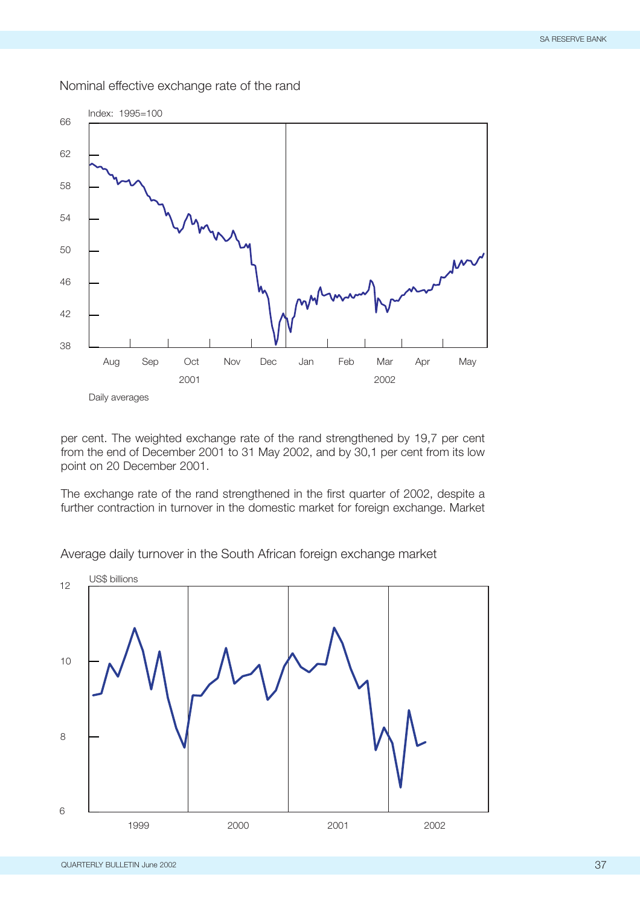Nominal effective exchange rate of the rand

Index: 1995=100

66
62
58
54
50
46
42
38

Aug Sep Oct Nov Dec Jan Feb Mar Apr May

2001 2002

Daily averages

per cent. The weighted exchange rate of the rand strengthened by 19,7 per cent from the end of December 2001 to 31 May 2002, and by 30,1 per cent from its low point on 20 December 2001.

The exchange rate of the rand strengthened in the first quarter of 2002, despite a further contraction in turnover in the domestic market for foreign exchange. Market

Average daily turnover in the South African foreign exchange market

US$ billions

12
10
8
6

1999 2000 2001 2002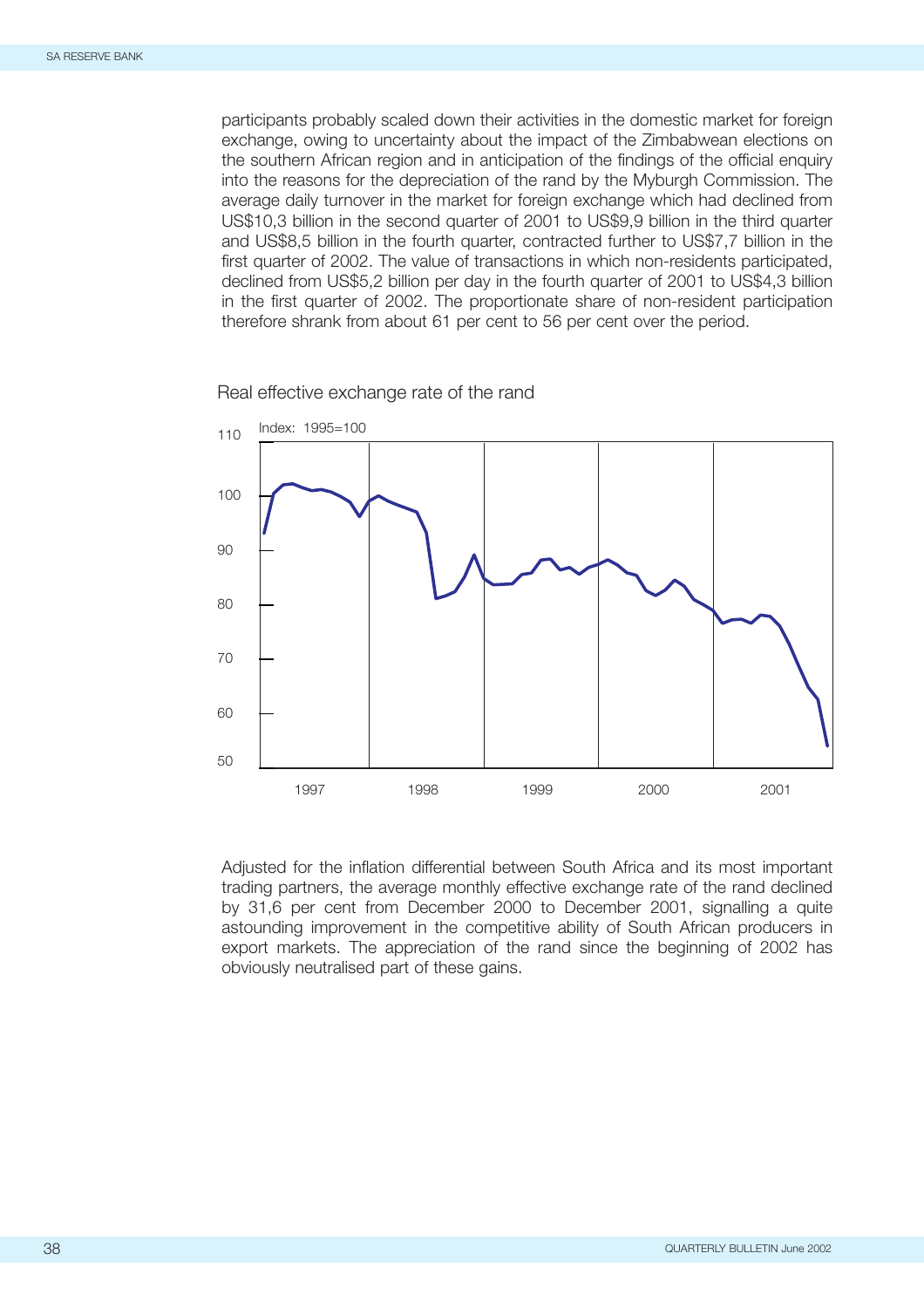participants probably scaled down their activities in the domestic market for foreign exchange, owing to uncertainty about the impact of the Zimbabwean elections on the southern African region and in anticipation of the findings of the official enquiry into the reasons for the depreciation of the rand by the Myburgh Commission. The average daily turnover in the market for foreign exchange which had declined from US$10,3 billion in the second quarter of 2001 to US$9,9 billion in the third quarter and US$8,5 billion in the fourth quarter, contracted further to US$7,7 billion in the first quarter of 2002. The value of transactions in which non-residents participated, declined from US$5,2 billion per day in the fourth quarter of 2001 to US$4,3 billion in the first quarter of 2002. The proportionate share of non-resident participation therefore shrank from about 61 per cent to 56 per cent over the period.

Real effective exchange rate of the rand

Index: 1995=100

110
100
90
80
70
60
50

1997
1998
1999
2000
2001

Adjusted for the inflation differential between South Africa and its most important trading partners, the average monthly effective exchange rate of the rand declined by 31,6 per cent from December 2000 to December 2001, signalling a quite astounding improvement in the competitive ability of South African producers in export markets. The appreciation of the rand since the beginning of 2002 has obviously neutralised part of these gains.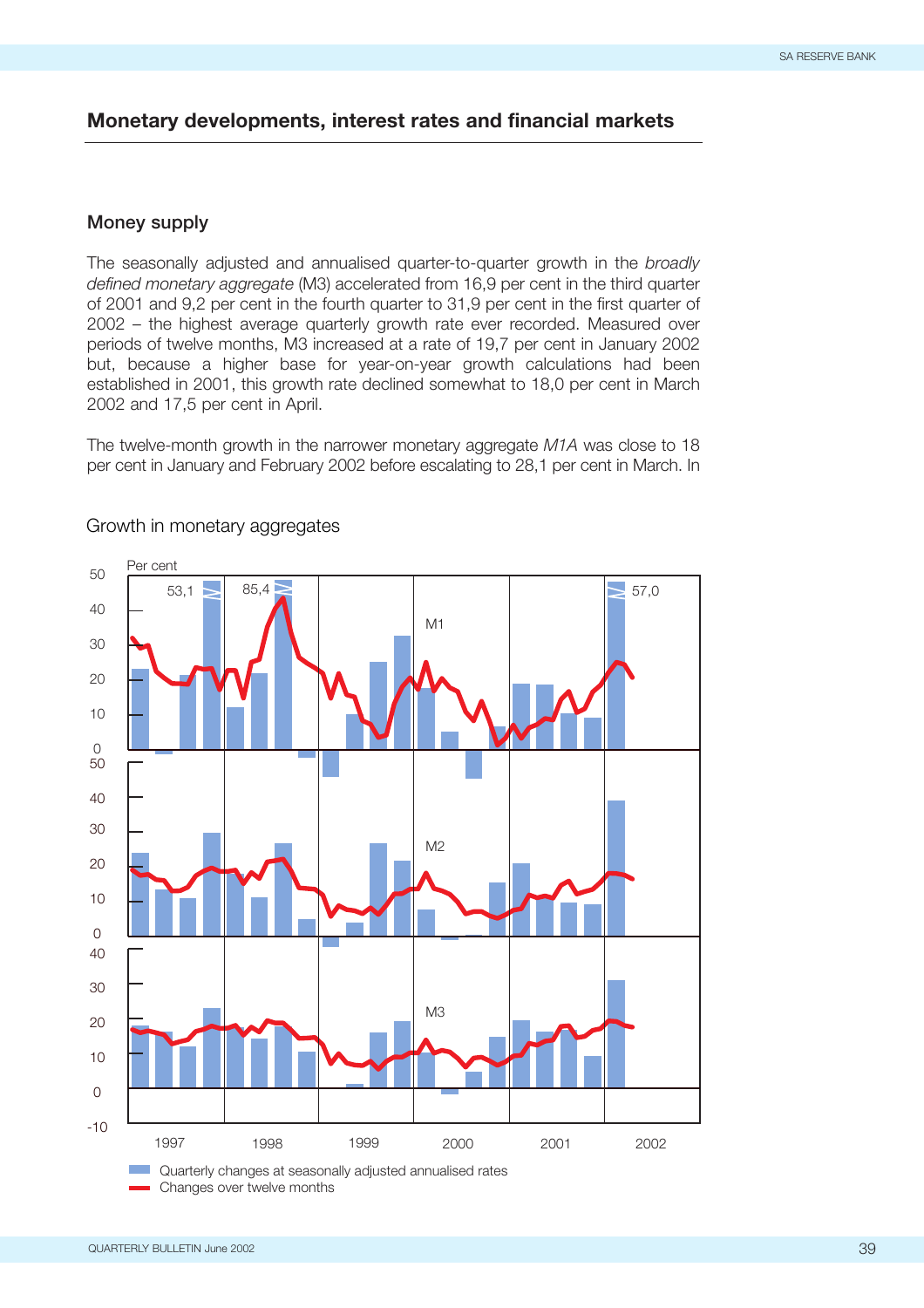# Monetary developments, interest rates and financial markets

## Money supply

The seasonally adjusted and annualised quarter-to-quarter growth in the *broadly defined monetary aggregate* (M3) accelerated from 16,9 per cent in the third quarter of 2001 and 9,2 per cent in the fourth quarter to 31,9 per cent in the first quarter of 2002 – the highest average quarterly growth rate ever recorded. Measured over periods of twelve months, M3 increased at a rate of 19,7 per cent in January 2002 but, because a higher base for year-on-year growth calculations had been established in 2001, this growth rate declined somewhat to 18,0 per cent in March 2002 and 17,5 per cent in April.

The twelve-month growth in the narrower monetary aggregate *M1A* was close to 18 per cent in January and February 2002 before escalating to 28,1 per cent in March. In

Growth in monetary aggregates

Per cent

53,1

85,4

57,0

M1

M2

M3

1997 1998 1999 2000 2001 2002

Quarterly changes at seasonally adjusted annualised rates

Changes over twelve months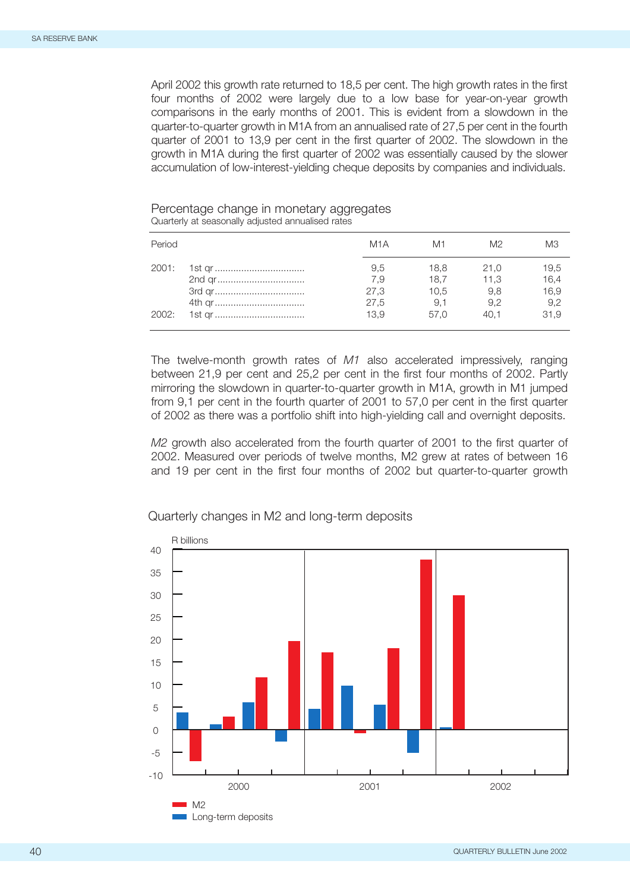April 2002 this growth rate returned to 18,5 per cent. The high growth rates in the first four months of 2002 were largely due to a low base for year-on-year growth comparisons in the early months of 2001. This is evident from a slowdown in the quarter-to-quarter growth in M1A from an annualised rate of 27,5 per cent in the fourth quarter of 2001 to 13,9 per cent in the first quarter of 2002. The slowdown in the growth in M1A during the first quarter of 2002 was essentially caused by the slower accumulation of low-interest-yielding cheque deposits by companies and individuals.

Percentage change in monetary aggregates
Quarterly at seasonally adjusted annualised rates

| Period | | M1A | M1 | M2 | M3 |
|---|---|---|---|---|---|
| 2001: | 1st qr | 9,5 | 18,8 | 21,0 | 19,5 |
| | 2nd qr | 7,9 | 18,7 | 11,3 | 16,4 |
| | 3rd qr | 27,3 | 10,5 | 9,8 | 16,9 |
| | 4th qr | 27,5 | 9,1 | 9,2 | 9,2 |
| 2002: | 1st qr | 13,9 | 57,0 | 40,1 | 31,9 |

The twelve-month growth rates of *M1* also accelerated impressively, ranging between 21,9 per cent and 25,2 per cent in the first four months of 2002. Partly mirroring the slowdown in quarter-to-quarter growth in M1A, growth in M1 jumped from 9,1 per cent in the fourth quarter of 2001 to 57,0 per cent in the first quarter of 2002 as there was a portfolio shift into high-yielding call and overnight deposits.

*M2* growth also accelerated from the fourth quarter of 2001 to the first quarter of 2002. Measured over periods of twelve months, M2 grew at rates of between 16 and 19 per cent in the first four months of 2002 but quarter-to-quarter growth

Quarterly changes in M2 and long-term deposits

R billions

40
35
30
25
20
15
10
5
0
-5
-10

2000
2001
2002

M2
Long-term deposits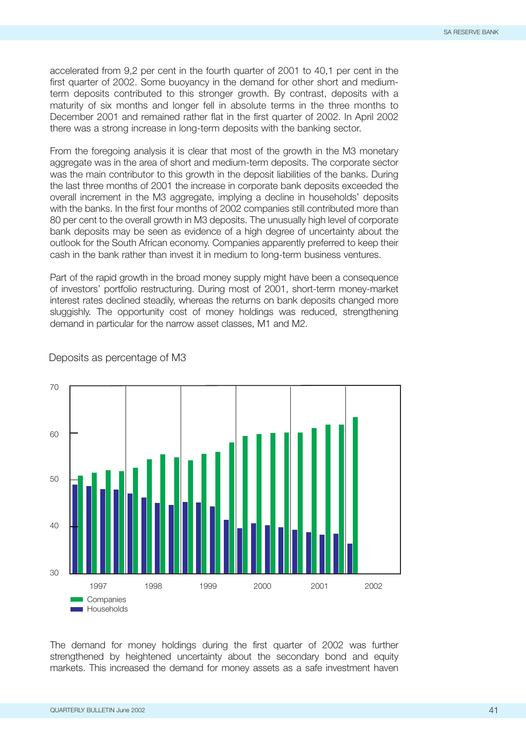accelerated from 9,2 per cent in the fourth quarter of 2001 to 40,1 per cent in the first quarter of 2002. Some buoyancy in the demand for other short and medium-term deposits contributed to this stronger growth. By contrast, deposits with a maturity of six months and longer fell in absolute terms in the three months to December 2001 and remained rather flat in the first quarter of 2002. In April 2002 there was a strong increase in long-term deposits with the banking sector.

From the foregoing analysis it is clear that most of the growth in the M3 monetary aggregate was in the area of short and medium-term deposits. The corporate sector was the main contributor to this growth in the deposit liabilities of the banks. During the last three months of 2001 the increase in corporate bank deposits exceeded the overall increment in the M3 aggregate, implying a decline in households' deposits with the banks. In the first four months of 2002 companies still contributed more than 80 per cent to the overall growth in M3 deposits. The unusually high level of corporate bank deposits may be seen as evidence of a high degree of uncertainty about the outlook for the South African economy. Companies apparently preferred to keep their cash in the bank rather than invest it in medium to long-term business ventures.

Part of the rapid growth in the broad money supply might have been a consequence of investors' portfolio restructuring. During most of 2001, short-term money-market interest rates declined steadily, whereas the returns on bank deposits changed more sluggishly. The opportunity cost of money holdings was reduced, strengthening demand in particular for the narrow asset classes, M1 and M2.

Deposits as percentage of M3

70
60
50
40
30

1997 1998 1999 2000 2001 2002

Companies
Households

The demand for money holdings during the first quarter of 2002 was further strengthened by heightened uncertainty about the secondary bond and equity markets. This increased the demand for money assets as a safe investment haven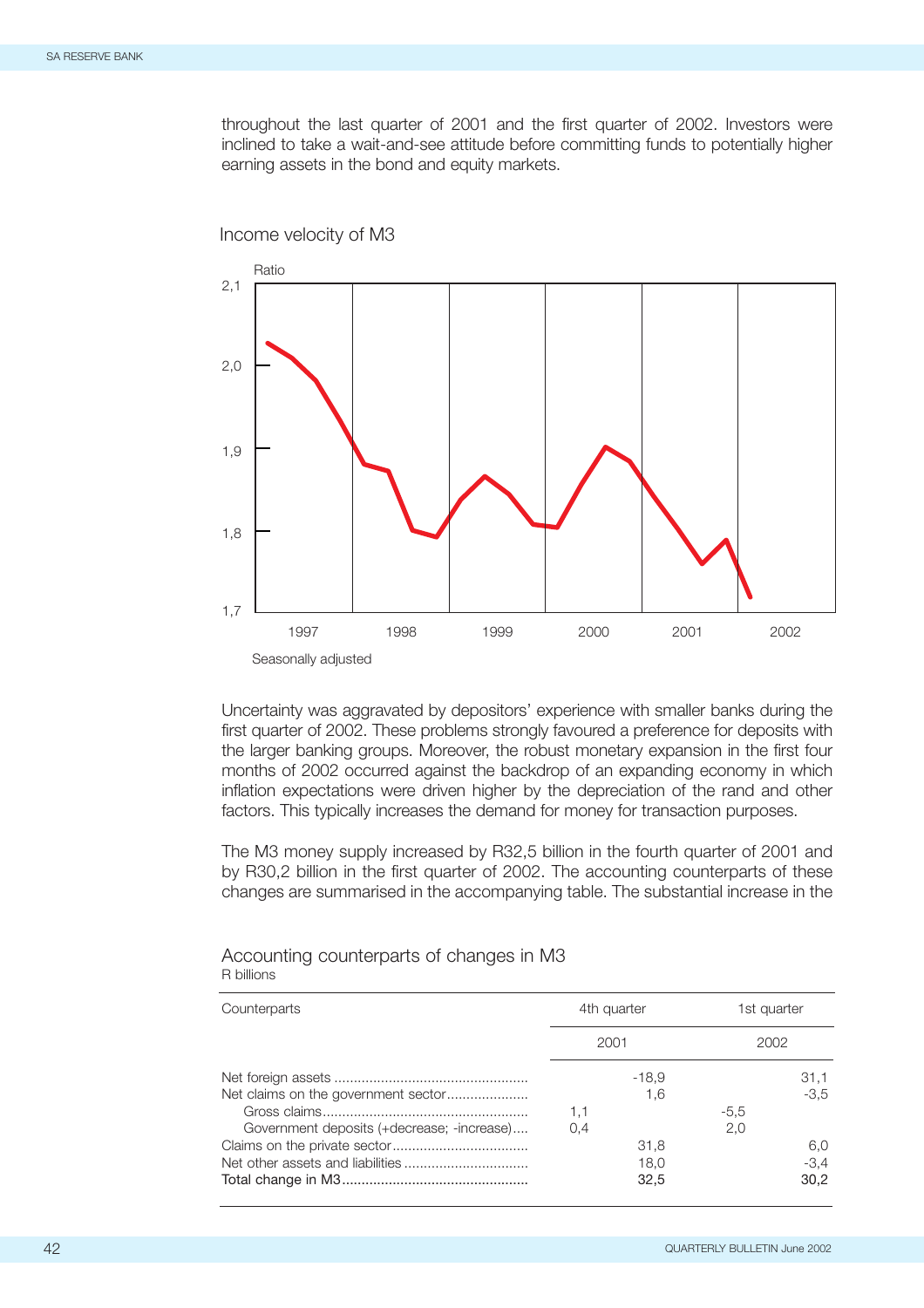throughout the last quarter of 2001 and the first quarter of 2002. Investors were inclined to take a wait-and-see attitude before committing funds to potentially higher earning assets in the bond and equity markets.

Income velocity of M3

Ratio

2,1

2,0

1,9

1,8

1,7

1997 1998 1999 2000 2001 2002

Seasonally adjusted

Uncertainty was aggravated by depositors' experience with smaller banks during the first quarter of 2002. These problems strongly favoured a preference for deposits with the larger banking groups. Moreover, the robust monetary expansion in the first four months of 2002 occurred against the backdrop of an expanding economy in which inflation expectations were driven higher by the depreciation of the rand and other factors. This typically increases the demand for money for transaction purposes.

The M3 money supply increased by R32,5 billion in the fourth quarter of 2001 and by R30,2 billion in the first quarter of 2002. The accounting counterparts of these changes are summarised in the accompanying table. The substantial increase in the

Accounting counterparts of changes in M3
R billions

| Counterparts | 4th quarter 2001 | | 1st quarter 2002 | |
|---|---|---|---|---|
| Net foreign assets | | -18,9 | | 31,1 |
| Net claims on the government sector | | 1,6 | | -3,5 |
| Gross claims | 1,1 | | -5,5 | |
| Government deposits (+decrease; -increase) | 0,4 | | 2,0 | |
| Claims on the private sector | | 31,8 | | 6,0 |
| Net other assets and liabilities | | 18,0 | | -3,4 |
| Total change in M3 | | 32,5 | | 30,2 |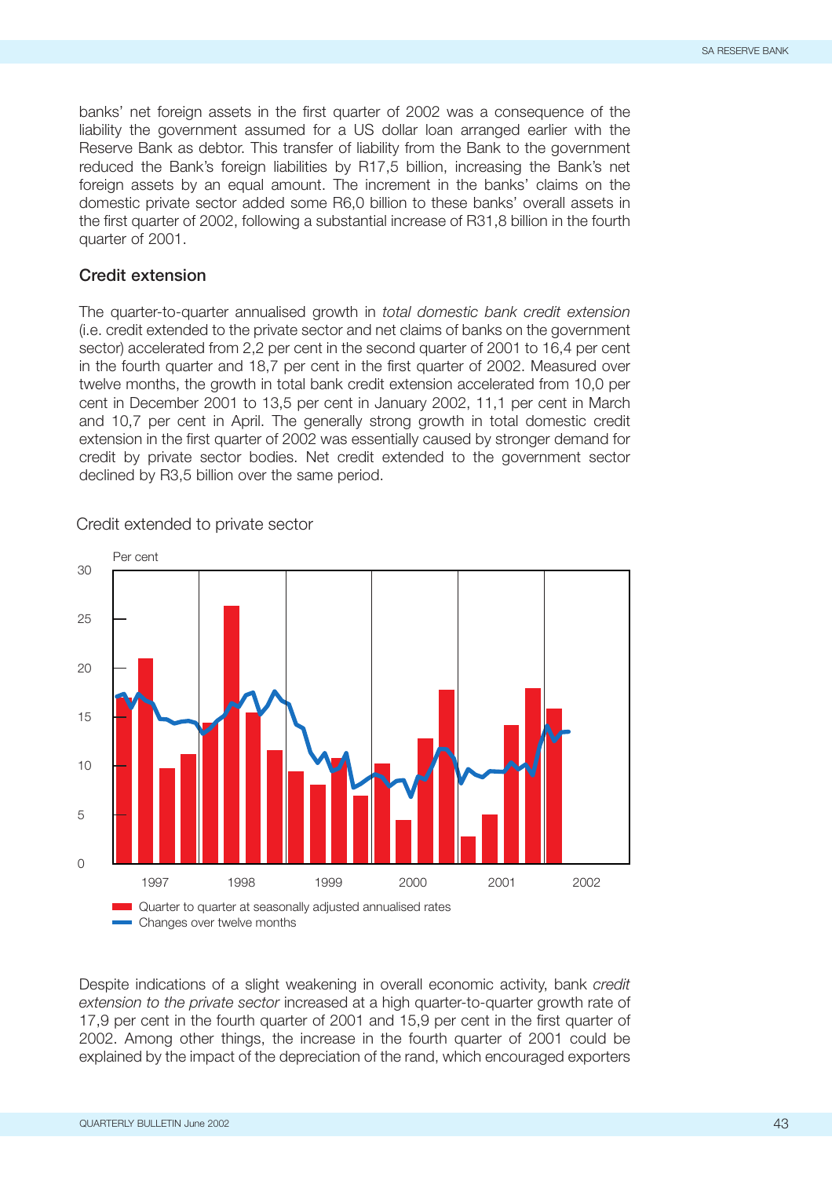banks' net foreign assets in the first quarter of 2002 was a consequence of the liability the government assumed for a US dollar loan arranged earlier with the Reserve Bank as debtor. This transfer of liability from the Bank to the government reduced the Bank's foreign liabilities by R17,5 billion, increasing the Bank's net foreign assets by an equal amount. The increment in the banks' claims on the domestic private sector added some R6,0 billion to these banks' overall assets in the first quarter of 2002, following a substantial increase of R31,8 billion in the fourth quarter of 2001.

## Credit extension

The quarter-to-quarter annualised growth in *total domestic bank credit extension* (i.e. credit extended to the private sector and net claims of banks on the government sector) accelerated from 2,2 per cent in the second quarter of 2001 to 16,4 per cent in the fourth quarter and 18,7 per cent in the first quarter of 2002. Measured over twelve months, the growth in total bank credit extension accelerated from 10,0 per cent in December 2001 to 13,5 per cent in January 2002, 11,1 per cent in March and 10,7 per cent in April. The generally strong growth in total domestic credit extension in the first quarter of 2002 was essentially caused by stronger demand for credit by private sector bodies. Net credit extended to the government sector declined by R3,5 billion over the same period.

Credit extended to private sector

Per cent

30
25
20
15
10
5
0

1997 1998 1999 2000 2001 2002

Quarter to quarter at seasonally adjusted annualised rates
Changes over twelve months

Despite indications of a slight weakening in overall economic activity, bank *credit extension to the private sector* increased at a high quarter-to-quarter growth rate of 17,9 per cent in the fourth quarter of 2001 and 15,9 per cent in the first quarter of 2002. Among other things, the increase in the fourth quarter of 2001 could be explained by the impact of the depreciation of the rand, which encouraged exporters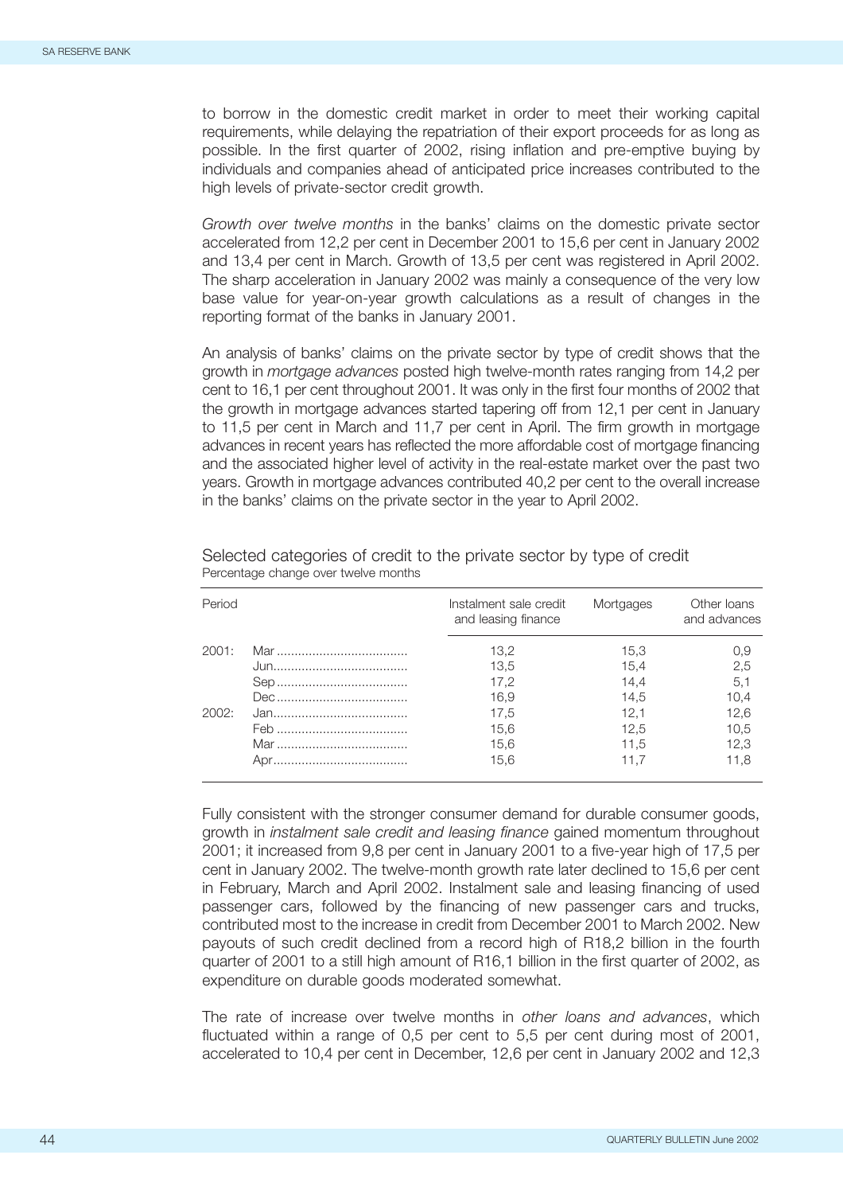to borrow in the domestic credit market in order to meet their working capital requirements, while delaying the repatriation of their export proceeds for as long as possible. In the first quarter of 2002, rising inflation and pre-emptive buying by individuals and companies ahead of anticipated price increases contributed to the high levels of private-sector credit growth.

*Growth over twelve months* in the banks' claims on the domestic private sector accelerated from 12,2 per cent in December 2001 to 15,6 per cent in January 2002 and 13,4 per cent in March. Growth of 13,5 per cent was registered in April 2002. The sharp acceleration in January 2002 was mainly a consequence of the very low base value for year-on-year growth calculations as a result of changes in the reporting format of the banks in January 2001.

An analysis of banks' claims on the private sector by type of credit shows that the growth in *mortgage advances* posted high twelve-month rates ranging from 14,2 per cent to 16,1 per cent throughout 2001. It was only in the first four months of 2002 that the growth in mortgage advances started tapering off from 12,1 per cent in January to 11,5 per cent in March and 11,7 per cent in April. The firm growth in mortgage advances in recent years has reflected the more affordable cost of mortgage financing and the associated higher level of activity in the real-estate market over the past two years. Growth in mortgage advances contributed 40,2 per cent to the overall increase in the banks' claims on the private sector in the year to April 2002.

Selected categories of credit to the private sector by type of credit
Percentage change over twelve months

| Period | | Instalment sale credit and leasing finance | Mortgages | Other loans and advances |
|---|---|---|---|---|
| 2001: | Mar | 13,2 | 15,3 | 0,9 |
| | Jun | 13,5 | 15,4 | 2,5 |
| | Sep | 17,2 | 14,4 | 5,1 |
| | Dec | 16,9 | 14,5 | 10,4 |
| 2002: | Jan | 17,5 | 12,1 | 12,6 |
| | Feb | 15,6 | 12,5 | 10,5 |
| | Mar | 15,6 | 11,5 | 12,3 |
| | Apr | 15,6 | 11,7 | 11,8 |

Fully consistent with the stronger consumer demand for durable consumer goods, growth in *instalment sale credit and leasing finance* gained momentum throughout 2001; it increased from 9,8 per cent in January 2001 to a five-year high of 17,5 per cent in January 2002. The twelve-month growth rate later declined to 15,6 per cent in February, March and April 2002. Instalment sale and leasing financing of used passenger cars, followed by the financing of new passenger cars and trucks, contributed most to the increase in credit from December 2001 to March 2002. New payouts of such credit declined from a record high of R18,2 billion in the fourth quarter of 2001 to a still high amount of R16,1 billion in the first quarter of 2002, as expenditure on durable goods moderated somewhat.

The rate of increase over twelve months in *other loans and advances*, which fluctuated within a range of 0,5 per cent to 5,5 per cent during most of 2001, accelerated to 10,4 per cent in December, 12,6 per cent in January 2002 and 12,3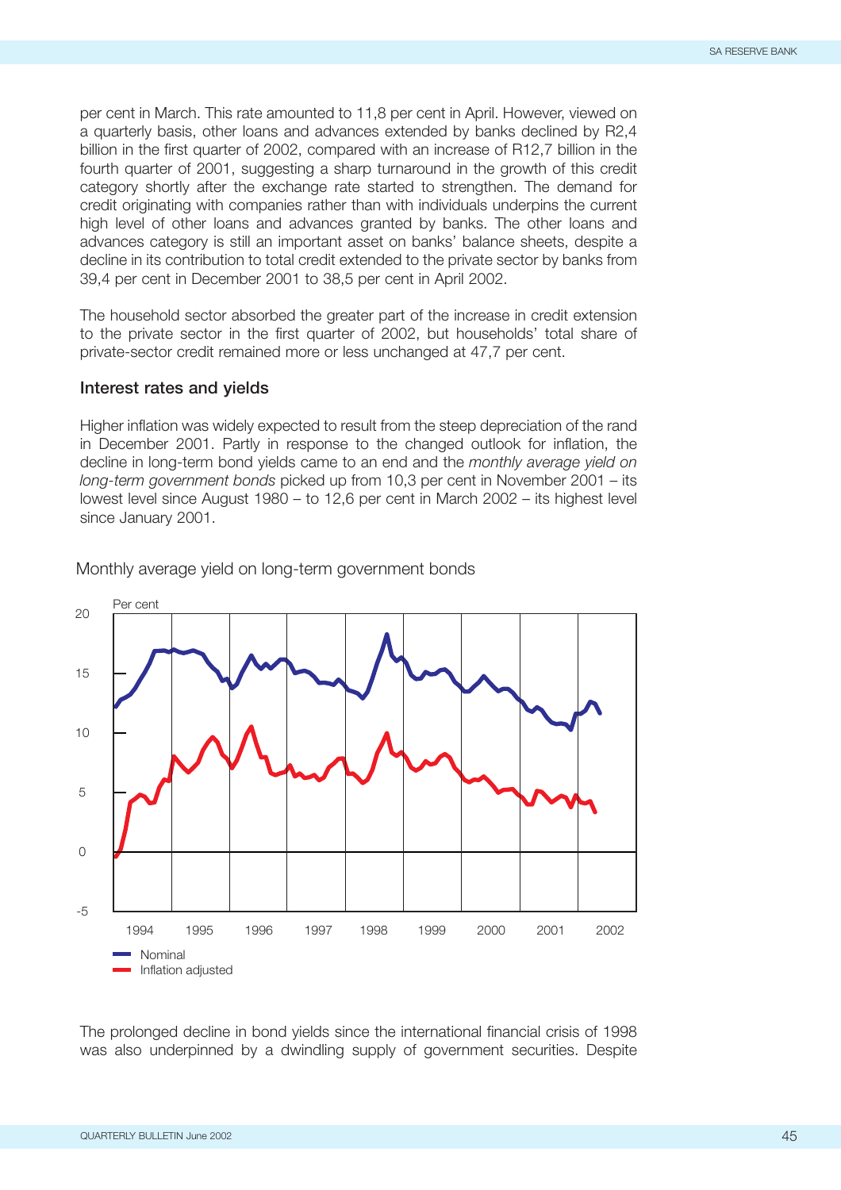per cent in March. This rate amounted to 11,8 per cent in April. However, viewed on a quarterly basis, other loans and advances extended by banks declined by R2,4 billion in the first quarter of 2002, compared with an increase of R12,7 billion in the fourth quarter of 2001, suggesting a sharp turnaround in the growth of this credit category shortly after the exchange rate started to strengthen. The demand for credit originating with companies rather than with individuals underpins the current high level of other loans and advances granted by banks. The other loans and advances category is still an important asset on banks' balance sheets, despite a decline in its contribution to total credit extended to the private sector by banks from 39,4 per cent in December 2001 to 38,5 per cent in April 2002.

The household sector absorbed the greater part of the increase in credit extension to the private sector in the first quarter of 2002, but households' total share of private-sector credit remained more or less unchanged at 47,7 per cent.

## Interest rates and yields

Higher inflation was widely expected to result from the steep depreciation of the rand in December 2001. Partly in response to the changed outlook for inflation, the decline in long-term bond yields came to an end and the *monthly average yield on long-term government bonds* picked up from 10,3 per cent in November 2001 – its lowest level since August 1980 – to 12,6 per cent in March 2002 – its highest level since January 2001.

Monthly average yield on long-term government bonds

Per cent

20
15
10
5
0
-5

1994 1995 1996 1997 1998 1999 2000 2001 2002

Nominal
Inflation adjusted

The prolonged decline in bond yields since the international financial crisis of 1998 was also underpinned by a dwindling supply of government securities. Despite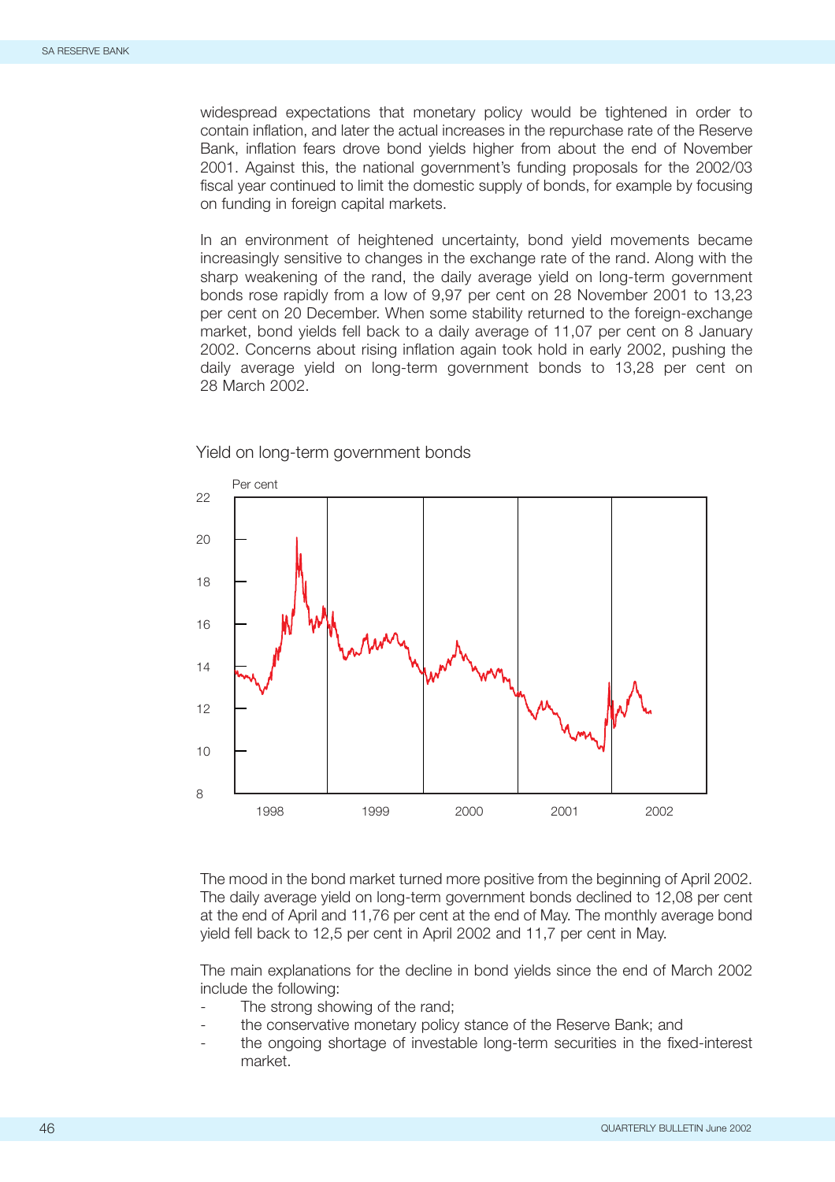widespread expectations that monetary policy would be tightened in order to contain inflation, and later the actual increases in the repurchase rate of the Reserve Bank, inflation fears drove bond yields higher from about the end of November 2001. Against this, the national government's funding proposals for the 2002/03 fiscal year continued to limit the domestic supply of bonds, for example by focusing on funding in foreign capital markets.

In an environment of heightened uncertainty, bond yield movements became increasingly sensitive to changes in the exchange rate of the rand. Along with the sharp weakening of the rand, the daily average yield on long-term government bonds rose rapidly from a low of 9,97 per cent on 28 November 2001 to 13,23 per cent on 20 December. When some stability returned to the foreign-exchange market, bond yields fell back to a daily average of 11,07 per cent on 8 January 2002. Concerns about rising inflation again took hold in early 2002, pushing the daily average yield on long-term government bonds to 13,28 per cent on 28 March 2002.

Yield on long-term government bonds

Per cent

22
20
18
16
14
12
10
8

1998
1999
2000
2001
2002

The mood in the bond market turned more positive from the beginning of April 2002. The daily average yield on long-term government bonds declined to 12,08 per cent at the end of April and 11,76 per cent at the end of May. The monthly average bond yield fell back to 12,5 per cent in April 2002 and 11,7 per cent in May.

The main explanations for the decline in bond yields since the end of March 2002 include the following:

- The strong showing of the rand;
- the conservative monetary policy stance of the Reserve Bank; and
- the ongoing shortage of investable long-term securities in the fixed-interest market.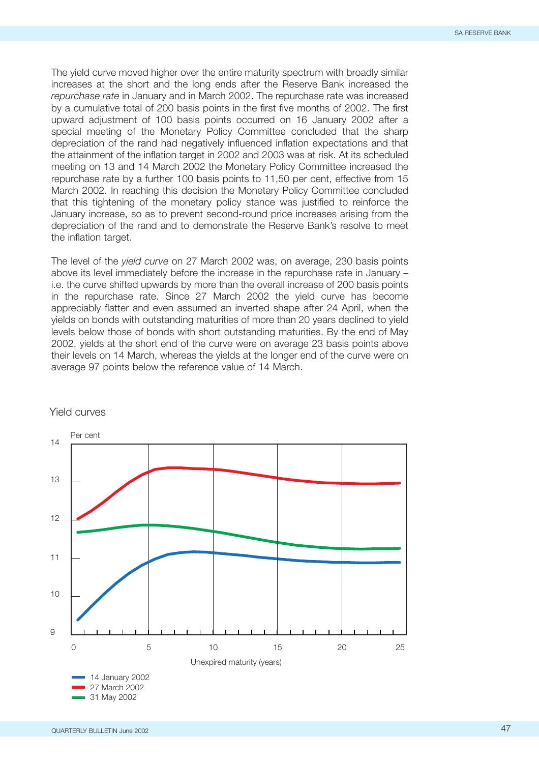The yield curve moved higher over the entire maturity spectrum with broadly similar increases at the short and the long ends after the Reserve Bank increased the *repurchase rate* in January and in March 2002. The repurchase rate was increased by a cumulative total of 200 basis points in the first five months of 2002. The first upward adjustment of 100 basis points occurred on 16 January 2002 after a special meeting of the Monetary Policy Committee concluded that the sharp depreciation of the rand had negatively influenced inflation expectations and that the attainment of the inflation target in 2002 and 2003 was at risk. At its scheduled meeting on 13 and 14 March 2002 the Monetary Policy Committee increased the repurchase rate by a further 100 basis points to 11,50 per cent, effective from 15 March 2002. In reaching this decision the Monetary Policy Committee concluded that this tightening of the monetary policy stance was justified to reinforce the January increase, so as to prevent second-round price increases arising from the depreciation of the rand and to demonstrate the Reserve Bank's resolve to meet the inflation target.

The level of the *yield curve* on 27 March 2002 was, on average, 230 basis points above its level immediately before the increase in the repurchase rate in January – i.e. the curve shifted upwards by more than the overall increase of 200 basis points in the repurchase rate. Since 27 March 2002 the yield curve has become appreciably flatter and even assumed an inverted shape after 24 April, when the yields on bonds with outstanding maturities of more than 20 years declined to yield levels below those of bonds with short outstanding maturities. By the end of May 2002, yields at the short end of the curve were on average 23 basis points above their levels on 14 March, whereas the yields at the longer end of the curve were on average 97 points below the reference value of 14 March.

Yield curves

Per cent

14
13
12
11
10
9

0 5 10 15 20 25

Unexpired maturity (years)

14 January 2002
27 March 2002
31 May 2002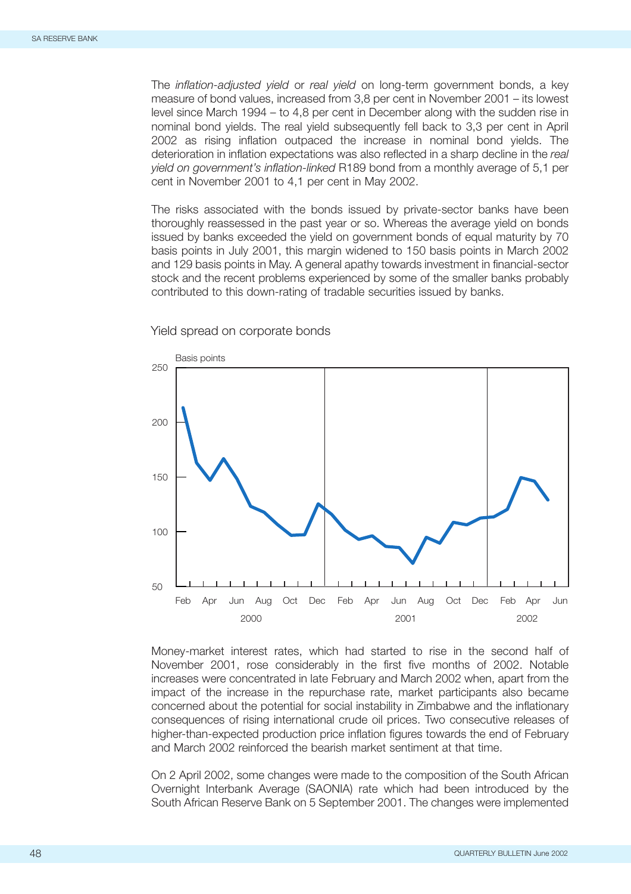The *inflation-adjusted yield* or *real yield* on long-term government bonds, a key measure of bond values, increased from 3,8 per cent in November 2001 – its lowest level since March 1994 – to 4,8 per cent in December along with the sudden rise in nominal bond yields. The real yield subsequently fell back to 3,3 per cent in April 2002 as rising inflation outpaced the increase in nominal bond yields. The deterioration in inflation expectations was also reflected in a sharp decline in the *real yield on government's inflation-linked* R189 bond from a monthly average of 5,1 per cent in November 2001 to 4,1 per cent in May 2002.

The risks associated with the bonds issued by private-sector banks have been thoroughly reassessed in the past year or so. Whereas the average yield on bonds issued by banks exceeded the yield on government bonds of equal maturity by 70 basis points in July 2001, this margin widened to 150 basis points in March 2002 and 129 basis points in May. A general apathy towards investment in financial-sector stock and the recent problems experienced by some of the smaller banks probably contributed to this down-rating of tradable securities issued by banks.

Yield spread on corporate bonds

Basis points

250
200
150
100
50

Feb Apr Jun Aug Oct Dec Feb Apr Jun Aug Oct Dec Feb Apr Jun

2000 2001 2002

Money-market interest rates, which had started to rise in the second half of November 2001, rose considerably in the first five months of 2002. Notable increases were concentrated in late February and March 2002 when, apart from the impact of the increase in the repurchase rate, market participants also became concerned about the potential for social instability in Zimbabwe and the inflationary consequences of rising international crude oil prices. Two consecutive releases of higher-than-expected production price inflation figures towards the end of February and March 2002 reinforced the bearish market sentiment at that time.

On 2 April 2002, some changes were made to the composition of the South African Overnight Interbank Average (SAONIA) rate which had been introduced by the South African Reserve Bank on 5 September 2001. The changes were implemented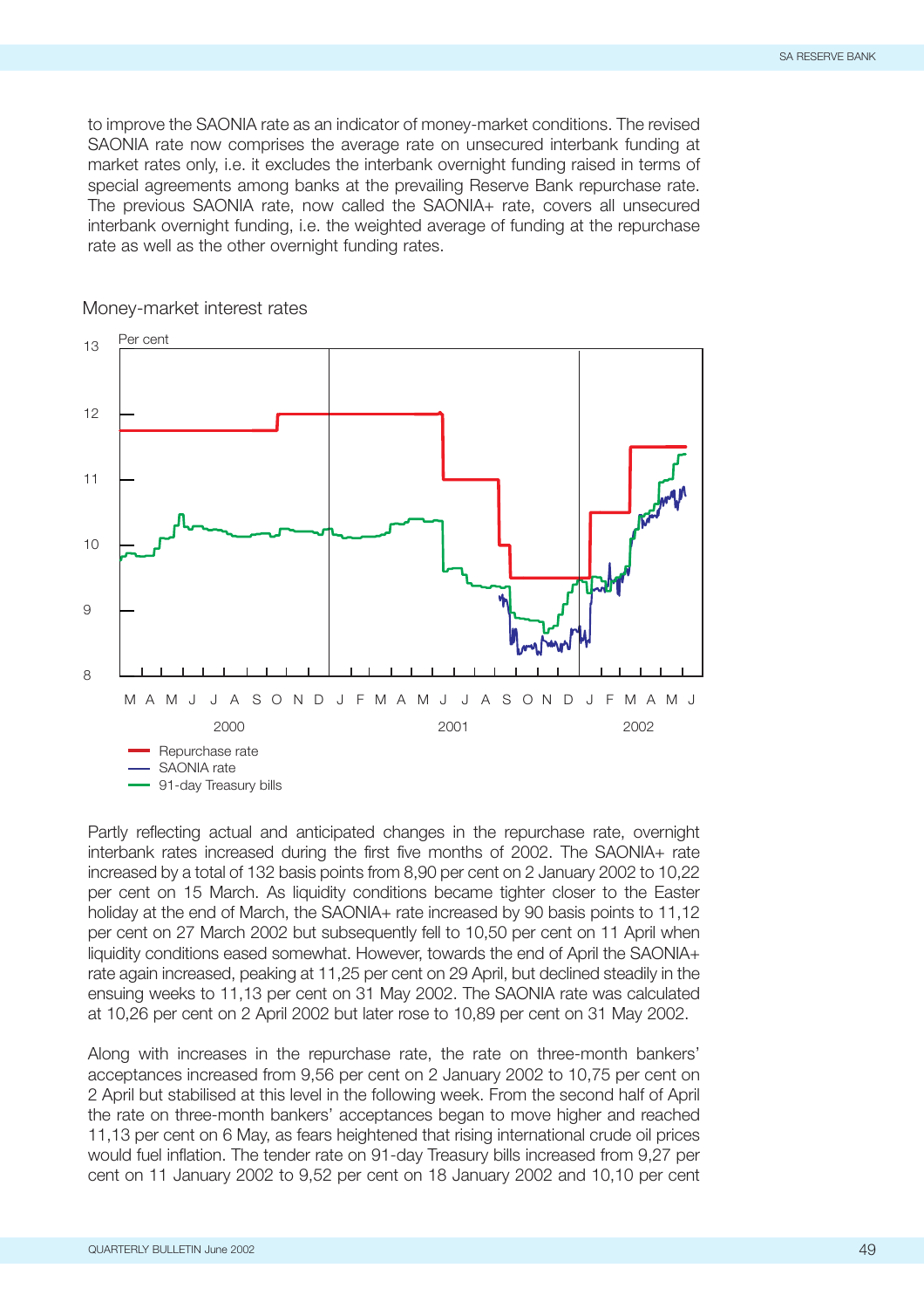to improve the SAONIA rate as an indicator of money-market conditions. The revised SAONIA rate now comprises the average rate on unsecured interbank funding at market rates only, i.e. it excludes the interbank overnight funding raised in terms of special agreements among banks at the prevailing Reserve Bank repurchase rate. The previous SAONIA rate, now called the SAONIA+ rate, covers all unsecured interbank overnight funding, i.e. the weighted average of funding at the repurchase rate as well as the other overnight funding rates.

Money-market interest rates

Per cent

Repurchase rate
SAONIA rate
91-day Treasury bills

Partly reflecting actual and anticipated changes in the repurchase rate, overnight interbank rates increased during the first five months of 2002. The SAONIA+ rate increased by a total of 132 basis points from 8,90 per cent on 2 January 2002 to 10,22 per cent on 15 March. As liquidity conditions became tighter closer to the Easter holiday at the end of March, the SAONIA+ rate increased by 90 basis points to 11,12 per cent on 27 March 2002 but subsequently fell to 10,50 per cent on 11 April when liquidity conditions eased somewhat. However, towards the end of April the SAONIA+ rate again increased, peaking at 11,25 per cent on 29 April, but declined steadily in the ensuing weeks to 11,13 per cent on 31 May 2002. The SAONIA rate was calculated at 10,26 per cent on 2 April 2002 but later rose to 10,89 per cent on 31 May 2002.

Along with increases in the repurchase rate, the rate on three-month bankers' acceptances increased from 9,56 per cent on 2 January 2002 to 10,75 per cent on 2 April but stabilised at this level in the following week. From the second half of April the rate on three-month bankers' acceptances began to move higher and reached 11,13 per cent on 6 May, as fears heightened that rising international crude oil prices would fuel inflation. The tender rate on 91-day Treasury bills increased from 9,27 per cent on 11 January 2002 to 9,52 per cent on 18 January 2002 and 10,10 per cent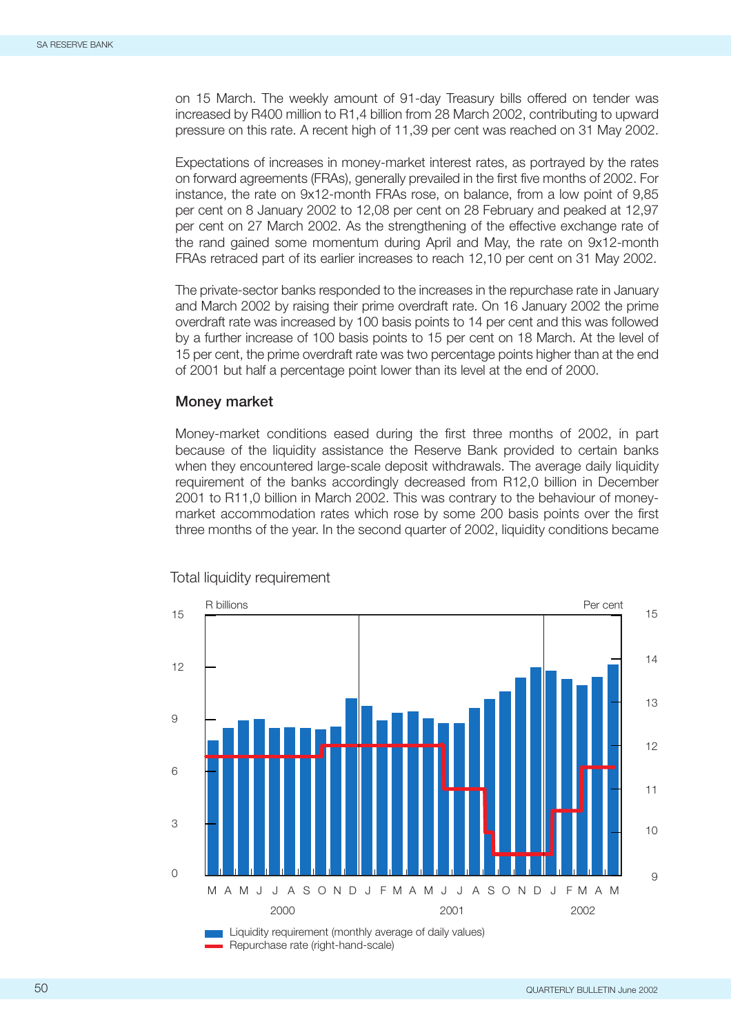on 15 March. The weekly amount of 91-day Treasury bills offered on tender was increased by R400 million to R1,4 billion from 28 March 2002, contributing to upward pressure on this rate. A recent high of 11,39 per cent was reached on 31 May 2002.

Expectations of increases in money-market interest rates, as portrayed by the rates on forward agreements (FRAs), generally prevailed in the first five months of 2002. For instance, the rate on 9x12-month FRAs rose, on balance, from a low point of 9,85 per cent on 8 January 2002 to 12,08 per cent on 28 February and peaked at 12,97 per cent on 27 March 2002. As the strengthening of the effective exchange rate of the rand gained some momentum during April and May, the rate on 9x12-month FRAs retraced part of its earlier increases to reach 12,10 per cent on 31 May 2002.

The private-sector banks responded to the increases in the repurchase rate in January and March 2002 by raising their prime overdraft rate. On 16 January 2002 the prime overdraft rate was increased by 100 basis points to 14 per cent and this was followed by a further increase of 100 basis points to 15 per cent on 18 March. At the level of 15 per cent, the prime overdraft rate was two percentage points higher than at the end of 2001 but half a percentage point lower than its level at the end of 2000.

## Money market

Money-market conditions eased during the first three months of 2002, in part because of the liquidity assistance the Reserve Bank provided to certain banks when they encountered large-scale deposit withdrawals. The average daily liquidity requirement of the banks accordingly decreased from R12,0 billion in December 2001 to R11,0 billion in March 2002. This was contrary to the behaviour of money-market accommodation rates which rose by some 200 basis points over the first three months of the year. In the second quarter of 2002, liquidity conditions became

Total liquidity requirement

- Liquidity requirement (monthly average of daily values)
- Repurchase rate (right-hand-scale)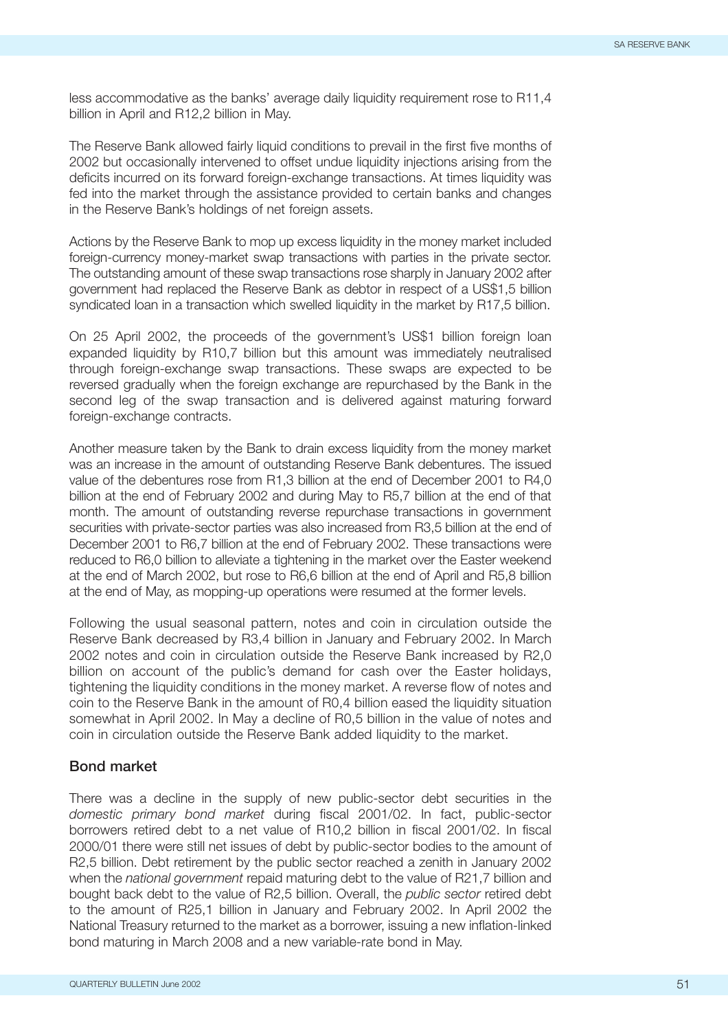less accommodative as the banks' average daily liquidity requirement rose to R11,4 billion in April and R12,2 billion in May.

The Reserve Bank allowed fairly liquid conditions to prevail in the first five months of 2002 but occasionally intervened to offset undue liquidity injections arising from the deficits incurred on its forward foreign-exchange transactions. At times liquidity was fed into the market through the assistance provided to certain banks and changes in the Reserve Bank's holdings of net foreign assets.

Actions by the Reserve Bank to mop up excess liquidity in the money market included foreign-currency money-market swap transactions with parties in the private sector. The outstanding amount of these swap transactions rose sharply in January 2002 after government had replaced the Reserve Bank as debtor in respect of a US$1,5 billion syndicated loan in a transaction which swelled liquidity in the market by R17,5 billion.

On 25 April 2002, the proceeds of the government's US$1 billion foreign loan expanded liquidity by R10,7 billion but this amount was immediately neutralised through foreign-exchange swap transactions. These swaps are expected to be reversed gradually when the foreign exchange are repurchased by the Bank in the second leg of the swap transaction and is delivered against maturing forward foreign-exchange contracts.

Another measure taken by the Bank to drain excess liquidity from the money market was an increase in the amount of outstanding Reserve Bank debentures. The issued value of the debentures rose from R1,3 billion at the end of December 2001 to R4,0 billion at the end of February 2002 and during May to R5,7 billion at the end of that month. The amount of outstanding reverse repurchase transactions in government securities with private-sector parties was also increased from R3,5 billion at the end of December 2001 to R6,7 billion at the end of February 2002. These transactions were reduced to R6,0 billion to alleviate a tightening in the market over the Easter weekend at the end of March 2002, but rose to R6,6 billion at the end of April and R5,8 billion at the end of May, as mopping-up operations were resumed at the former levels.

Following the usual seasonal pattern, notes and coin in circulation outside the Reserve Bank decreased by R3,4 billion in January and February 2002. In March 2002 notes and coin in circulation outside the Reserve Bank increased by R2,0 billion on account of the public's demand for cash over the Easter holidays, tightening the liquidity conditions in the money market. A reverse flow of notes and coin to the Reserve Bank in the amount of R0,4 billion eased the liquidity situation somewhat in April 2002. In May a decline of R0,5 billion in the value of notes and coin in circulation outside the Reserve Bank added liquidity to the market.

## Bond market

There was a decline in the supply of new public-sector debt securities in the *domestic primary bond market* during fiscal 2001/02. In fact, public-sector borrowers retired debt to a net value of R10,2 billion in fiscal 2001/02. In fiscal 2000/01 there were still net issues of debt by public-sector bodies to the amount of R2,5 billion. Debt retirement by the public sector reached a zenith in January 2002 when the *national government* repaid maturing debt to the value of R21,7 billion and bought back debt to the value of R2,5 billion. Overall, the *public sector* retired debt to the amount of R25,1 billion in January and February 2002. In April 2002 the National Treasury returned to the market as a borrower, issuing a new inflation-linked bond maturing in March 2008 and a new variable-rate bond in May.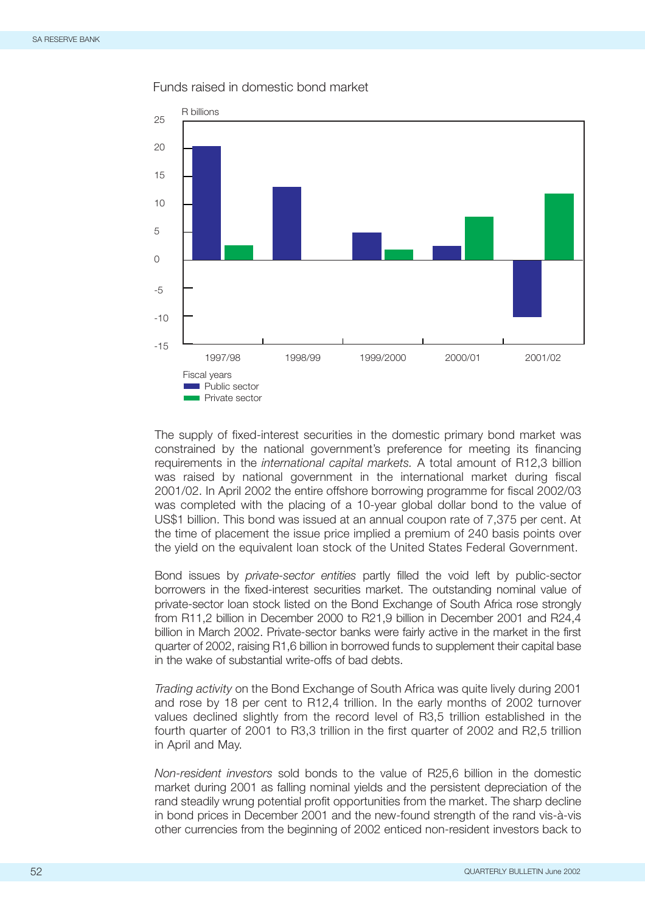Funds raised in domestic bond market

R billions

25
20
15
10
5
0
-5
-10
-15

1997/98
1998/99
1999/2000
2000/01
2001/02

Fiscal years

Public sector

Private sector

The supply of fixed-interest securities in the domestic primary bond market was constrained by the national government's preference for meeting its financing requirements in the *international capital markets.* A total amount of R12,3 billion was raised by national government in the international market during fiscal 2001/02. In April 2002 the entire offshore borrowing programme for fiscal 2002/03 was completed with the placing of a 10-year global dollar bond to the value of US$1 billion. This bond was issued at an annual coupon rate of 7,375 per cent. At the time of placement the issue price implied a premium of 240 basis points over the yield on the equivalent loan stock of the United States Federal Government.

Bond issues by *private-sector entities* partly filled the void left by public-sector borrowers in the fixed-interest securities market. The outstanding nominal value of private-sector loan stock listed on the Bond Exchange of South Africa rose strongly from R11,2 billion in December 2000 to R21,9 billion in December 2001 and R24,4 billion in March 2002. Private-sector banks were fairly active in the market in the first quarter of 2002, raising R1,6 billion in borrowed funds to supplement their capital base in the wake of substantial write-offs of bad debts.

*Trading activity* on the Bond Exchange of South Africa was quite lively during 2001 and rose by 18 per cent to R12,4 trillion. In the early months of 2002 turnover values declined slightly from the record level of R3,5 trillion established in the fourth quarter of 2001 to R3,3 trillion in the first quarter of 2002 and R2,5 trillion in April and May.

*Non-resident investors* sold bonds to the value of R25,6 billion in the domestic market during 2001 as falling nominal yields and the persistent depreciation of the rand steadily wrung potential profit opportunities from the market. The sharp decline in bond prices in December 2001 and the new-found strength of the rand vis-à-vis other currencies from the beginning of 2002 enticed non-resident investors back to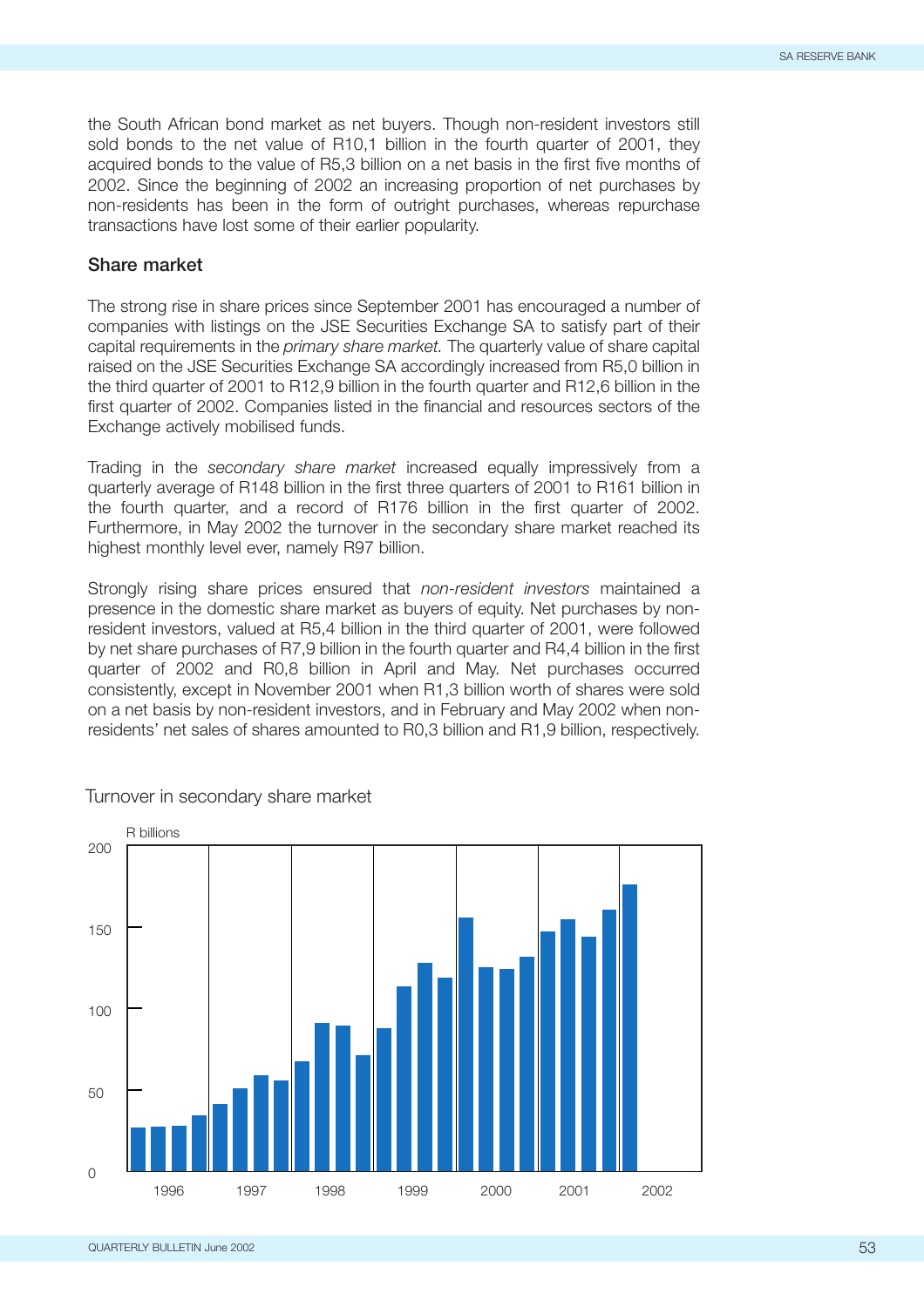the South African bond market as net buyers. Though non-resident investors still sold bonds to the net value of R10,1 billion in the fourth quarter of 2001, they acquired bonds to the value of R5,3 billion on a net basis in the first five months of 2002. Since the beginning of 2002 an increasing proportion of net purchases by non-residents has been in the form of outright purchases, whereas repurchase transactions have lost some of their earlier popularity.

### Share market

The strong rise in share prices since September 2001 has encouraged a number of companies with listings on the JSE Securities Exchange SA to satisfy part of their capital requirements in the *primary share market*. The quarterly value of share capital raised on the JSE Securities Exchange SA accordingly increased from R5,0 billion in the third quarter of 2001 to R12,9 billion in the fourth quarter and R12,6 billion in the first quarter of 2002. Companies listed in the financial and resources sectors of the Exchange actively mobilised funds.

Trading in the *secondary share market* increased equally impressively from a quarterly average of R148 billion in the first three quarters of 2001 to R161 billion in the fourth quarter, and a record of R176 billion in the first quarter of 2002. Furthermore, in May 2002 the turnover in the secondary share market reached its highest monthly level ever, namely R97 billion.

Strongly rising share prices ensured that *non-resident investors* maintained a presence in the domestic share market as buyers of equity. Net purchases by non-resident investors, valued at R5,4 billion in the third quarter of 2001, were followed by net share purchases of R7,9 billion in the fourth quarter and R4,4 billion in the first quarter of 2002 and R0,8 billion in April and May. Net purchases occurred consistently, except in November 2001 when R1,3 billion worth of shares were sold on a net basis by non-resident investors, and in February and May 2002 when non-residents' net sales of shares amounted to R0,3 billion and R1,9 billion, respectively.

Turnover in secondary share market

R billions

200
150
100
50
0

1996 1997 1998 1999 2000 2001 2002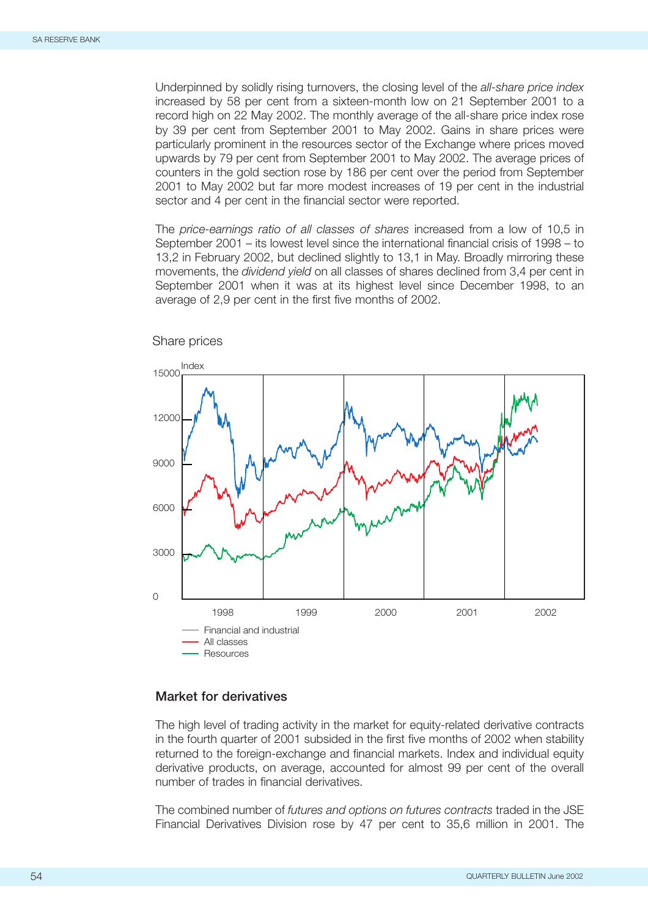Underpinned by solidly rising turnovers, the closing level of the *all-share price index* increased by 58 per cent from a sixteen-month low on 21 September 2001 to a record high on 22 May 2002. The monthly average of the all-share price index rose by 39 per cent from September 2001 to May 2002. Gains in share prices were particularly prominent in the resources sector of the Exchange where prices moved upwards by 79 per cent from September 2001 to May 2002. The average prices of counters in the gold section rose by 186 per cent over the period from September 2001 to May 2002 but far more modest increases of 19 per cent in the industrial sector and 4 per cent in the financial sector were reported.

The *price-earnings ratio of all classes of shares* increased from a low of 10,5 in September 2001 – its lowest level since the international financial crisis of 1998 – to 13,2 in February 2002, but declined slightly to 13,1 in May. Broadly mirroring these movements, the *dividend yield* on all classes of shares declined from 3,4 per cent in September 2001 when it was at its highest level since December 1998, to an average of 2,9 per cent in the first five months of 2002.

Share prices

Index

15000
12000
9000
6000
3000
0

1998
1999
2000
2001
2002

Financial and industrial
All classes
Resources

## Market for derivatives

The high level of trading activity in the market for equity-related derivative contracts in the fourth quarter of 2001 subsided in the first five months of 2002 when stability returned to the foreign-exchange and financial markets. Index and individual equity derivative products, on average, accounted for almost 99 per cent of the overall number of trades in financial derivatives.

The combined number of *futures and options on futures contracts* traded in the JSE Financial Derivatives Division rose by 47 per cent to 35,6 million in 2001. The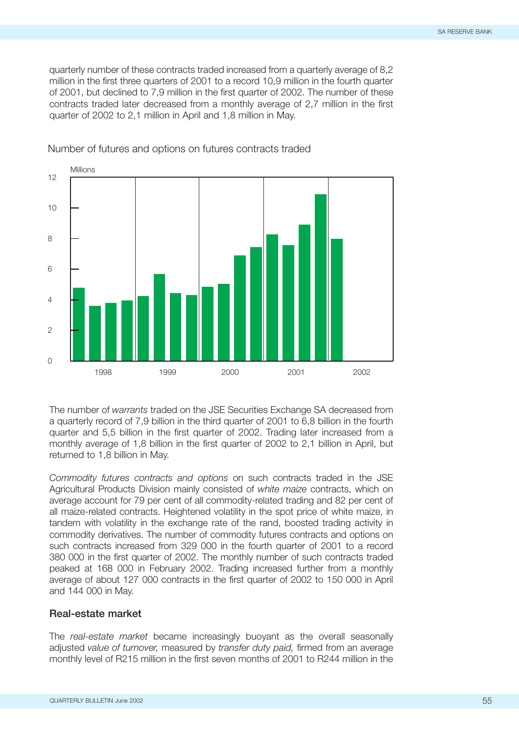quarterly number of these contracts traded increased from a quarterly average of 8,2 million in the first three quarters of 2001 to a record 10,9 million in the fourth quarter of 2001, but declined to 7,9 million in the first quarter of 2002. The number of these contracts traded later decreased from a monthly average of 2,7 million in the first quarter of 2002 to 2,1 million in April and 1,8 million in May.

Number of futures and options on futures contracts traded

Millions

12
10
8
6
4
2
0

1998
1999
2000
2001
2002

The number of *warrants* traded on the JSE Securities Exchange SA decreased from a quarterly record of 7,9 billion in the third quarter of 2001 to 6,8 billion in the fourth quarter and 5,5 billion in the first quarter of 2002. Trading later increased from a monthly average of 1,8 billion in the first quarter of 2002 to 2,1 billion in April, but returned to 1,8 billion in May.

*Commodity futures contracts and options* on such contracts traded in the JSE Agricultural Products Division mainly consisted of *white maize* contracts, which on average account for 79 per cent of all commodity-related trading and 82 per cent of all maize-related contracts. Heightened volatility in the spot price of white maize, in tandem with volatility in the exchange rate of the rand, boosted trading activity in commodity derivatives. The number of commodity futures contracts and options on such contracts increased from 329 000 in the fourth quarter of 2001 to a record 380 000 in the first quarter of 2002. The monthly number of such contracts traded peaked at 168 000 in February 2002. Trading increased further from a monthly average of about 127 000 contracts in the first quarter of 2002 to 150 000 in April and 144 000 in May.

### Real-estate market

The *real-estate market* became increasingly buoyant as the overall seasonally adjusted *value of turnover,* measured by *transfer duty paid,* firmed from an average monthly level of R215 million in the first seven months of 2001 to R244 million in the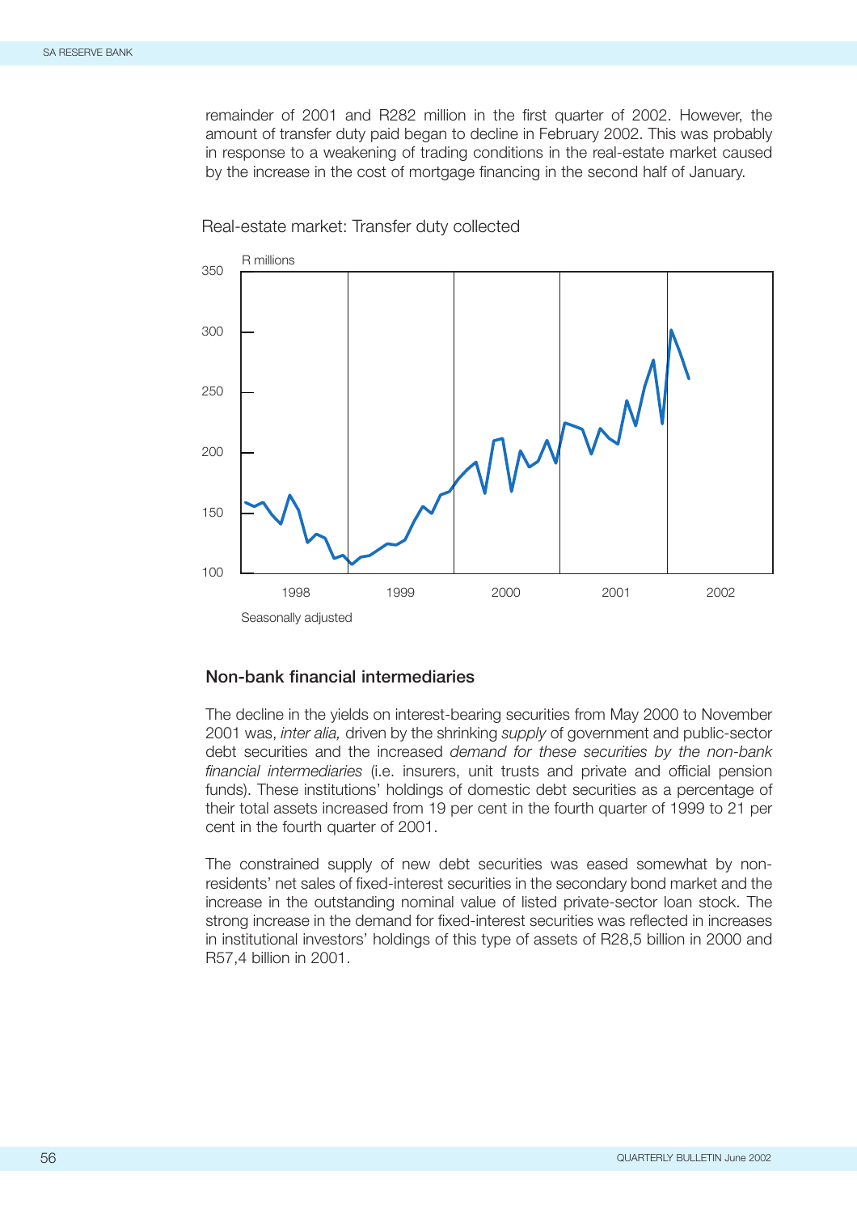remainder of 2001 and R282 million in the first quarter of 2002. However, the amount of transfer duty paid began to decline in February 2002. This was probably in response to a weakening of trading conditions in the real-estate market caused by the increase in the cost of mortgage financing in the second half of January.

Real-estate market: Transfer duty collected

R millions

350

300

250

200

150

100

1998

1999

2000

2001

2002

Seasonally adjusted

### Non-bank financial intermediaries

The decline in the yields on interest-bearing securities from May 2000 to November 2001 was, *inter alia,* driven by the shrinking *supply* of government and public-sector debt securities and the increased *demand for these securities by the non-bank financial intermediaries* (i.e. insurers, unit trusts and private and official pension funds). These institutions' holdings of domestic debt securities as a percentage of their total assets increased from 19 per cent in the fourth quarter of 1999 to 21 per cent in the fourth quarter of 2001.

The constrained supply of new debt securities was eased somewhat by non-residents' net sales of fixed-interest securities in the secondary bond market and the increase in the outstanding nominal value of listed private-sector loan stock. The strong increase in the demand for fixed-interest securities was reflected in increases in institutional investors' holdings of this type of assets of R28,5 billion in 2000 and R57,4 billion in 2001.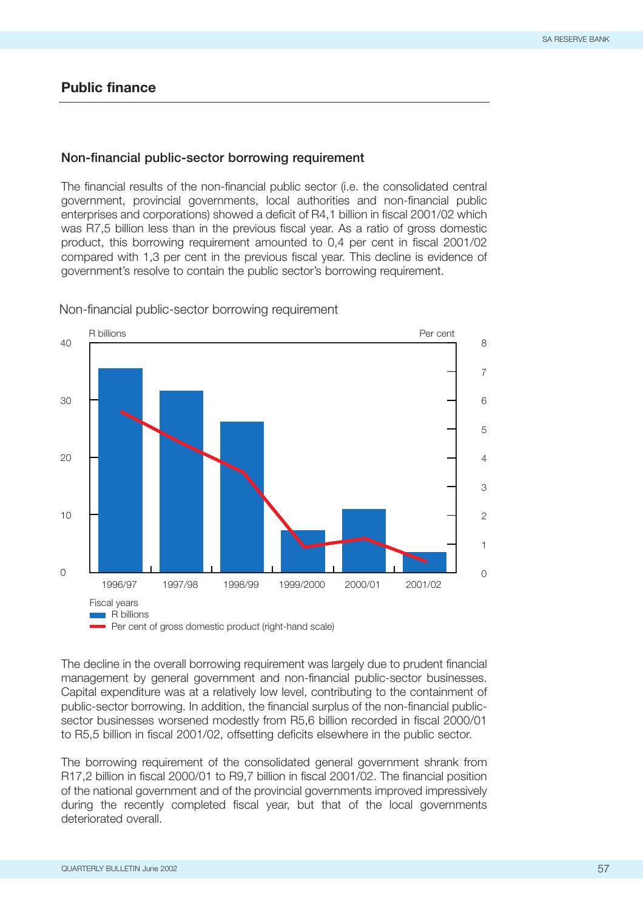# Public finance

## Non-financial public-sector borrowing requirement

The financial results of the non-financial public sector (i.e. the consolidated central government, provincial governments, local authorities and non-financial public enterprises and corporations) showed a deficit of R4,1 billion in fiscal 2001/02 which was R7,5 billion less than in the previous fiscal year. As a ratio of gross domestic product, this borrowing requirement amounted to 0,4 per cent in fiscal 2001/02 compared with 1,3 per cent in the previous fiscal year. This decline is evidence of government's resolve to contain the public sector's borrowing requirement.

Non-financial public-sector borrowing requirement

R billions

Per cent

40
30
20
10
0

8
7
6
5
4
3
2
1
0

1996/97
1997/98
1998/99
1999/2000
2000/01
2001/02

Fiscal years

R billions

Per cent of gross domestic product (right-hand scale)

The decline in the overall borrowing requirement was largely due to prudent financial management by general government and non-financial public-sector businesses. Capital expenditure was at a relatively low level, contributing to the containment of public-sector borrowing. In addition, the financial surplus of the non-financial public-sector businesses worsened modestly from R5,6 billion recorded in fiscal 2000/01 to R5,5 billion in fiscal 2001/02, offsetting deficits elsewhere in the public sector.

The borrowing requirement of the consolidated general government shrank from R17,2 billion in fiscal 2000/01 to R9,7 billion in fiscal 2001/02. The financial position of the national government and of the provincial governments improved impressively during the recently completed fiscal year, but that of the local governments deteriorated overall.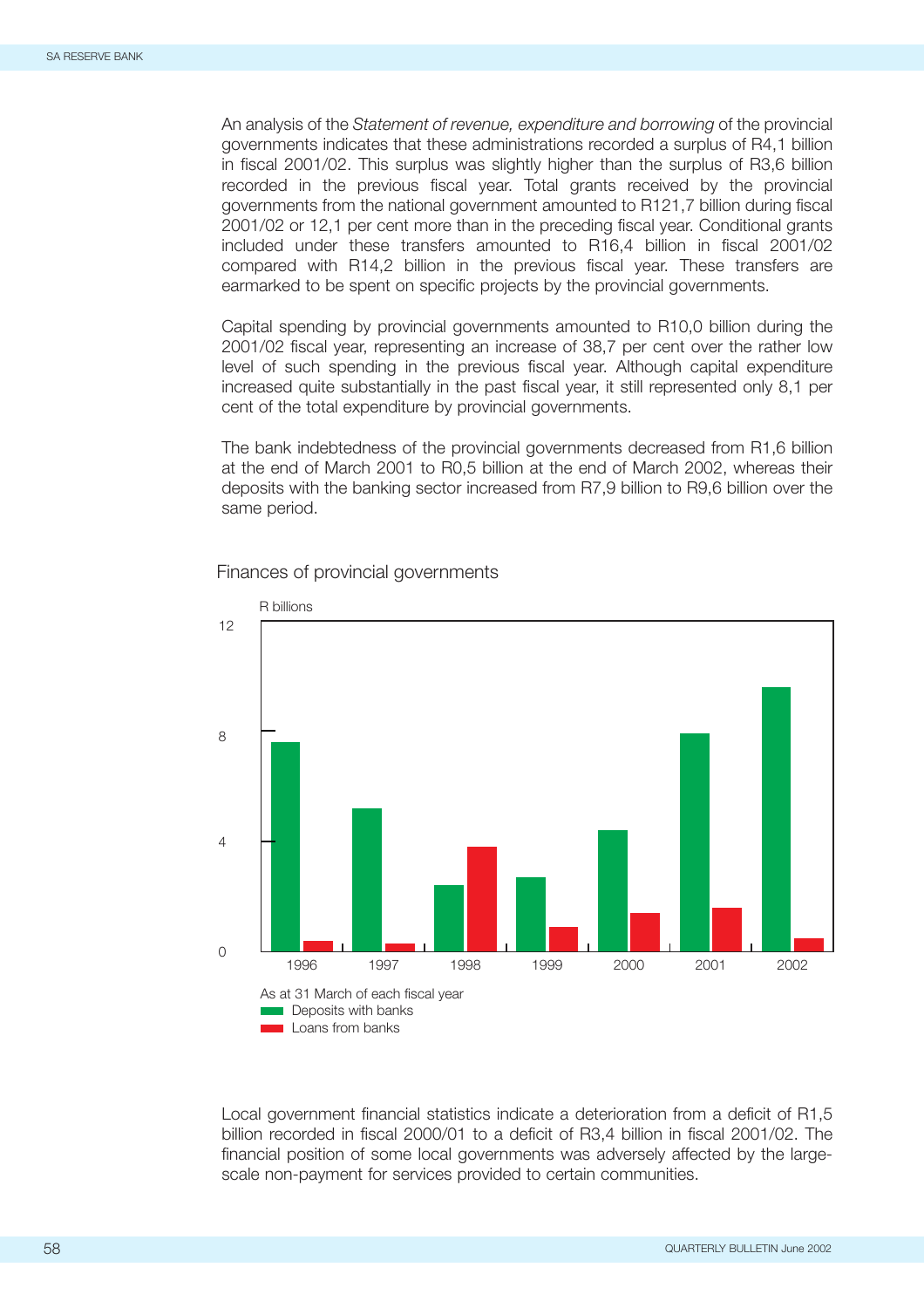An analysis of the *Statement of revenue, expenditure and borrowing* of the provincial governments indicates that these administrations recorded a surplus of R4,1 billion in fiscal 2001/02. This surplus was slightly higher than the surplus of R3,6 billion recorded in the previous fiscal year. Total grants received by the provincial governments from the national government amounted to R121,7 billion during fiscal 2001/02 or 12,1 per cent more than in the preceding fiscal year. Conditional grants included under these transfers amounted to R16,4 billion in fiscal 2001/02 compared with R14,2 billion in the previous fiscal year. These transfers are earmarked to be spent on specific projects by the provincial governments.

Capital spending by provincial governments amounted to R10,0 billion during the 2001/02 fiscal year, representing an increase of 38,7 per cent over the rather low level of such spending in the previous fiscal year. Although capital expenditure increased quite substantially in the past fiscal year, it still represented only 8,1 per cent of the total expenditure by provincial governments.

The bank indebtedness of the provincial governments decreased from R1,6 billion at the end of March 2001 to R0,5 billion at the end of March 2002, whereas their deposits with the banking sector increased from R7,9 billion to R9,6 billion over the same period.

Finances of provincial governments

R billions

12

8

4

0

1996 1997 1998 1999 2000 2001 2002

As at 31 March of each fiscal year

Deposits with banks

Loans from banks

Local government financial statistics indicate a deterioration from a deficit of R1,5 billion recorded in fiscal 2000/01 to a deficit of R3,4 billion in fiscal 2001/02. The financial position of some local governments was adversely affected by the large-scale non-payment for services provided to certain communities.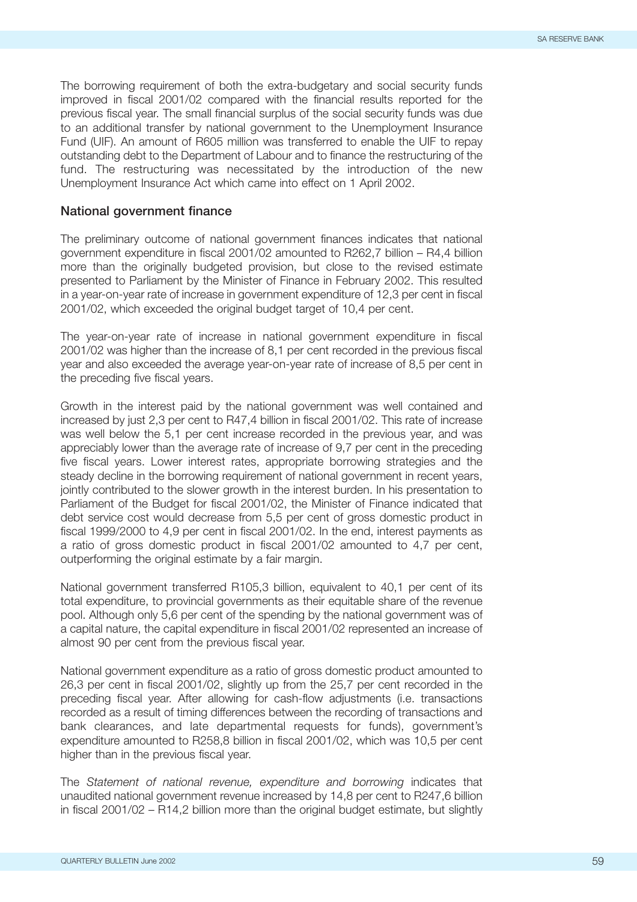The borrowing requirement of both the extra-budgetary and social security funds improved in fiscal 2001/02 compared with the financial results reported for the previous fiscal year. The small financial surplus of the social security funds was due to an additional transfer by national government to the Unemployment Insurance Fund (UIF). An amount of R605 million was transferred to enable the UIF to repay outstanding debt to the Department of Labour and to finance the restructuring of the fund. The restructuring was necessitated by the introduction of the new Unemployment Insurance Act which came into effect on 1 April 2002.

## National government finance

The preliminary outcome of national government finances indicates that national government expenditure in fiscal 2001/02 amounted to R262,7 billion – R4,4 billion more than the originally budgeted provision, but close to the revised estimate presented to Parliament by the Minister of Finance in February 2002. This resulted in a year-on-year rate of increase in government expenditure of 12,3 per cent in fiscal 2001/02, which exceeded the original budget target of 10,4 per cent.

The year-on-year rate of increase in national government expenditure in fiscal 2001/02 was higher than the increase of 8,1 per cent recorded in the previous fiscal year and also exceeded the average year-on-year rate of increase of 8,5 per cent in the preceding five fiscal years.

Growth in the interest paid by the national government was well contained and increased by just 2,3 per cent to R47,4 billion in fiscal 2001/02. This rate of increase was well below the 5,1 per cent increase recorded in the previous year, and was appreciably lower than the average rate of increase of 9,7 per cent in the preceding five fiscal years. Lower interest rates, appropriate borrowing strategies and the steady decline in the borrowing requirement of national government in recent years, jointly contributed to the slower growth in the interest burden. In his presentation to Parliament of the Budget for fiscal 2001/02, the Minister of Finance indicated that debt service cost would decrease from 5,5 per cent of gross domestic product in fiscal 1999/2000 to 4,9 per cent in fiscal 2001/02. In the end, interest payments as a ratio of gross domestic product in fiscal 2001/02 amounted to 4,7 per cent, outperforming the original estimate by a fair margin.

National government transferred R105,3 billion, equivalent to 40,1 per cent of its total expenditure, to provincial governments as their equitable share of the revenue pool. Although only 5,6 per cent of the spending by the national government was of a capital nature, the capital expenditure in fiscal 2001/02 represented an increase of almost 90 per cent from the previous fiscal year.

National government expenditure as a ratio of gross domestic product amounted to 26,3 per cent in fiscal 2001/02, slightly up from the 25,7 per cent recorded in the preceding fiscal year. After allowing for cash-flow adjustments (i.e. transactions recorded as a result of timing differences between the recording of transactions and bank clearances, and late departmental requests for funds), government's expenditure amounted to R258,8 billion in fiscal 2001/02, which was 10,5 per cent higher than in the previous fiscal year.

The *Statement of national revenue, expenditure and borrowing* indicates that unaudited national government revenue increased by 14,8 per cent to R247,6 billion in fiscal 2001/02 – R14,2 billion more than the original budget estimate, but slightly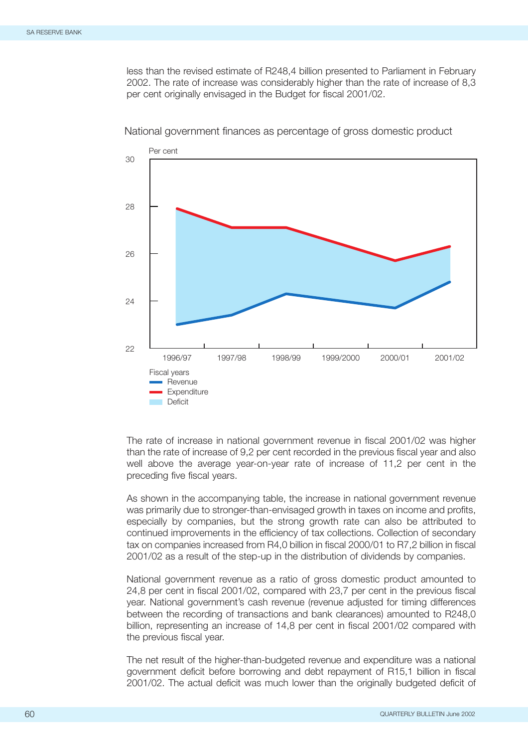less than the revised estimate of R248,4 billion presented to Parliament in February 2002. The rate of increase was considerably higher than the rate of increase of 8,3 per cent originally envisaged in the Budget for fiscal 2001/02.

National government finances as percentage of gross domestic product

Per cent

30

28

26

24

22

1996/97 1997/98 1998/99 1999/2000 2000/01 2001/02

Fiscal years

Revenue

Expenditure

Deficit

The rate of increase in national government revenue in fiscal 2001/02 was higher than the rate of increase of 9,2 per cent recorded in the previous fiscal year and also well above the average year-on-year rate of increase of 11,2 per cent in the preceding five fiscal years.

As shown in the accompanying table, the increase in national government revenue was primarily due to stronger-than-envisaged growth in taxes on income and profits, especially by companies, but the strong growth rate can also be attributed to continued improvements in the efficiency of tax collections. Collection of secondary tax on companies increased from R4,0 billion in fiscal 2000/01 to R7,2 billion in fiscal 2001/02 as a result of the step-up in the distribution of dividends by companies.

National government revenue as a ratio of gross domestic product amounted to 24,8 per cent in fiscal 2001/02, compared with 23,7 per cent in the previous fiscal year. National government's cash revenue (revenue adjusted for timing differences between the recording of transactions and bank clearances) amounted to R248,0 billion, representing an increase of 14,8 per cent in fiscal 2001/02 compared with the previous fiscal year.

The net result of the higher-than-budgeted revenue and expenditure was a national government deficit before borrowing and debt repayment of R15,1 billion in fiscal 2001/02. The actual deficit was much lower than the originally budgeted deficit of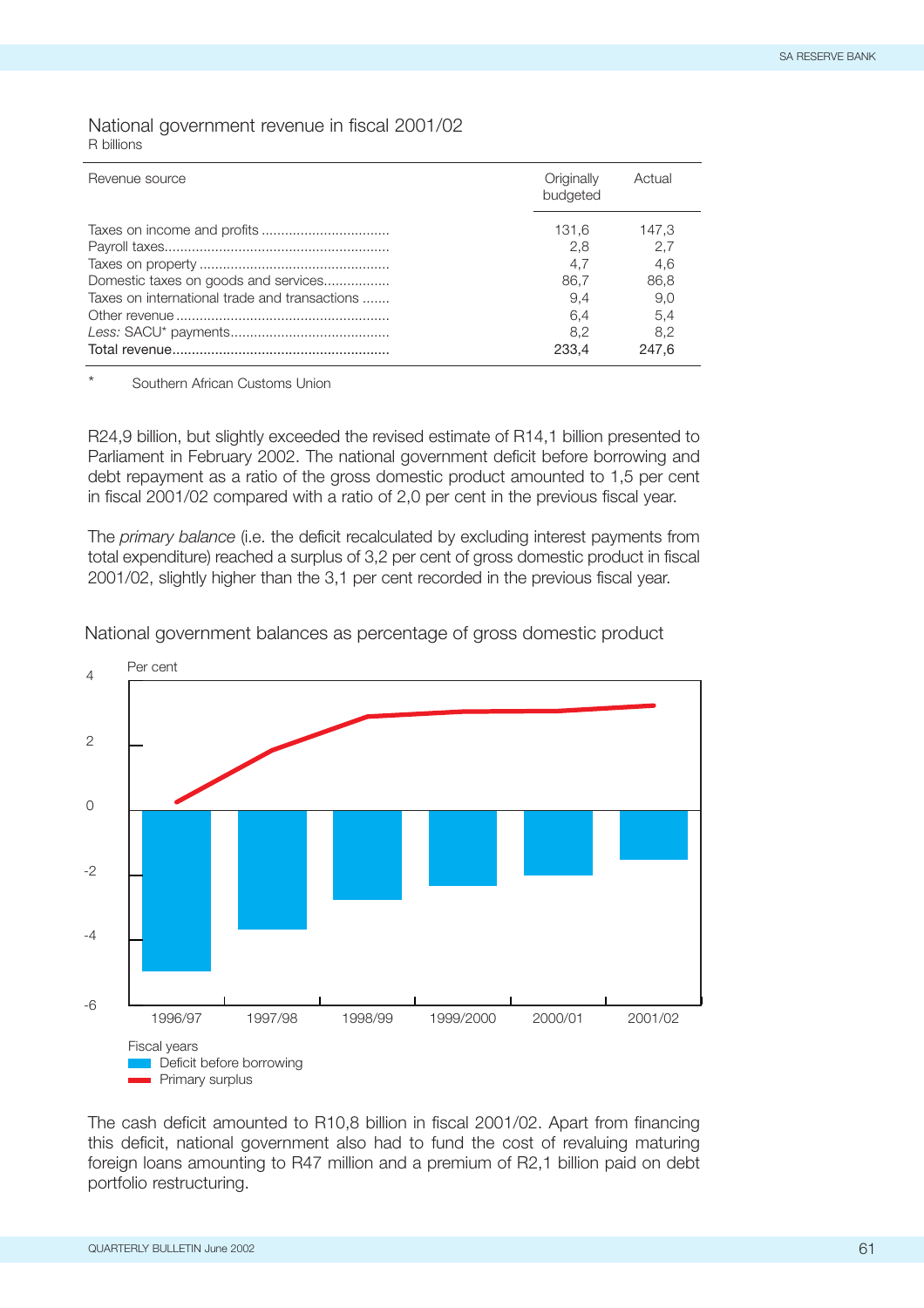National government revenue in fiscal 2001/02
R billions

| Revenue source | Originally budgeted | Actual |
|---|---|---|
| Taxes on income and profits | 131,6 | 147,3 |
| Payroll taxes | 2,8 | 2,7 |
| Taxes on property | 4,7 | 4,6 |
| Domestic taxes on goods and services | 86,7 | 86,8 |
| Taxes on international trade and transactions | 9,4 | 9,0 |
| Other revenue | 6,4 | 5,4 |
| *Less:* SACU* payments | 8,2 | 8,2 |
| Total revenue | 233,4 | 247,6 |

\* Southern African Customs Union

R24,9 billion, but slightly exceeded the revised estimate of R14,1 billion presented to Parliament in February 2002. The national government deficit before borrowing and debt repayment as a ratio of the gross domestic product amounted to 1,5 per cent in fiscal 2001/02 compared with a ratio of 2,0 per cent in the previous fiscal year.

The *primary balance* (i.e. the deficit recalculated by excluding interest payments from total expenditure) reached a surplus of 3,2 per cent of gross domestic product in fiscal 2001/02, slightly higher than the 3,1 per cent recorded in the previous fiscal year.

National government balances as percentage of gross domestic product

Per cent
4
2
0
-2
-4
-6
1996/97
1997/98
1998/99
1999/2000
2000/01
2001/02
Fiscal years
Deficit before borrowing
Primary surplus

The cash deficit amounted to R10,8 billion in fiscal 2001/02. Apart from financing this deficit, national government also had to fund the cost of revaluing maturing foreign loans amounting to R47 million and a premium of R2,1 billion paid on debt portfolio restructuring.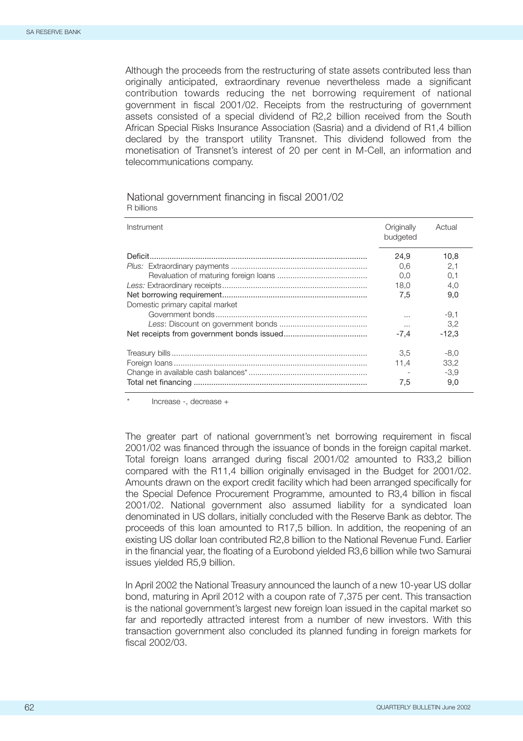Although the proceeds from the restructuring of state assets contributed less than originally anticipated, extraordinary revenue nevertheless made a significant contribution towards reducing the net borrowing requirement of national government in fiscal 2001/02. Receipts from the restructuring of government assets consisted of a special dividend of R2,2 billion received from the South African Special Risks Insurance Association (Sasria) and a dividend of R1,4 billion declared by the transport utility Transnet. This dividend followed from the monetisation of Transnet's interest of 20 per cent in M-Cell, an information and telecommunications company.

National government financing in fiscal 2001/02
R billions

| Instrument | Originally budgeted | Actual |
|---|---|---|
| Deficit | 24,9 | 10,8 |
| *Plus:* Extraordinary payments | 0,6 | 2,1 |
| Revaluation of maturing foreign loans | 0,0 | 0,1 |
| *Less:* Extraordinary receipts | 18,0 | 4,0 |
| Net borrowing requirement | 7,5 | 9,0 |
| Domestic primary capital market | | |
| Government bonds | ... | -9,1 |
| *Less*: Discount on government bonds | ... | 3,2 |
| Net receipts from government bonds issued | -7,4 | -12,3 |
| | | |
| Treasury bills | 3,5 | -8,0 |
| Foreign loans | 11,4 | 33,2 |
| Change in available cash balances* | - | -3,9 |
| Total net financing | 7,5 | 9,0 |

\* Increase -, decrease +

The greater part of national government's net borrowing requirement in fiscal 2001/02 was financed through the issuance of bonds in the foreign capital market. Total foreign loans arranged during fiscal 2001/02 amounted to R33,2 billion compared with the R11,4 billion originally envisaged in the Budget for 2001/02. Amounts drawn on the export credit facility which had been arranged specifically for the Special Defence Procurement Programme, amounted to R3,4 billion in fiscal 2001/02. National government also assumed liability for a syndicated loan denominated in US dollars, initially concluded with the Reserve Bank as debtor. The proceeds of this loan amounted to R17,5 billion. In addition, the reopening of an existing US dollar loan contributed R2,8 billion to the National Revenue Fund. Earlier in the financial year, the floating of a Eurobond yielded R3,6 billion while two Samurai issues yielded R5,9 billion.

In April 2002 the National Treasury announced the launch of a new 10-year US dollar bond, maturing in April 2012 with a coupon rate of 7,375 per cent. This transaction is the national government's largest new foreign loan issued in the capital market so far and reportedly attracted interest from a number of new investors. With this transaction government also concluded its planned funding in foreign markets for fiscal 2002/03.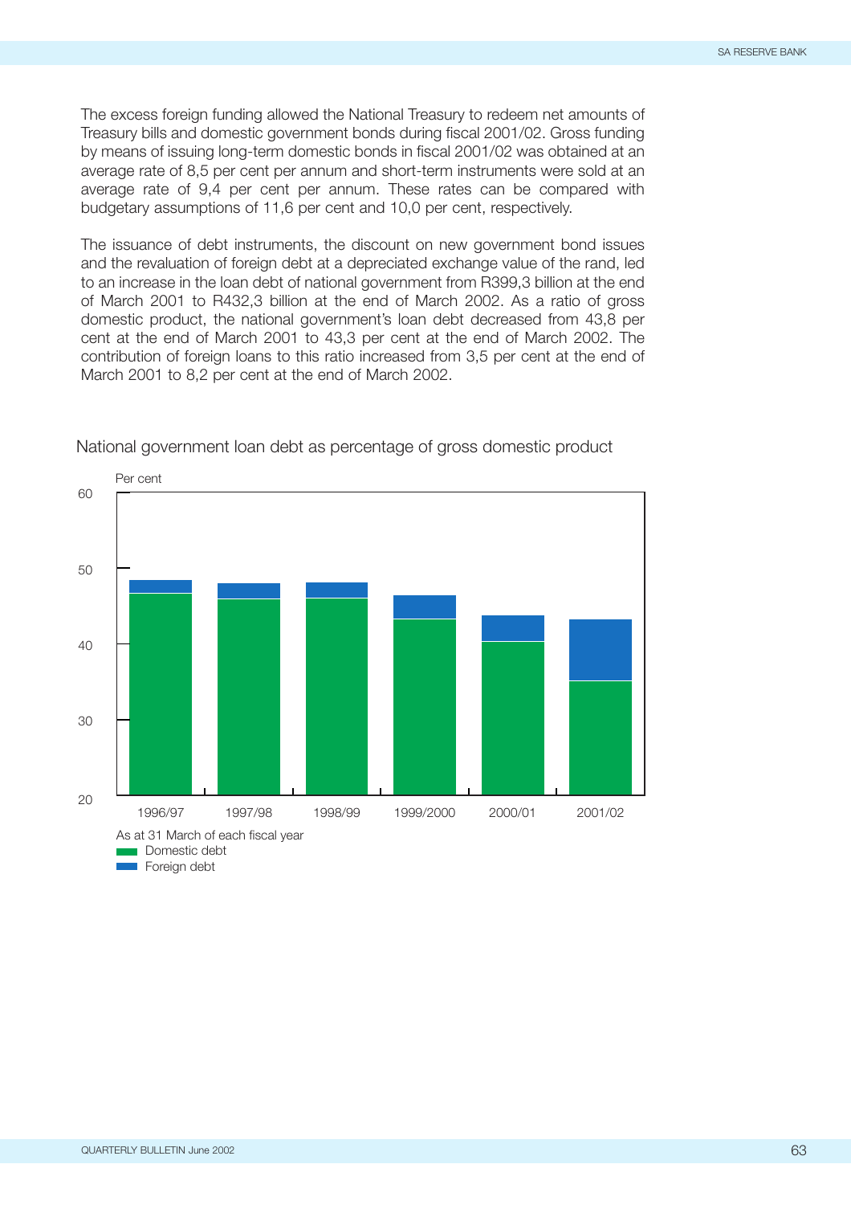The excess foreign funding allowed the National Treasury to redeem net amounts of Treasury bills and domestic government bonds during fiscal 2001/02. Gross funding by means of issuing long-term domestic bonds in fiscal 2001/02 was obtained at an average rate of 8,5 per cent per annum and short-term instruments were sold at an average rate of 9,4 per cent per annum. These rates can be compared with budgetary assumptions of 11,6 per cent and 10,0 per cent, respectively.

The issuance of debt instruments, the discount on new government bond issues and the revaluation of foreign debt at a depreciated exchange value of the rand, led to an increase in the loan debt of national government from R399,3 billion at the end of March 2001 to R432,3 billion at the end of March 2002. As a ratio of gross domestic product, the national government's loan debt decreased from 43,8 per cent at the end of March 2001 to 43,3 per cent at the end of March 2002. The contribution of foreign loans to this ratio increased from 3,5 per cent at the end of March 2001 to 8,2 per cent at the end of March 2002.

National government loan debt as percentage of gross domestic product

Per cent

60

50

40

30

20

1996/97
1997/98
1998/99
1999/2000
2000/01
2001/02

As at 31 March of each fiscal year

Domestic debt

Foreign debt